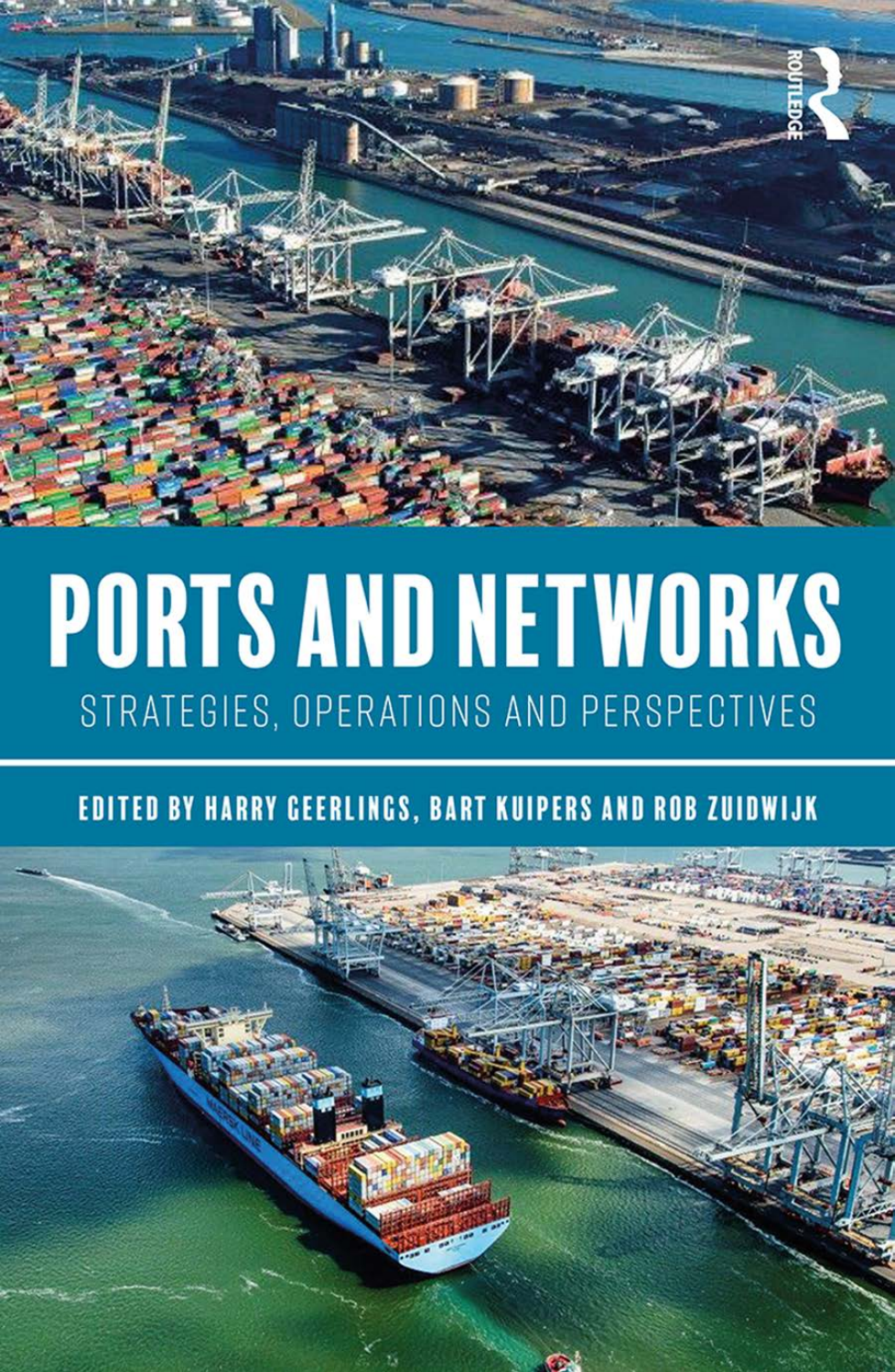# PORTS AND NETWORKS

## STRATEGIES, OPERATIONS AND PERSPECTIVES

EDITED BY HARRY GEERLINGS, BART KUIPERS AND ROB ZUIDWIJK

ROUTLEDGE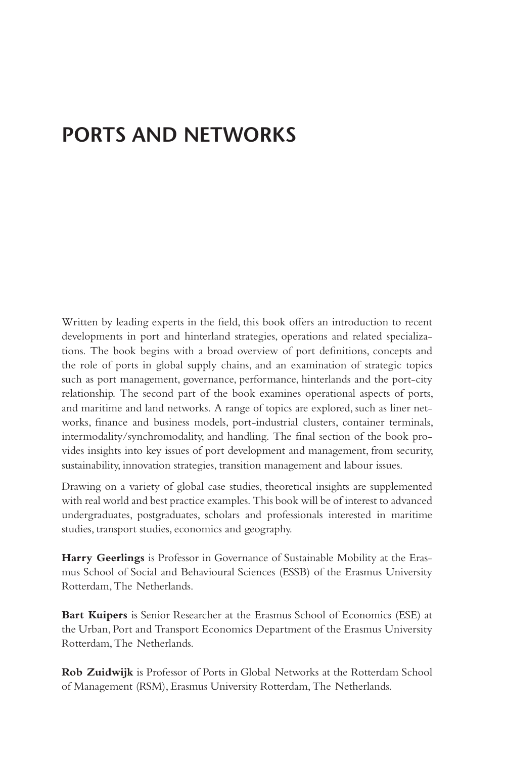# PORTS AND NETWORKS

Written by leading experts in the field, this book offers an introduction to recent developments in port and hinterland strategies, operations and related specializations. The book begins with a broad overview of port definitions, concepts and the role of ports in global supply chains, and an examination of strategic topics such as port management, governance, performance, hinterlands and the port-city relationship. The second part of the book examines operational aspects of ports, and maritime and land networks. A range of topics are explored, such as liner networks, finance and business models, port-industrial clusters, container terminals, intermodality/synchromodality, and handling. The final section of the book provides insights into key issues of port development and management, from security, sustainability, innovation strategies, transition management and labour issues.

Drawing on a variety of global case studies, theoretical insights are supplemented with real world and best practice examples. This book will be of interest to advanced undergraduates, postgraduates, scholars and professionals interested in maritime studies, transport studies, economics and geography.

**Harry Geerlings** is Professor in Governance of Sustainable Mobility at the Erasmus School of Social and Behavioural Sciences (ESSB) of the Erasmus University Rotterdam, The Netherlands.

**Bart Kuipers** is Senior Researcher at the Erasmus School of Economics (ESE) at the Urban, Port and Transport Economics Department of the Erasmus University Rotterdam, The Netherlands.

**Rob Zuidwijk** is Professor of Ports in Global Networks at the Rotterdam School of Management (RSM), Erasmus University Rotterdam, The Netherlands.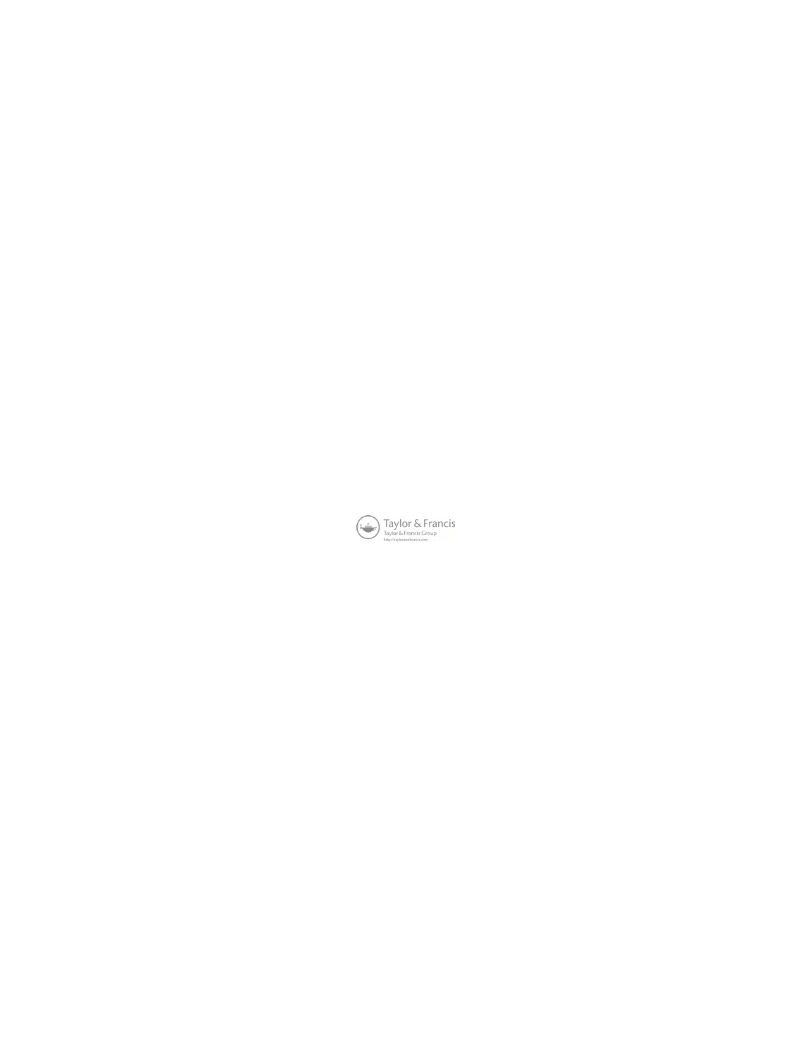Taylor & Francis

Taylor & Francis Group

http://taylorandfrancis.com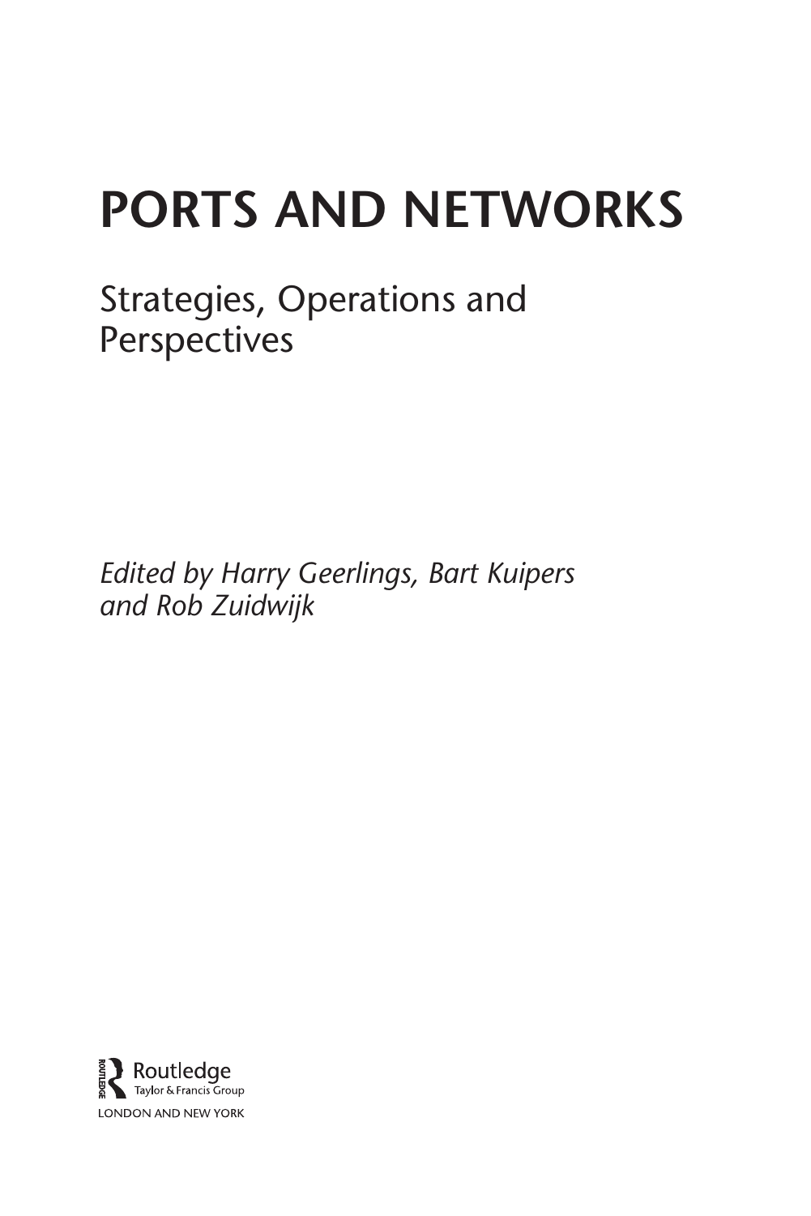# PORTS AND NETWORKS

## Strategies, Operations and Perspectives

*Edited by Harry Geerlings, Bart Kuipers and Rob Zuidwijk*

Routledge
Taylor & Francis Group
LONDON AND NEW YORK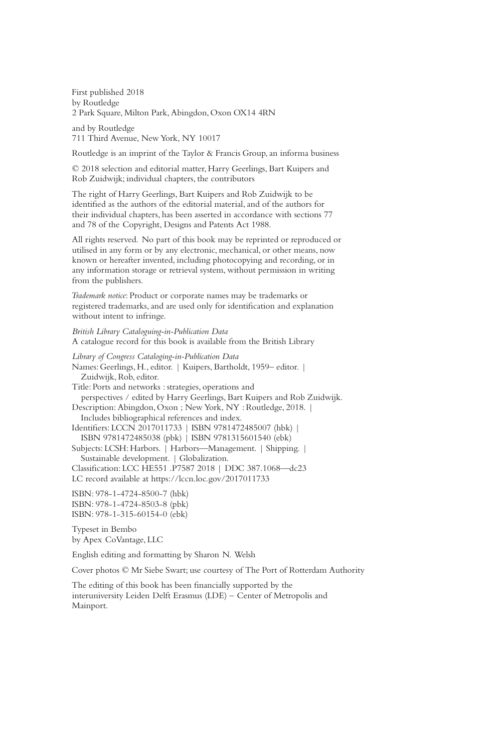First published 2018
by Routledge
2 Park Square, Milton Park, Abingdon, Oxon OX14 4RN

and by Routledge
711 Third Avenue, New York, NY 10017

Routledge is an imprint of the Taylor & Francis Group, an informa business

© 2018 selection and editorial matter, Harry Geerlings, Bart Kuipers and Rob Zuidwijk; individual chapters, the contributors

The right of Harry Geerlings, Bart Kuipers and Rob Zuidwijk to be identified as the authors of the editorial material, and of the authors for their individual chapters, has been asserted in accordance with sections 77 and 78 of the Copyright, Designs and Patents Act 1988.

All rights reserved. No part of this book may be reprinted or reproduced or utilised in any form or by any electronic, mechanical, or other means, now known or hereafter invented, including photocopying and recording, or in any information storage or retrieval system, without permission in writing from the publishers.

*Trademark notice*: Product or corporate names may be trademarks or registered trademarks, and are used only for identification and explanation without intent to infringe.

*British Library Cataloguing-in-Publication Data*
A catalogue record for this book is available from the British Library

*Library of Congress Cataloging-in-Publication Data*
Names: Geerlings, H., editor. | Kuipers, Bartholdt, 1959– editor. | Zuidwijk, Rob, editor.
Title: Ports and networks : strategies, operations and perspectives / edited by Harry Geerlings, Bart Kuipers and Rob Zuidwijk.
Description: Abingdon, Oxon ; New York, NY : Routledge, 2018. | Includes bibliographical references and index.
Identifiers: LCCN 2017011733 | ISBN 9781472485007 (hbk) | ISBN 9781472485038 (pbk) | ISBN 9781315601540 (ebk)
Subjects: LCSH: Harbors. | Harbors—Management. | Shipping. | Sustainable development. | Globalization.
Classification: LCC HE551 .P7587 2018 | DDC 387.1068—dc23
LC record available at https://lccn.loc.gov/2017011733

ISBN: 978-1-4724-8500-7 (hbk)
ISBN: 978-1-4724-8503-8 (pbk)
ISBN: 978-1-315-60154-0 (ebk)

Typeset in Bembo
by Apex CoVantage, LLC

English editing and formatting by Sharon N. Welsh

Cover photos © Mr Siebe Swart; use courtesy of The Port of Rotterdam Authority

The editing of this book has been financially supported by the interuniversity Leiden Delft Erasmus (LDE) – Center of Metropolis and Mainport.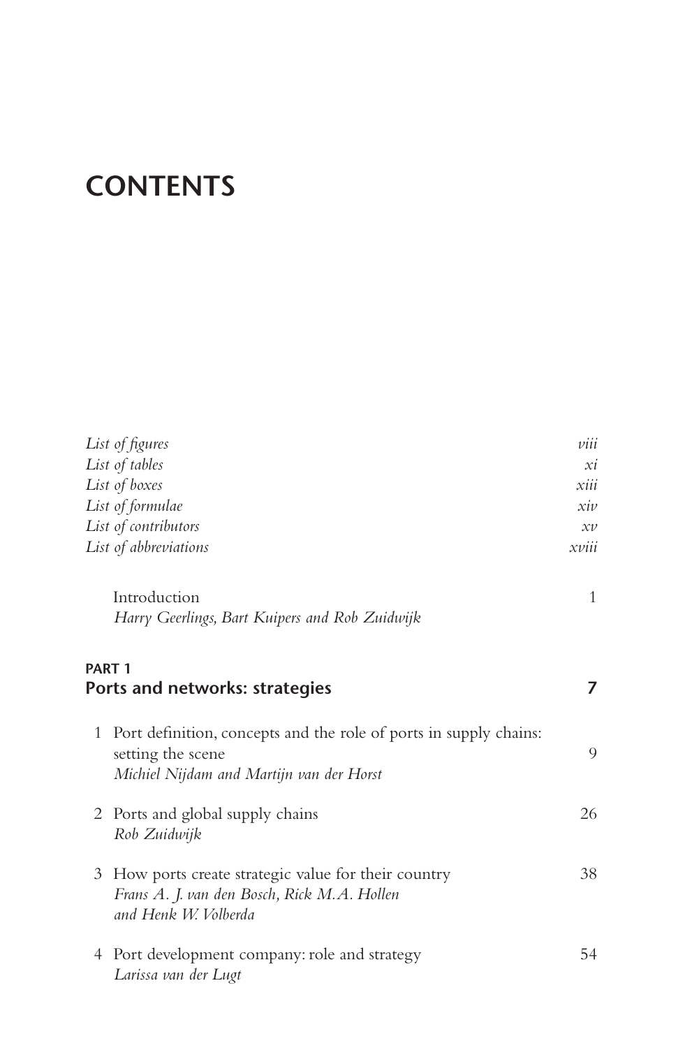# CONTENTS

| | |
|---|---|
| *List of figures* | *viii* |
| *List of tables* | *xi* |
| *List of boxes* | *xiii* |
| *List of formulae* | *xiv* |
| *List of contributors* | *xv* |
| *List of abbreviations* | *xviii* |

Introduction — 1
*Harry Geerlings, Bart Kuipers and Rob Zuidwijk*

## PART 1
## Ports and networks: strategies — 7

1 Port definition, concepts and the role of ports in supply chains: setting the scene — 9
*Michiel Nijdam and Martijn van der Horst*

2 Ports and global supply chains — 26
*Rob Zuidwijk*

3 How ports create strategic value for their country — 38
*Frans A. J. van den Bosch, Rick M.A. Hollen and Henk W. Volberda*

4 Port development company: role and strategy — 54
*Larissa van der Lugt*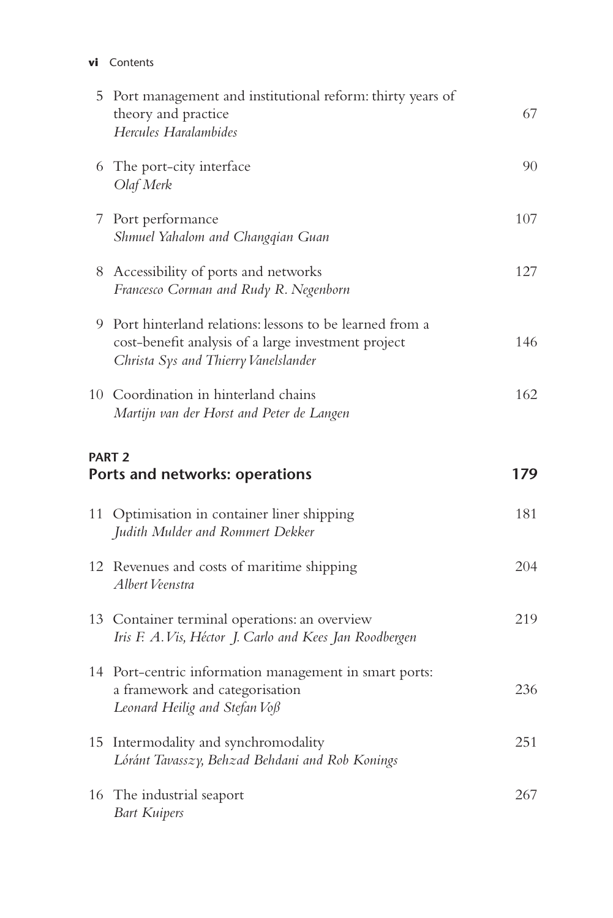| | | |
|---|---|---|
| 5 | Port management and institutional reform: thirty years of theory and practice<br>*Hercules Haralambides* | 67 |
| 6 | The port-city interface<br>*Olaf Merk* | 90 |
| 7 | Port performance<br>*Shmuel Yahalom and Changqian Guan* | 107 |
| 8 | Accessibility of ports and networks<br>*Francesco Corman and Rudy R. Negenborn* | 127 |
| 9 | Port hinterland relations: lessons to be learned from a cost-benefit analysis of a large investment project<br>*Christa Sys and Thierry Vanelslander* | 146 |
| 10 | Coordination in hinterland chains<br>*Martijn van der Horst and Peter de Langen* | 162 |

## PART 2
## Ports and networks: operations — 179

| | | |
|---|---|---|
| 11 | Optimisation in container liner shipping<br>*Judith Mulder and Rommert Dekker* | 181 |
| 12 | Revenues and costs of maritime shipping<br>*Albert Veenstra* | 204 |
| 13 | Container terminal operations: an overview<br>*Iris F. A. Vis, Héctor J. Carlo and Kees Jan Roodbergen* | 219 |
| 14 | Port-centric information management in smart ports: a framework and categorisation<br>*Leonard Heilig and Stefan Voß* | 236 |
| 15 | Intermodality and synchromodality<br>*Lóránt Tavasszy, Behzad Behdani and Rob Konings* | 251 |
| 16 | The industrial seaport<br>*Bart Kuipers* | 267 |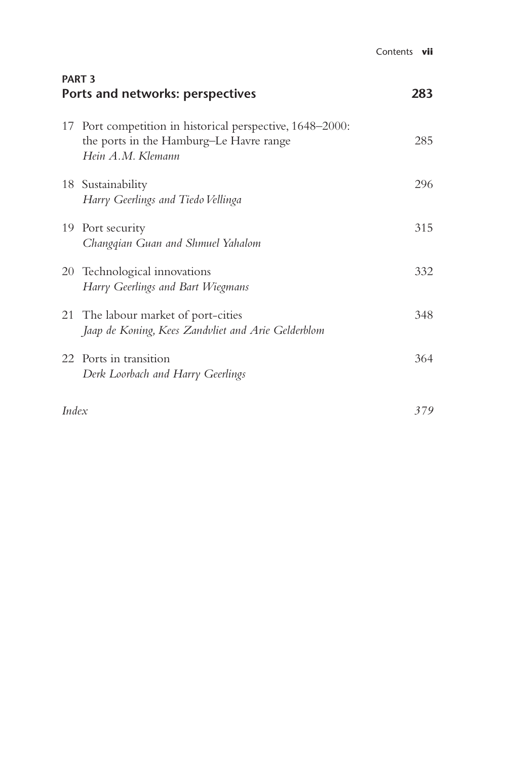**PART 3**
**Ports and networks: perspectives** **283**

17 Port competition in historical perspective, 1648–2000: the ports in the Hamburg–Le Havre range 285
*Hein A.M. Klemann*

18 Sustainability 296
*Harry Geerlings and Tiedo Vellinga*

19 Port security 315
*Changqian Guan and Shmuel Yahalom*

20 Technological innovations 332
*Harry Geerlings and Bart Wiegmans*

21 The labour market of port-cities 348
*Jaap de Koning, Kees Zandvliet and Arie Gelderblom*

22 Ports in transition 364
*Derk Loorbach and Harry Geerlings*

*Index* *379*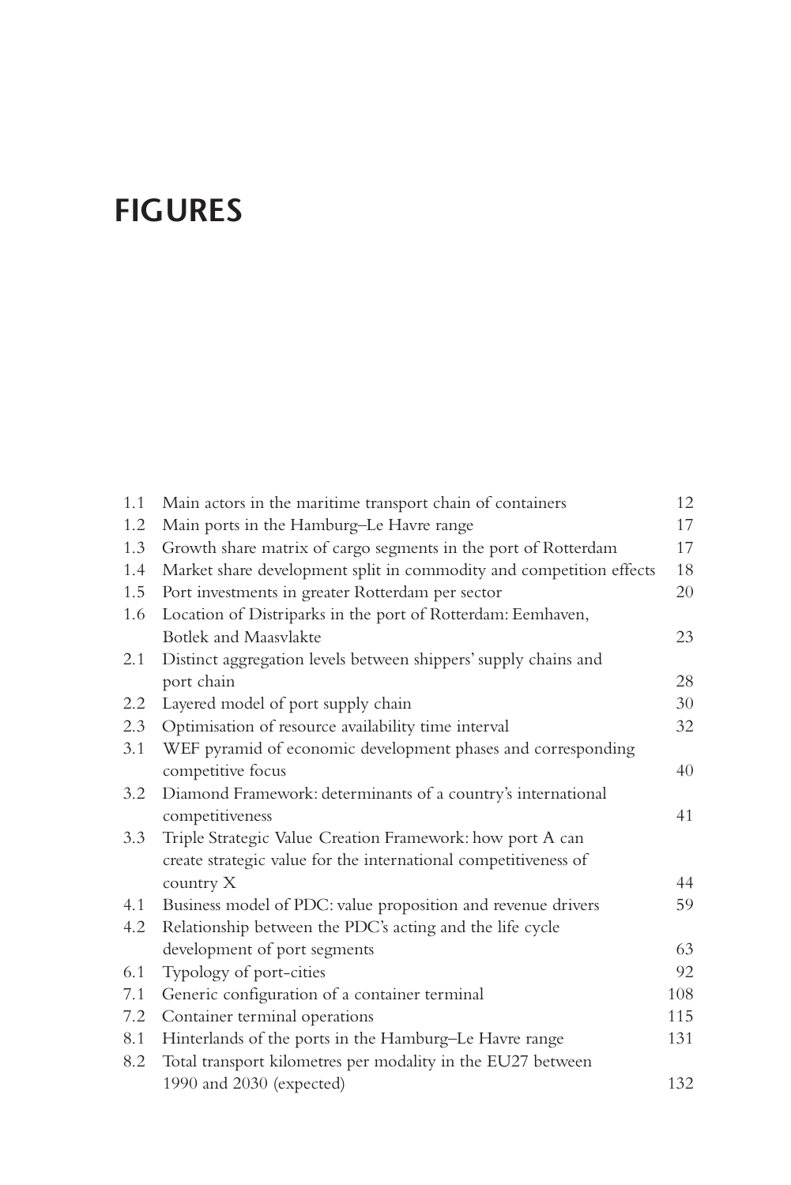# FIGURES

| | | |
|---|---|---|
| 1.1 | Main actors in the maritime transport chain of containers | 12 |
| 1.2 | Main ports in the Hamburg–Le Havre range | 17 |
| 1.3 | Growth share matrix of cargo segments in the port of Rotterdam | 17 |
| 1.4 | Market share development split in commodity and competition effects | 18 |
| 1.5 | Port investments in greater Rotterdam per sector | 20 |
| 1.6 | Location of Distriparks in the port of Rotterdam: Eemhaven, Botlek and Maasvlakte | 23 |
| 2.1 | Distinct aggregation levels between shippers' supply chains and port chain | 28 |
| 2.2 | Layered model of port supply chain | 30 |
| 2.3 | Optimisation of resource availability time interval | 32 |
| 3.1 | WEF pyramid of economic development phases and corresponding competitive focus | 40 |
| 3.2 | Diamond Framework: determinants of a country's international competitiveness | 41 |
| 3.3 | Triple Strategic Value Creation Framework: how port A can create strategic value for the international competitiveness of country X | 44 |
| 4.1 | Business model of PDC: value proposition and revenue drivers | 59 |
| 4.2 | Relationship between the PDC's acting and the life cycle development of port segments | 63 |
| 6.1 | Typology of port-cities | 92 |
| 7.1 | Generic configuration of a container terminal | 108 |
| 7.2 | Container terminal operations | 115 |
| 8.1 | Hinterlands of the ports in the Hamburg–Le Havre range | 131 |
| 8.2 | Total transport kilometres per modality in the EU27 between 1990 and 2030 (expected) | 132 |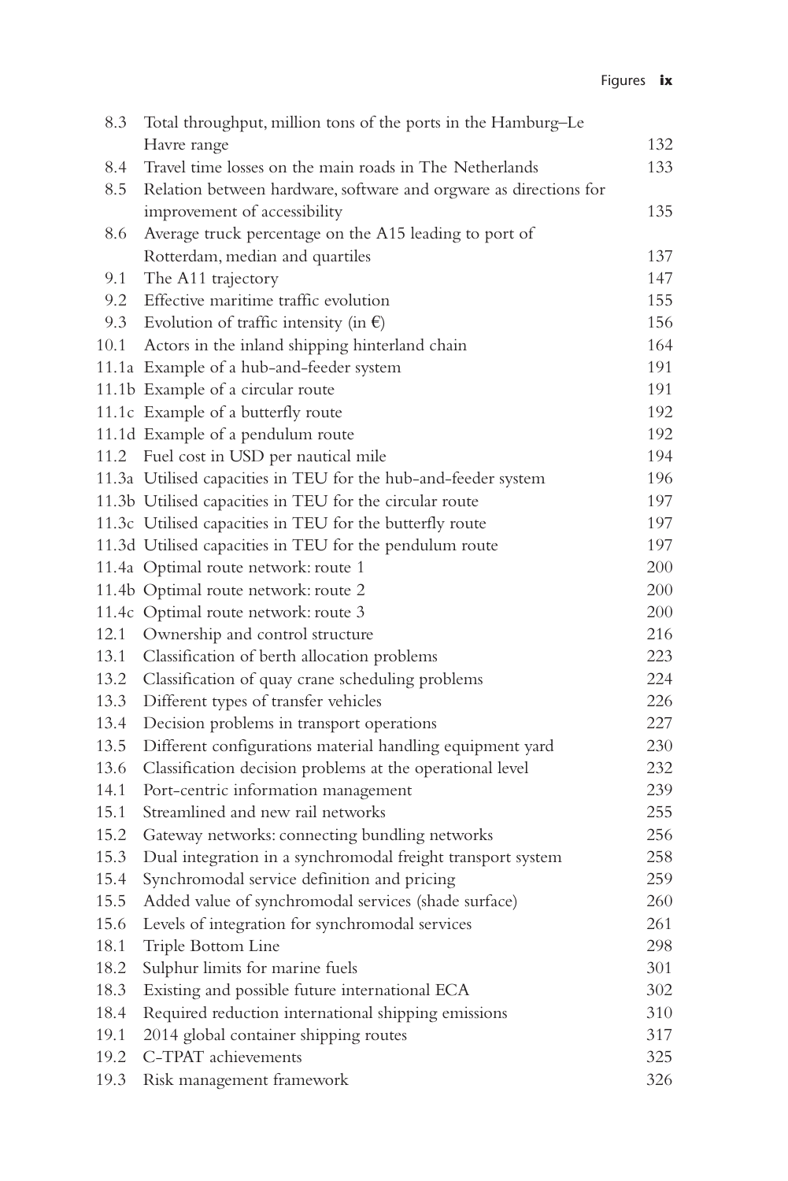| | | |
|---|---|---|
| 8.3 | Total throughput, million tons of the ports in the Hamburg–Le Havre range | 132 |
| 8.4 | Travel time losses on the main roads in The Netherlands | 133 |
| 8.5 | Relation between hardware, software and orgware as directions for improvement of accessibility | 135 |
| 8.6 | Average truck percentage on the A15 leading to port of Rotterdam, median and quartiles | 137 |
| 9.1 | The A11 trajectory | 147 |
| 9.2 | Effective maritime traffic evolution | 155 |
| 9.3 | Evolution of traffic intensity (in €) | 156 |
| 10.1 | Actors in the inland shipping hinterland chain | 164 |
| 11.1a | Example of a hub-and-feeder system | 191 |
| 11.1b | Example of a circular route | 191 |
| 11.1c | Example of a butterfly route | 192 |
| 11.1d | Example of a pendulum route | 192 |
| 11.2 | Fuel cost in USD per nautical mile | 194 |
| 11.3a | Utilised capacities in TEU for the hub-and-feeder system | 196 |
| 11.3b | Utilised capacities in TEU for the circular route | 197 |
| 11.3c | Utilised capacities in TEU for the butterfly route | 197 |
| 11.3d | Utilised capacities in TEU for the pendulum route | 197 |
| 11.4a | Optimal route network: route 1 | 200 |
| 11.4b | Optimal route network: route 2 | 200 |
| 11.4c | Optimal route network: route 3 | 200 |
| 12.1 | Ownership and control structure | 216 |
| 13.1 | Classification of berth allocation problems | 223 |
| 13.2 | Classification of quay crane scheduling problems | 224 |
| 13.3 | Different types of transfer vehicles | 226 |
| 13.4 | Decision problems in transport operations | 227 |
| 13.5 | Different configurations material handling equipment yard | 230 |
| 13.6 | Classification decision problems at the operational level | 232 |
| 14.1 | Port-centric information management | 239 |
| 15.1 | Streamlined and new rail networks | 255 |
| 15.2 | Gateway networks: connecting bundling networks | 256 |
| 15.3 | Dual integration in a synchromodal freight transport system | 258 |
| 15.4 | Synchromodal service definition and pricing | 259 |
| 15.5 | Added value of synchromodal services (shade surface) | 260 |
| 15.6 | Levels of integration for synchromodal services | 261 |
| 18.1 | Triple Bottom Line | 298 |
| 18.2 | Sulphur limits for marine fuels | 301 |
| 18.3 | Existing and possible future international ECA | 302 |
| 18.4 | Required reduction international shipping emissions | 310 |
| 19.1 | 2014 global container shipping routes | 317 |
| 19.2 | C-TPAT achievements | 325 |
| 19.3 | Risk management framework | 326 |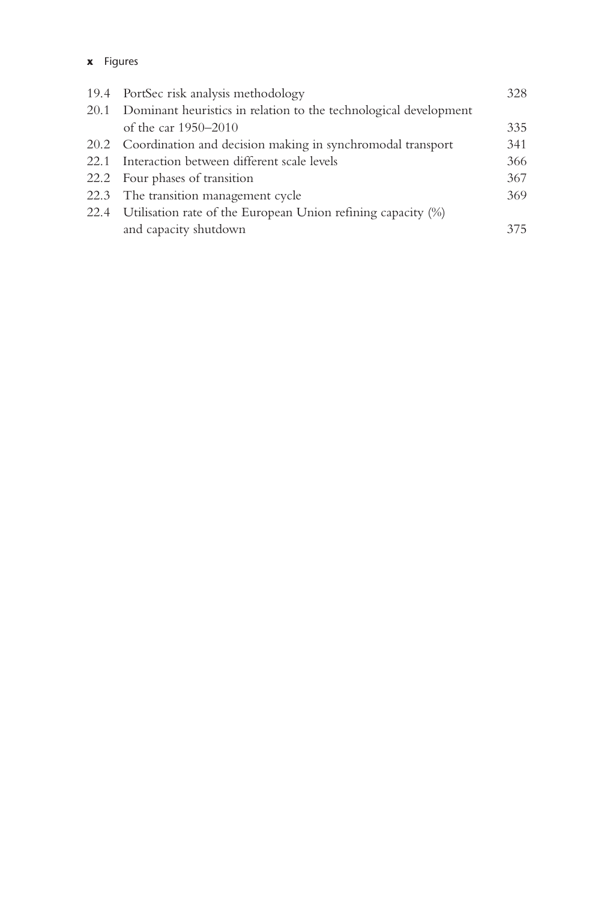| | | |
|---|---|---|
| 19.4 | PortSec risk analysis methodology | 328 |
| 20.1 | Dominant heuristics in relation to the technological development of the car 1950–2010 | 335 |
| 20.2 | Coordination and decision making in synchromodal transport | 341 |
| 22.1 | Interaction between different scale levels | 366 |
| 22.2 | Four phases of transition | 367 |
| 22.3 | The transition management cycle | 369 |
| 22.4 | Utilisation rate of the European Union refining capacity (%) and capacity shutdown | 375 |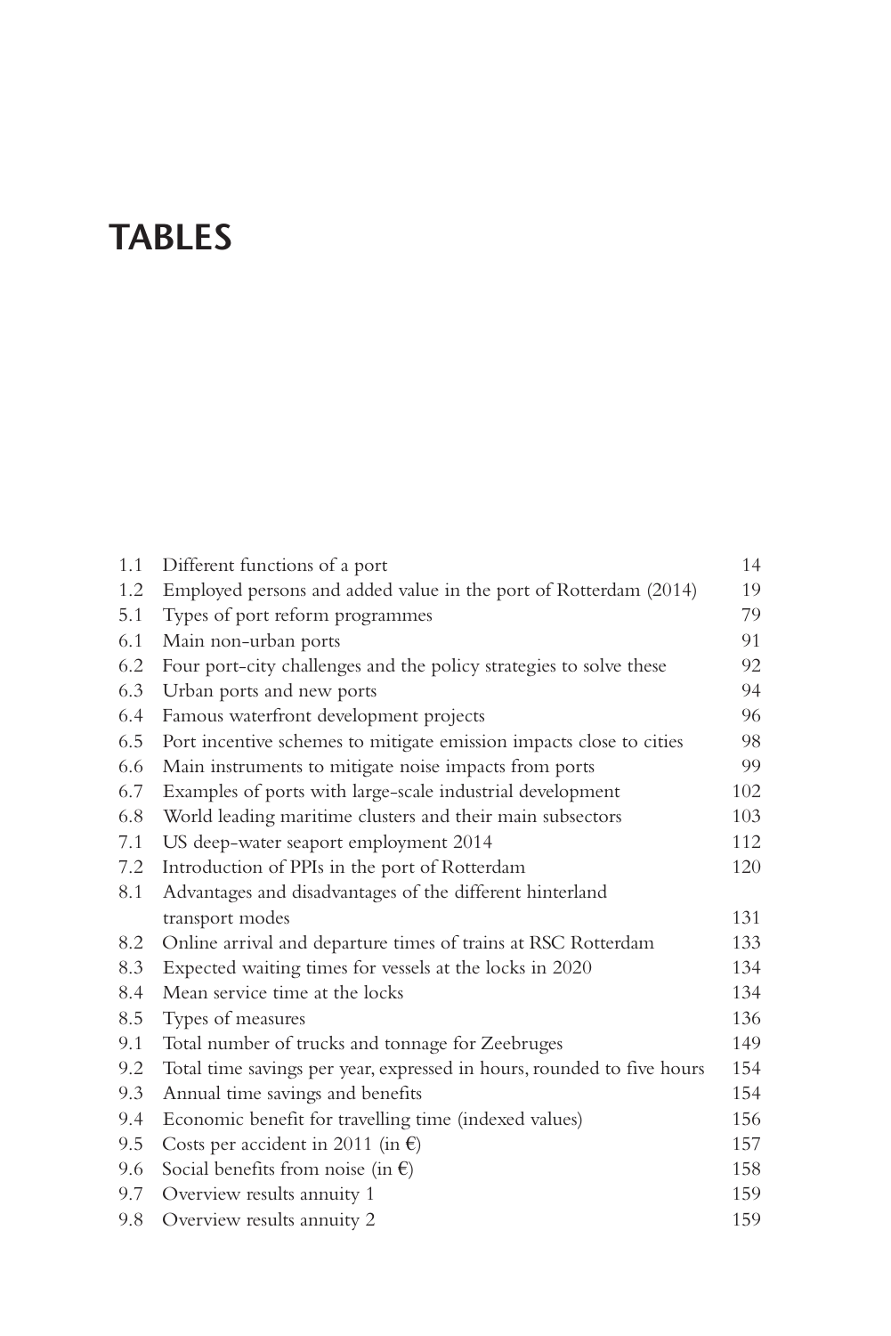# TABLES

| | | |
|---|---|---|
| 1.1 | Different functions of a port | 14 |
| 1.2 | Employed persons and added value in the port of Rotterdam (2014) | 19 |
| 5.1 | Types of port reform programmes | 79 |
| 6.1 | Main non-urban ports | 91 |
| 6.2 | Four port-city challenges and the policy strategies to solve these | 92 |
| 6.3 | Urban ports and new ports | 94 |
| 6.4 | Famous waterfront development projects | 96 |
| 6.5 | Port incentive schemes to mitigate emission impacts close to cities | 98 |
| 6.6 | Main instruments to mitigate noise impacts from ports | 99 |
| 6.7 | Examples of ports with large-scale industrial development | 102 |
| 6.8 | World leading maritime clusters and their main subsectors | 103 |
| 7.1 | US deep-water seaport employment 2014 | 112 |
| 7.2 | Introduction of PPIs in the port of Rotterdam | 120 |
| 8.1 | Advantages and disadvantages of the different hinterland transport modes | 131 |
| 8.2 | Online arrival and departure times of trains at RSC Rotterdam | 133 |
| 8.3 | Expected waiting times for vessels at the locks in 2020 | 134 |
| 8.4 | Mean service time at the locks | 134 |
| 8.5 | Types of measures | 136 |
| 9.1 | Total number of trucks and tonnage for Zeebruges | 149 |
| 9.2 | Total time savings per year, expressed in hours, rounded to five hours | 154 |
| 9.3 | Annual time savings and benefits | 154 |
| 9.4 | Economic benefit for travelling time (indexed values) | 156 |
| 9.5 | Costs per accident in 2011 (in €) | 157 |
| 9.6 | Social benefits from noise (in €) | 158 |
| 9.7 | Overview results annuity 1 | 159 |
| 9.8 | Overview results annuity 2 | 159 |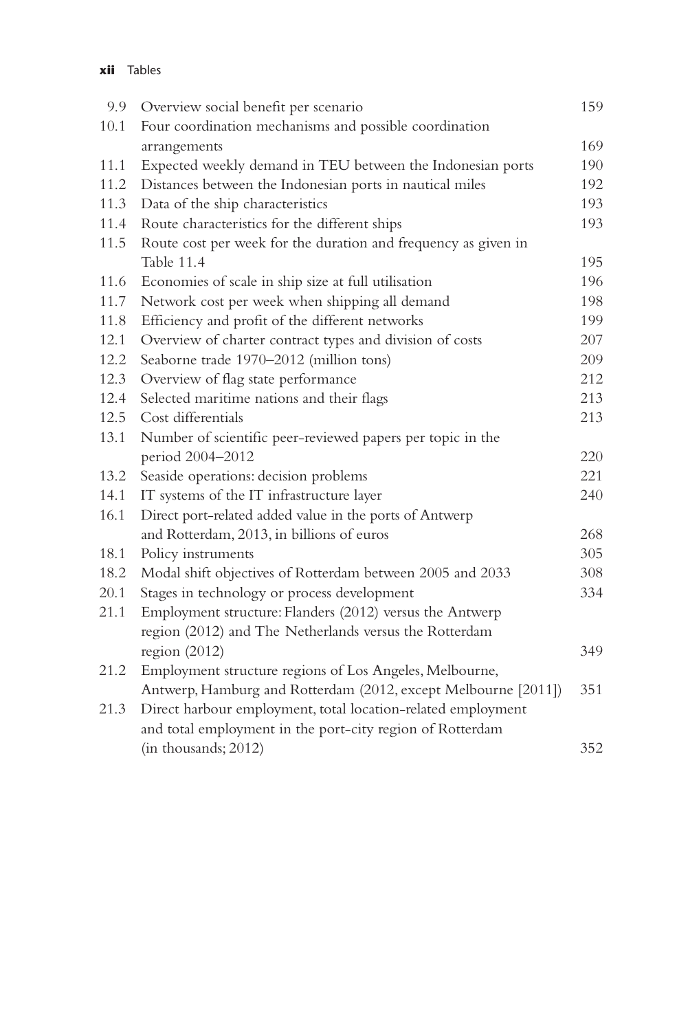| | | |
|---|---|---|
| 9.9 | Overview social benefit per scenario | 159 |
| 10.1 | Four coordination mechanisms and possible coordination arrangements | 169 |
| 11.1 | Expected weekly demand in TEU between the Indonesian ports | 190 |
| 11.2 | Distances between the Indonesian ports in nautical miles | 192 |
| 11.3 | Data of the ship characteristics | 193 |
| 11.4 | Route characteristics for the different ships | 193 |
| 11.5 | Route cost per week for the duration and frequency as given in Table 11.4 | 195 |
| 11.6 | Economies of scale in ship size at full utilisation | 196 |
| 11.7 | Network cost per week when shipping all demand | 198 |
| 11.8 | Efficiency and profit of the different networks | 199 |
| 12.1 | Overview of charter contract types and division of costs | 207 |
| 12.2 | Seaborne trade 1970–2012 (million tons) | 209 |
| 12.3 | Overview of flag state performance | 212 |
| 12.4 | Selected maritime nations and their flags | 213 |
| 12.5 | Cost differentials | 213 |
| 13.1 | Number of scientific peer-reviewed papers per topic in the period 2004–2012 | 220 |
| 13.2 | Seaside operations: decision problems | 221 |
| 14.1 | IT systems of the IT infrastructure layer | 240 |
| 16.1 | Direct port-related added value in the ports of Antwerp and Rotterdam, 2013, in billions of euros | 268 |
| 18.1 | Policy instruments | 305 |
| 18.2 | Modal shift objectives of Rotterdam between 2005 and 2033 | 308 |
| 20.1 | Stages in technology or process development | 334 |
| 21.1 | Employment structure: Flanders (2012) versus the Antwerp region (2012) and The Netherlands versus the Rotterdam region (2012) | 349 |
| 21.2 | Employment structure regions of Los Angeles, Melbourne, Antwerp, Hamburg and Rotterdam (2012, except Melbourne [2011]) | 351 |
| 21.3 | Direct harbour employment, total location-related employment and total employment in the port-city region of Rotterdam (in thousands; 2012) | 352 |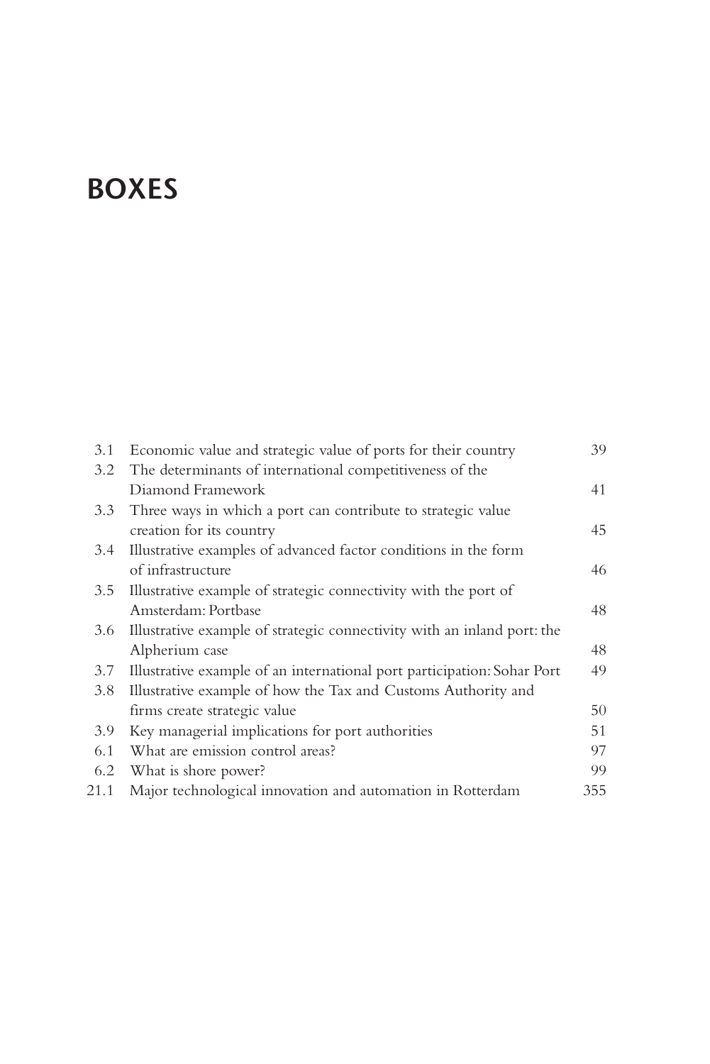# BOXES

| | | |
|---|---|---|
| 3.1 | Economic value and strategic value of ports for their country | 39 |
| 3.2 | The determinants of international competitiveness of the Diamond Framework | 41 |
| 3.3 | Three ways in which a port can contribute to strategic value creation for its country | 45 |
| 3.4 | Illustrative examples of advanced factor conditions in the form of infrastructure | 46 |
| 3.5 | Illustrative example of strategic connectivity with the port of Amsterdam: Portbase | 48 |
| 3.6 | Illustrative example of strategic connectivity with an inland port: the Alpherium case | 48 |
| 3.7 | Illustrative example of an international port participation: Sohar Port | 49 |
| 3.8 | Illustrative example of how the Tax and Customs Authority and firms create strategic value | 50 |
| 3.9 | Key managerial implications for port authorities | 51 |
| 6.1 | What are emission control areas? | 97 |
| 6.2 | What is shore power? | 99 |
| 21.1 | Major technological innovation and automation in Rotterdam | 355 |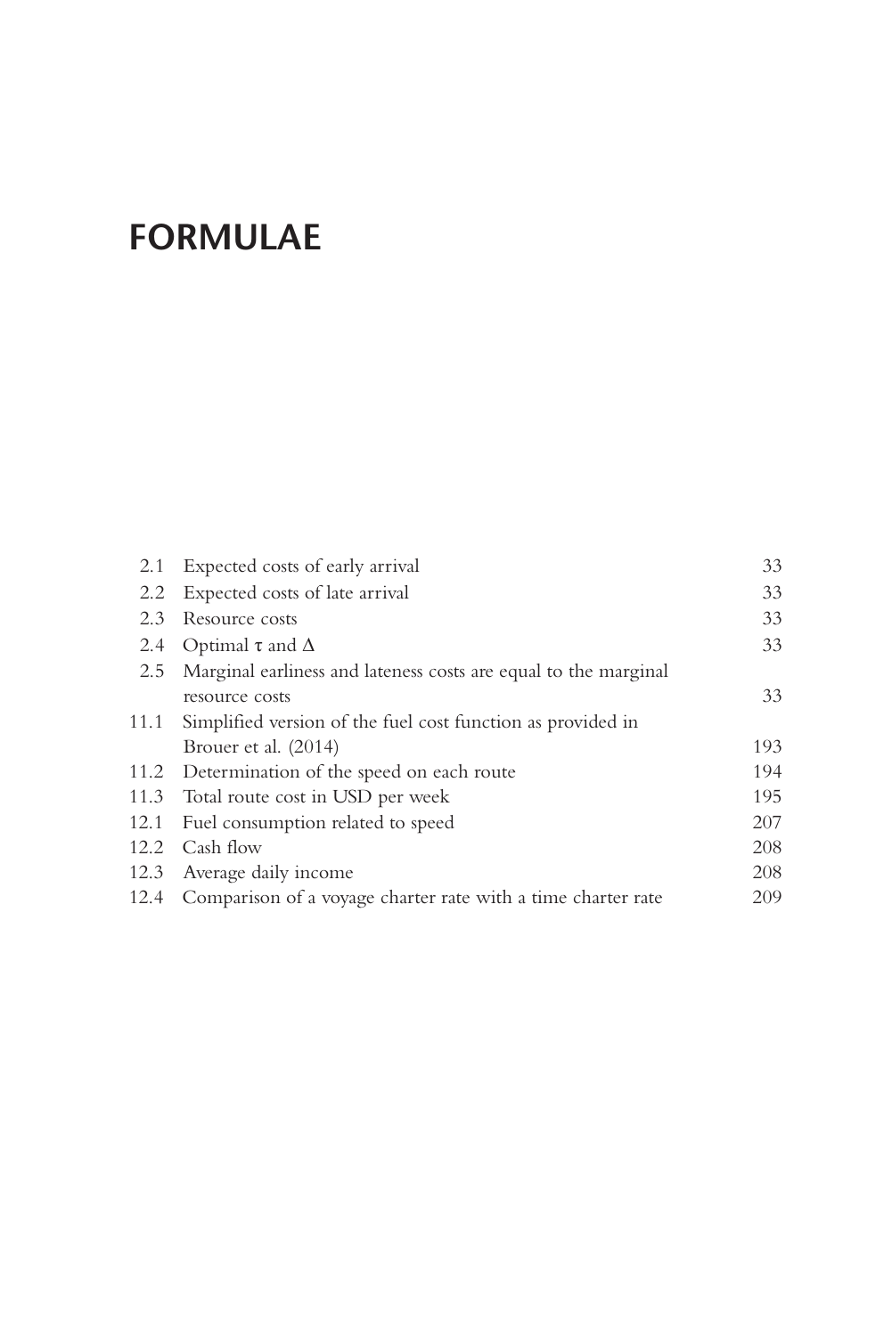# FORMULAE

| | | |
|---|---|---|
| 2.1 | Expected costs of early arrival | 33 |
| 2.2 | Expected costs of late arrival | 33 |
| 2.3 | Resource costs | 33 |
| 2.4 | Optimal $\tau$ and $\Delta$ | 33 |
| 2.5 | Marginal earliness and lateness costs are equal to the marginal resource costs | 33 |
| 11.1 | Simplified version of the fuel cost function as provided in Brouer et al. (2014) | 193 |
| 11.2 | Determination of the speed on each route | 194 |
| 11.3 | Total route cost in USD per week | 195 |
| 12.1 | Fuel consumption related to speed | 207 |
| 12.2 | Cash flow | 208 |
| 12.3 | Average daily income | 208 |
| 12.4 | Comparison of a voyage charter rate with a time charter rate | 209 |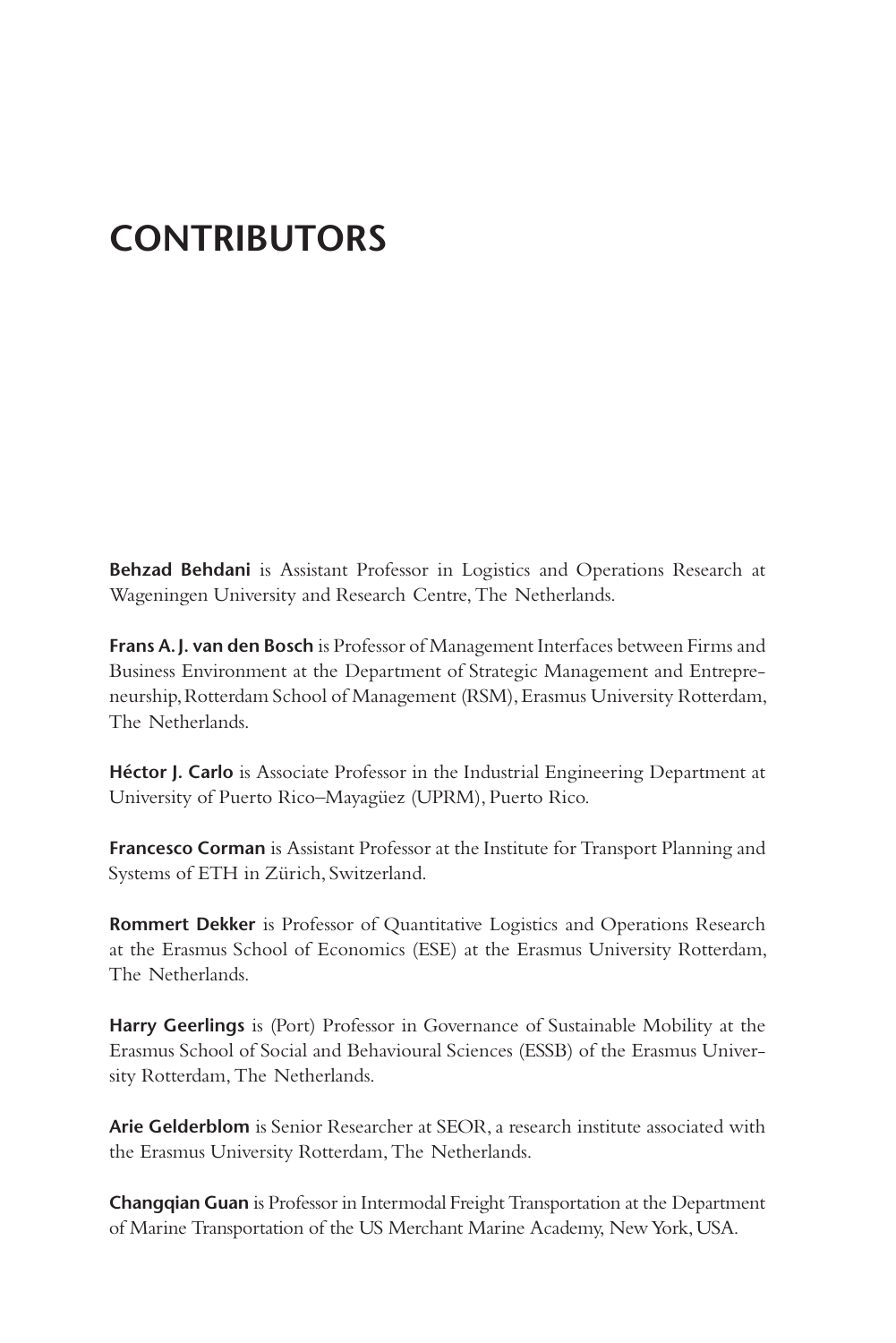# CONTRIBUTORS

**Behzad Behdani** is Assistant Professor in Logistics and Operations Research at Wageningen University and Research Centre, The Netherlands.

**Frans A. J. van den Bosch** is Professor of Management Interfaces between Firms and Business Environment at the Department of Strategic Management and Entrepreneurship, Rotterdam School of Management (RSM), Erasmus University Rotterdam, The Netherlands.

**Héctor J. Carlo** is Associate Professor in the Industrial Engineering Department at University of Puerto Rico–Mayagüez (UPRM), Puerto Rico.

**Francesco Corman** is Assistant Professor at the Institute for Transport Planning and Systems of ETH in Zürich, Switzerland.

**Rommert Dekker** is Professor of Quantitative Logistics and Operations Research at the Erasmus School of Economics (ESE) at the Erasmus University Rotterdam, The Netherlands.

**Harry Geerlings** is (Port) Professor in Governance of Sustainable Mobility at the Erasmus School of Social and Behavioural Sciences (ESSB) of the Erasmus University Rotterdam, The Netherlands.

**Arie Gelderblom** is Senior Researcher at SEOR, a research institute associated with the Erasmus University Rotterdam, The Netherlands.

**Changqian Guan** is Professor in Intermodal Freight Transportation at the Department of Marine Transportation of the US Merchant Marine Academy, New York, USA.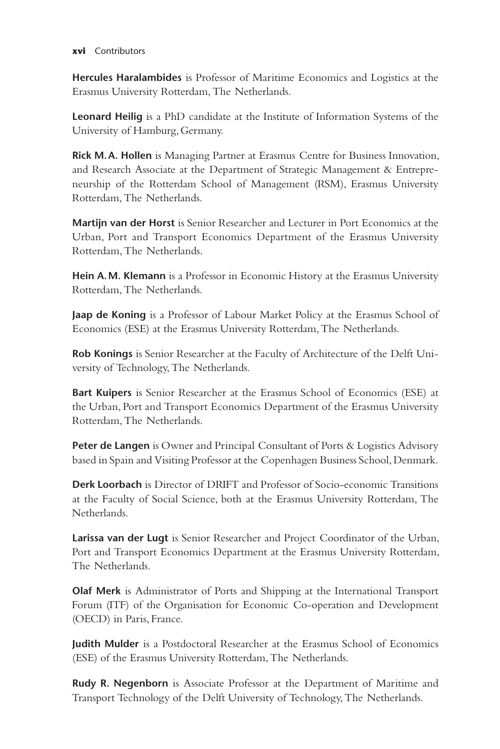**Hercules Haralambides** is Professor of Maritime Economics and Logistics at the Erasmus University Rotterdam, The Netherlands.

**Leonard Heilig** is a PhD candidate at the Institute of Information Systems of the University of Hamburg, Germany.

**Rick M.A. Hollen** is Managing Partner at Erasmus Centre for Business Innovation, and Research Associate at the Department of Strategic Management & Entrepreneurship of the Rotterdam School of Management (RSM), Erasmus University Rotterdam, The Netherlands.

**Martijn van der Horst** is Senior Researcher and Lecturer in Port Economics at the Urban, Port and Transport Economics Department of the Erasmus University Rotterdam, The Netherlands.

**Hein A.M. Klemann** is a Professor in Economic History at the Erasmus University Rotterdam, The Netherlands.

**Jaap de Koning** is a Professor of Labour Market Policy at the Erasmus School of Economics (ESE) at the Erasmus University Rotterdam, The Netherlands.

**Rob Konings** is Senior Researcher at the Faculty of Architecture of the Delft University of Technology, The Netherlands.

**Bart Kuipers** is Senior Researcher at the Erasmus School of Economics (ESE) at the Urban, Port and Transport Economics Department of the Erasmus University Rotterdam, The Netherlands.

**Peter de Langen** is Owner and Principal Consultant of Ports & Logistics Advisory based in Spain and Visiting Professor at the Copenhagen Business School, Denmark.

**Derk Loorbach** is Director of DRIFT and Professor of Socio-economic Transitions at the Faculty of Social Science, both at the Erasmus University Rotterdam, The Netherlands.

**Larissa van der Lugt** is Senior Researcher and Project Coordinator of the Urban, Port and Transport Economics Department at the Erasmus University Rotterdam, The Netherlands.

**Olaf Merk** is Administrator of Ports and Shipping at the International Transport Forum (ITF) of the Organisation for Economic Co-operation and Development (OECD) in Paris, France.

**Judith Mulder** is a Postdoctoral Researcher at the Erasmus School of Economics (ESE) of the Erasmus University Rotterdam, The Netherlands.

**Rudy R. Negenborn** is Associate Professor at the Department of Maritime and Transport Technology of the Delft University of Technology, The Netherlands.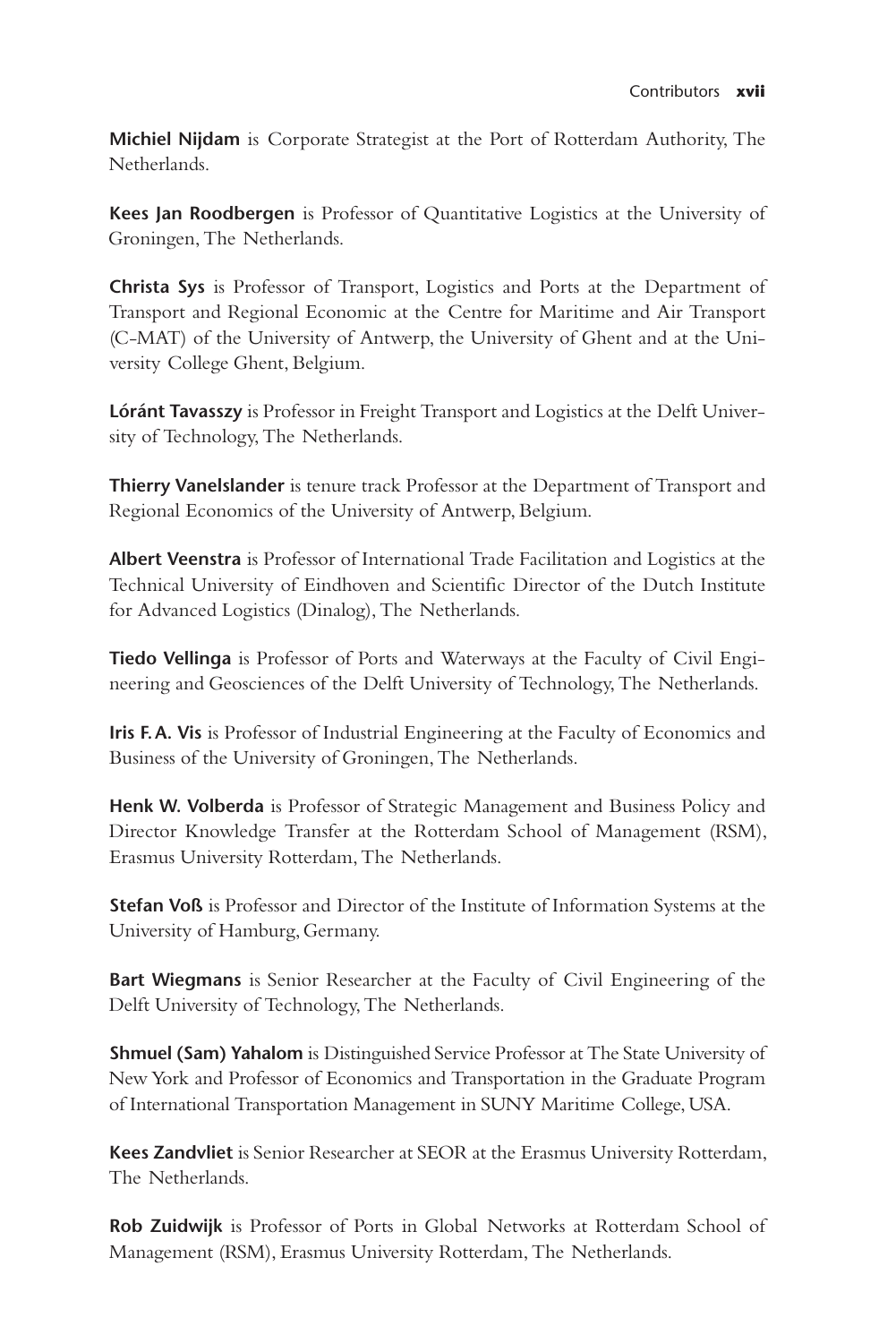**Michiel Nijdam** is Corporate Strategist at the Port of Rotterdam Authority, The Netherlands.

**Kees Jan Roodbergen** is Professor of Quantitative Logistics at the University of Groningen, The Netherlands.

**Christa Sys** is Professor of Transport, Logistics and Ports at the Department of Transport and Regional Economic at the Centre for Maritime and Air Transport (C-MAT) of the University of Antwerp, the University of Ghent and at the University College Ghent, Belgium.

**Lóránt Tavasszy** is Professor in Freight Transport and Logistics at the Delft University of Technology, The Netherlands.

**Thierry Vanelslander** is tenure track Professor at the Department of Transport and Regional Economics of the University of Antwerp, Belgium.

**Albert Veenstra** is Professor of International Trade Facilitation and Logistics at the Technical University of Eindhoven and Scientific Director of the Dutch Institute for Advanced Logistics (Dinalog), The Netherlands.

**Tiedo Vellinga** is Professor of Ports and Waterways at the Faculty of Civil Engineering and Geosciences of the Delft University of Technology, The Netherlands.

**Iris F. A. Vis** is Professor of Industrial Engineering at the Faculty of Economics and Business of the University of Groningen, The Netherlands.

**Henk W. Volberda** is Professor of Strategic Management and Business Policy and Director Knowledge Transfer at the Rotterdam School of Management (RSM), Erasmus University Rotterdam, The Netherlands.

**Stefan Voß** is Professor and Director of the Institute of Information Systems at the University of Hamburg, Germany.

**Bart Wiegmans** is Senior Researcher at the Faculty of Civil Engineering of the Delft University of Technology, The Netherlands.

**Shmuel (Sam) Yahalom** is Distinguished Service Professor at The State University of New York and Professor of Economics and Transportation in the Graduate Program of International Transportation Management in SUNY Maritime College, USA.

**Kees Zandvliet** is Senior Researcher at SEOR at the Erasmus University Rotterdam, The Netherlands.

**Rob Zuidwijk** is Professor of Ports in Global Networks at Rotterdam School of Management (RSM), Erasmus University Rotterdam, The Netherlands.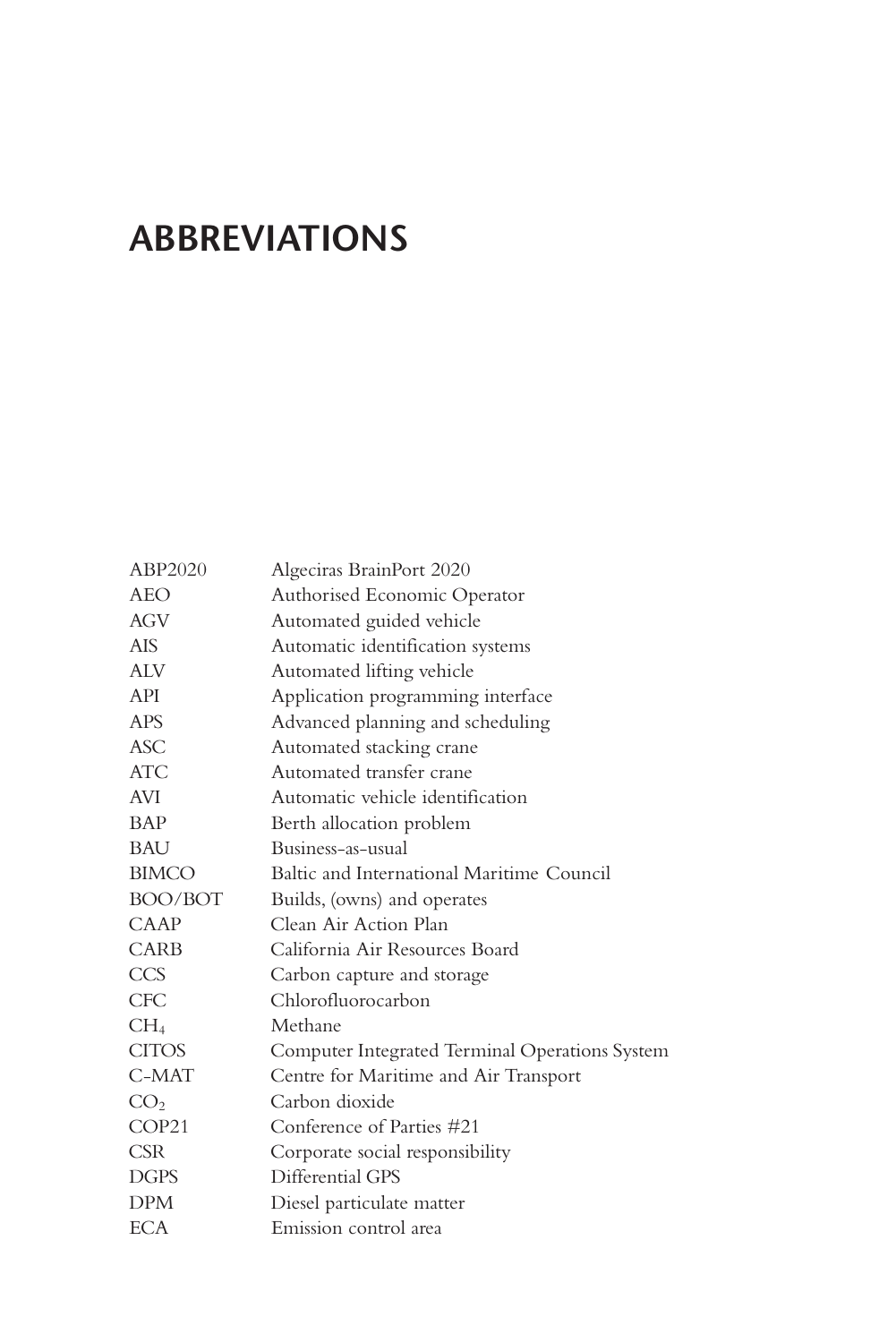# ABBREVIATIONS

| | |
|---|---|
| ABP2020 | Algeciras BrainPort 2020 |
| AEO | Authorised Economic Operator |
| AGV | Automated guided vehicle |
| AIS | Automatic identification systems |
| ALV | Automated lifting vehicle |
| API | Application programming interface |
| APS | Advanced planning and scheduling |
| ASC | Automated stacking crane |
| ATC | Automated transfer crane |
| AVI | Automatic vehicle identification |
| BAP | Berth allocation problem |
| BAU | Business-as-usual |
| BIMCO | Baltic and International Maritime Council |
| BOO/BOT | Builds, (owns) and operates |
| CAAP | Clean Air Action Plan |
| CARB | California Air Resources Board |
| CCS | Carbon capture and storage |
| CFC | Chlorofluorocarbon |
| $CH_4$ | Methane |
| CITOS | Computer Integrated Terminal Operations System |
| C-MAT | Centre for Maritime and Air Transport |
| $CO_2$ | Carbon dioxide |
| COP21 | Conference of Parties #21 |
| CSR | Corporate social responsibility |
| DGPS | Differential GPS |
| DPM | Diesel particulate matter |
| ECA | Emission control area |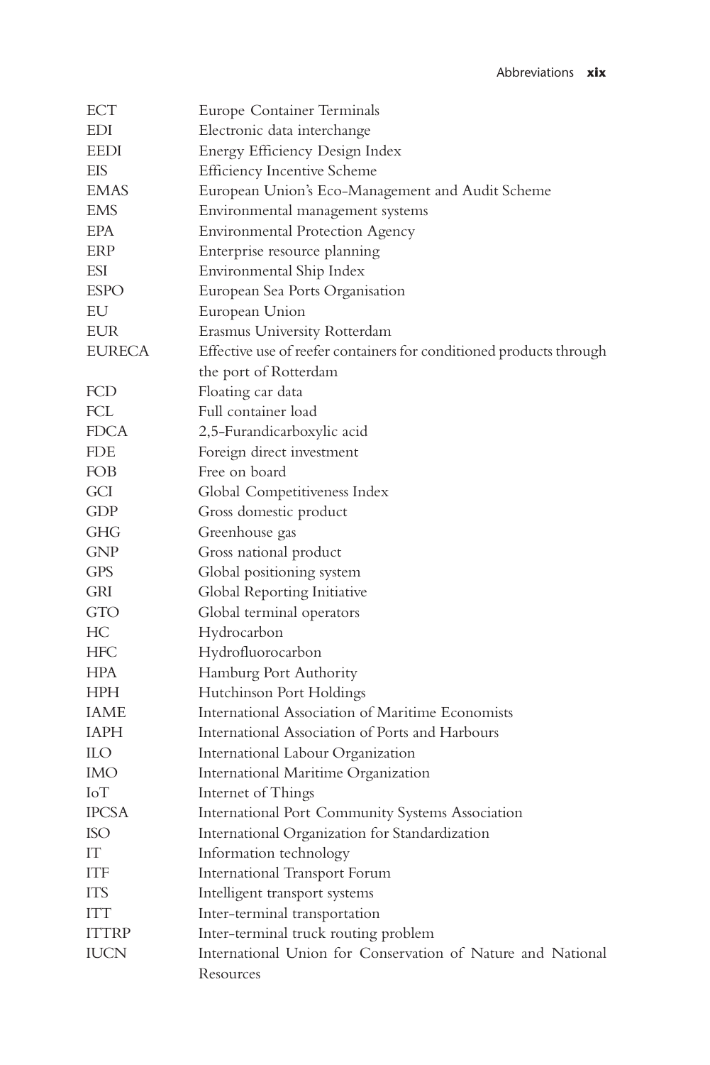| | |
|---|---|
| ECT | Europe Container Terminals |
| EDI | Electronic data interchange |
| EEDI | Energy Efficiency Design Index |
| EIS | Efficiency Incentive Scheme |
| EMAS | European Union's Eco-Management and Audit Scheme |
| EMS | Environmental management systems |
| EPA | Environmental Protection Agency |
| ERP | Enterprise resource planning |
| ESI | Environmental Ship Index |
| ESPO | European Sea Ports Organisation |
| EU | European Union |
| EUR | Erasmus University Rotterdam |
| EURECA | Effective use of reefer containers for conditioned products through the port of Rotterdam |
| FCD | Floating car data |
| FCL | Full container load |
| FDCA | 2,5-Furandicarboxylic acid |
| FDE | Foreign direct investment |
| FOB | Free on board |
| GCI | Global Competitiveness Index |
| GDP | Gross domestic product |
| GHG | Greenhouse gas |
| GNP | Gross national product |
| GPS | Global positioning system |
| GRI | Global Reporting Initiative |
| GTO | Global terminal operators |
| HC | Hydrocarbon |
| HFC | Hydrofluorocarbon |
| HPA | Hamburg Port Authority |
| HPH | Hutchinson Port Holdings |
| IAME | International Association of Maritime Economists |
| IAPH | International Association of Ports and Harbours |
| ILO | International Labour Organization |
| IMO | International Maritime Organization |
| IoT | Internet of Things |
| IPCSA | International Port Community Systems Association |
| ISO | International Organization for Standardization |
| IT | Information technology |
| ITF | International Transport Forum |
| ITS | Intelligent transport systems |
| ITT | Inter-terminal transportation |
| ITTRP | Inter-terminal truck routing problem |
| IUCN | International Union for Conservation of Nature and National Resources |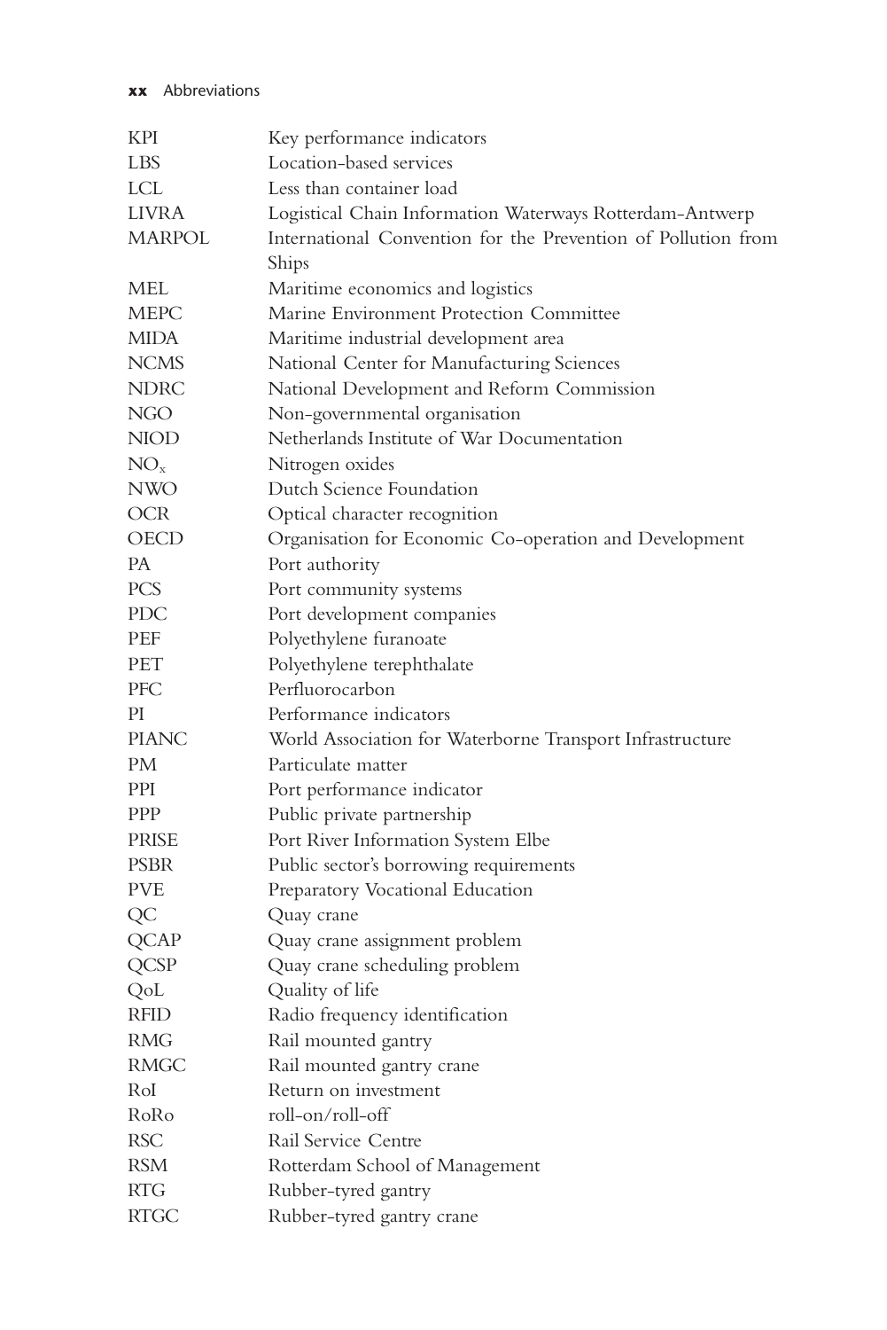| | |
|---|---|
| KPI | Key performance indicators |
| LBS | Location-based services |
| LCL | Less than container load |
| LIVRA | Logistical Chain Information Waterways Rotterdam-Antwerp |
| MARPOL | International Convention for the Prevention of Pollution from Ships |
| MEL | Maritime economics and logistics |
| MEPC | Marine Environment Protection Committee |
| MIDA | Maritime industrial development area |
| NCMS | National Center for Manufacturing Sciences |
| NDRC | National Development and Reform Commission |
| NGO | Non-governmental organisation |
| NIOD | Netherlands Institute of War Documentation |
| $NO_x$ | Nitrogen oxides |
| NWO | Dutch Science Foundation |
| OCR | Optical character recognition |
| OECD | Organisation for Economic Co-operation and Development |
| PA | Port authority |
| PCS | Port community systems |
| PDC | Port development companies |
| PEF | Polyethylene furanoate |
| PET | Polyethylene terephthalate |
| PFC | Perfluorocarbon |
| PI | Performance indicators |
| PIANC | World Association for Waterborne Transport Infrastructure |
| PM | Particulate matter |
| PPI | Port performance indicator |
| PPP | Public private partnership |
| PRISE | Port River Information System Elbe |
| PSBR | Public sector's borrowing requirements |
| PVE | Preparatory Vocational Education |
| QC | Quay crane |
| QCAP | Quay crane assignment problem |
| QCSP | Quay crane scheduling problem |
| QoL | Quality of life |
| RFID | Radio frequency identification |
| RMG | Rail mounted gantry |
| RMGC | Rail mounted gantry crane |
| RoI | Return on investment |
| RoRo | roll-on/roll-off |
| RSC | Rail Service Centre |
| RSM | Rotterdam School of Management |
| RTG | Rubber-tyred gantry |
| RTGC | Rubber-tyred gantry crane |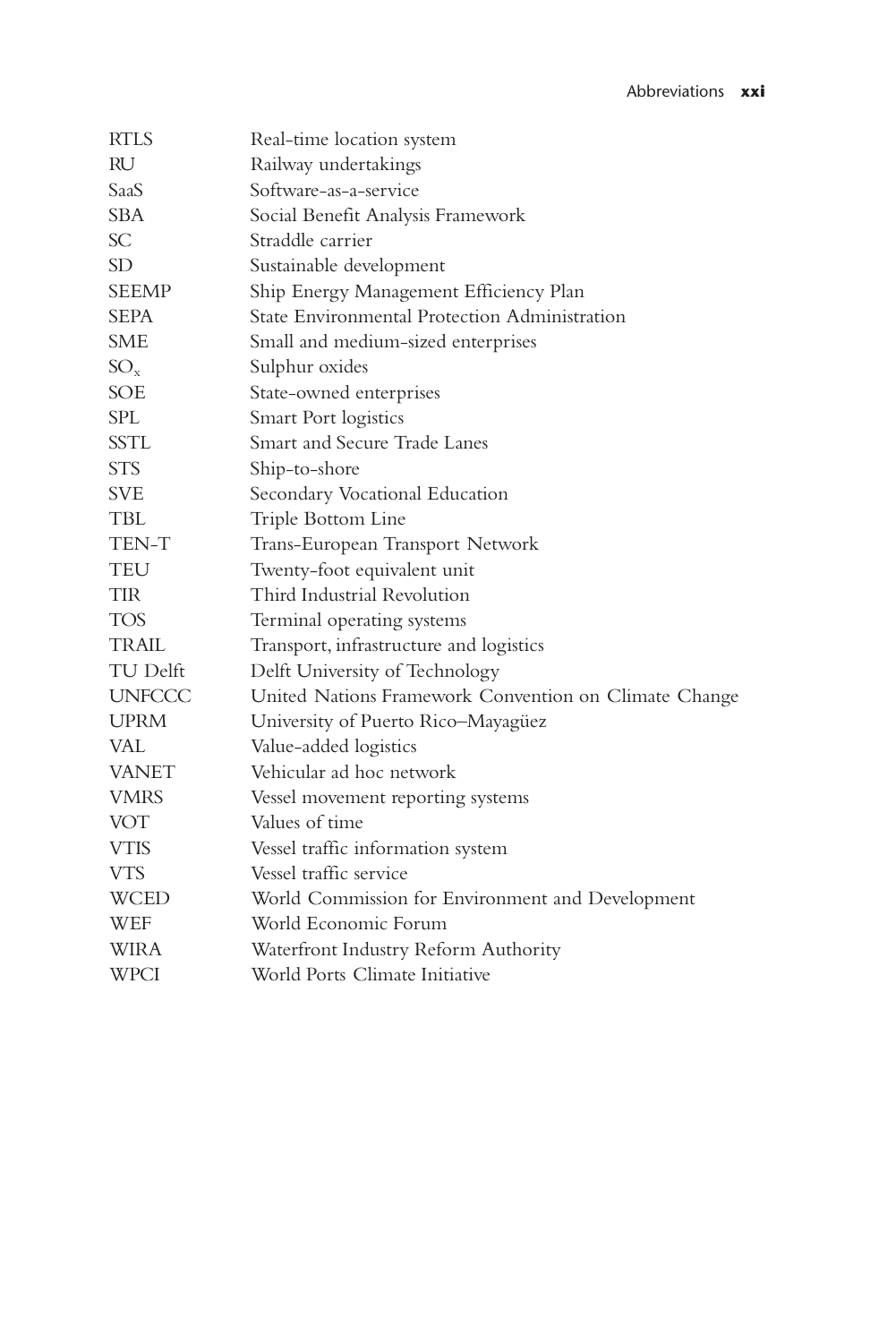| | |
|---|---|
| RTLS | Real-time location system |
| RU | Railway undertakings |
| SaaS | Software-as-a-service |
| SBA | Social Benefit Analysis Framework |
| SC | Straddle carrier |
| SD | Sustainable development |
| SEEMP | Ship Energy Management Efficiency Plan |
| SEPA | State Environmental Protection Administration |
| SME | Small and medium-sized enterprises |
| $SO_x$ | Sulphur oxides |
| SOE | State-owned enterprises |
| SPL | Smart Port logistics |
| SSTL | Smart and Secure Trade Lanes |
| STS | Ship-to-shore |
| SVE | Secondary Vocational Education |
| TBL | Triple Bottom Line |
| TEN-T | Trans-European Transport Network |
| TEU | Twenty-foot equivalent unit |
| TIR | Third Industrial Revolution |
| TOS | Terminal operating systems |
| TRAIL | Transport, infrastructure and logistics |
| TU Delft | Delft University of Technology |
| UNFCCC | United Nations Framework Convention on Climate Change |
| UPRM | University of Puerto Rico–Mayagüez |
| VAL | Value-added logistics |
| VANET | Vehicular ad hoc network |
| VMRS | Vessel movement reporting systems |
| VOT | Values of time |
| VTIS | Vessel traffic information system |
| VTS | Vessel traffic service |
| WCED | World Commission for Environment and Development |
| WEF | World Economic Forum |
| WIRA | Waterfront Industry Reform Authority |
| WPCI | World Ports Climate Initiative |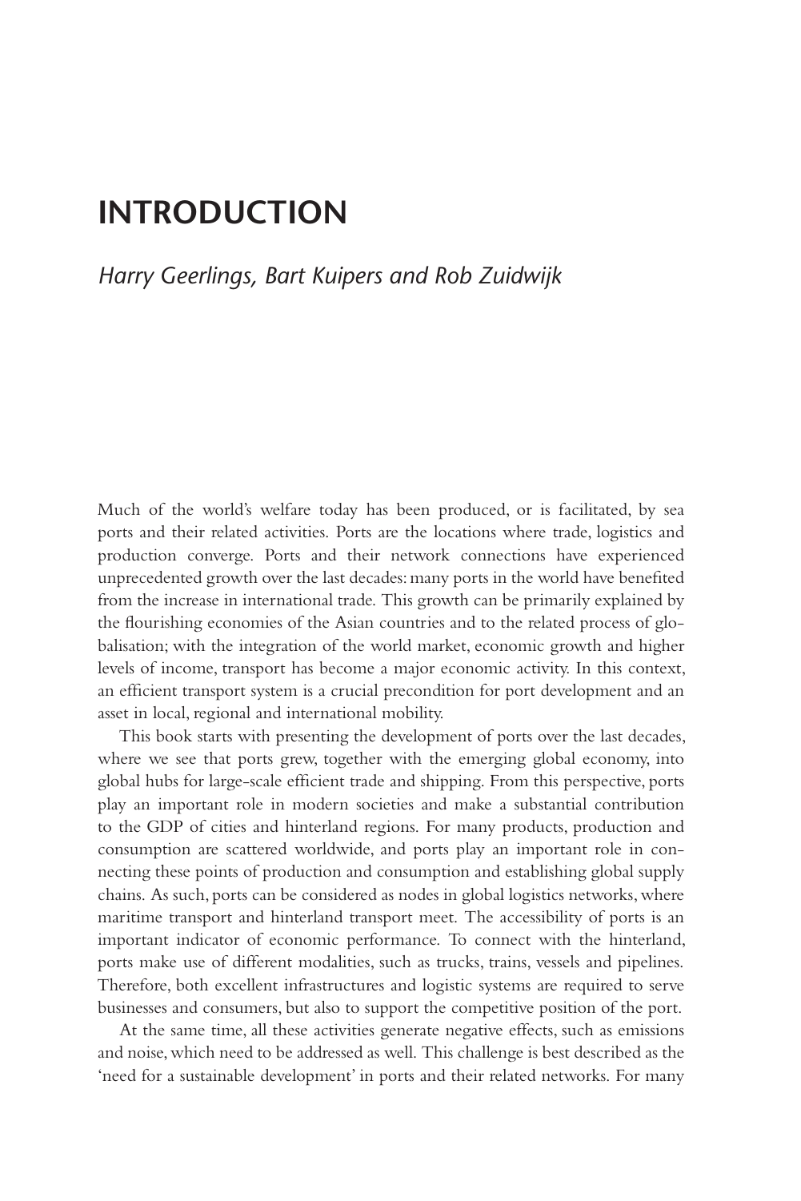# INTRODUCTION

*Harry Geerlings, Bart Kuipers and Rob Zuidwijk*

Much of the world's welfare today has been produced, or is facilitated, by sea ports and their related activities. Ports are the locations where trade, logistics and production converge. Ports and their network connections have experienced unprecedented growth over the last decades: many ports in the world have benefited from the increase in international trade. This growth can be primarily explained by the flourishing economies of the Asian countries and to the related process of globalisation; with the integration of the world market, economic growth and higher levels of income, transport has become a major economic activity. In this context, an efficient transport system is a crucial precondition for port development and an asset in local, regional and international mobility.

This book starts with presenting the development of ports over the last decades, where we see that ports grew, together with the emerging global economy, into global hubs for large-scale efficient trade and shipping. From this perspective, ports play an important role in modern societies and make a substantial contribution to the GDP of cities and hinterland regions. For many products, production and consumption are scattered worldwide, and ports play an important role in connecting these points of production and consumption and establishing global supply chains. As such, ports can be considered as nodes in global logistics networks, where maritime transport and hinterland transport meet. The accessibility of ports is an important indicator of economic performance. To connect with the hinterland, ports make use of different modalities, such as trucks, trains, vessels and pipelines. Therefore, both excellent infrastructures and logistic systems are required to serve businesses and consumers, but also to support the competitive position of the port.

At the same time, all these activities generate negative effects, such as emissions and noise, which need to be addressed as well. This challenge is best described as the 'need for a sustainable development' in ports and their related networks. For many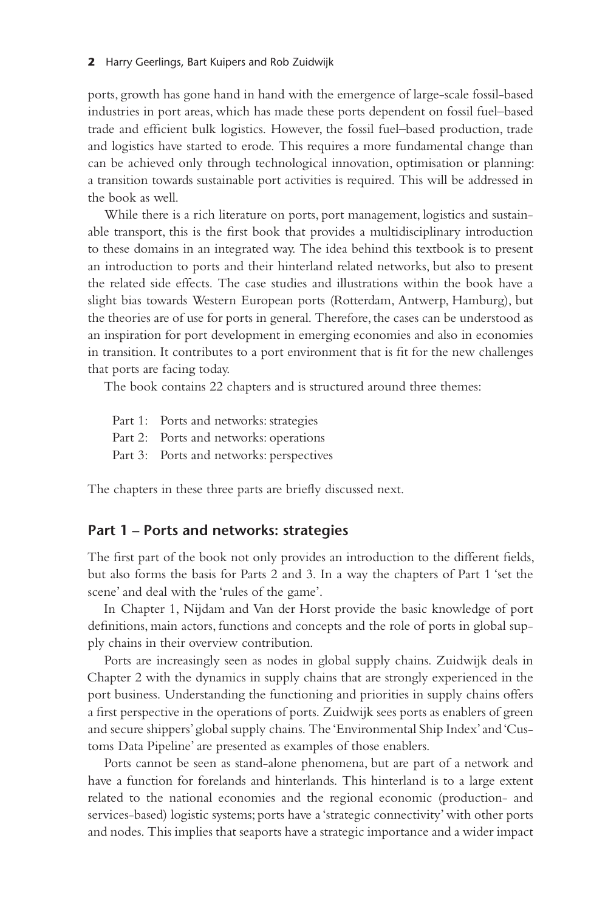ports, growth has gone hand in hand with the emergence of large-scale fossil-based industries in port areas, which has made these ports dependent on fossil fuel–based trade and efficient bulk logistics. However, the fossil fuel–based production, trade and logistics have started to erode. This requires a more fundamental change than can be achieved only through technological innovation, optimisation or planning: a transition towards sustainable port activities is required. This will be addressed in the book as well.

While there is a rich literature on ports, port management, logistics and sustainable transport, this is the first book that provides a multidisciplinary introduction to these domains in an integrated way. The idea behind this textbook is to present an introduction to ports and their hinterland related networks, but also to present the related side effects. The case studies and illustrations within the book have a slight bias towards Western European ports (Rotterdam, Antwerp, Hamburg), but the theories are of use for ports in general. Therefore, the cases can be understood as an inspiration for port development in emerging economies and also in economies in transition. It contributes to a port environment that is fit for the new challenges that ports are facing today.

The book contains 22 chapters and is structured around three themes:

- Part 1: Ports and networks: strategies
- Part 2: Ports and networks: operations
- Part 3: Ports and networks: perspectives

The chapters in these three parts are briefly discussed next.

## Part 1 – Ports and networks: strategies

The first part of the book not only provides an introduction to the different fields, but also forms the basis for Parts 2 and 3. In a way the chapters of Part 1 'set the scene' and deal with the 'rules of the game'.

In Chapter 1, Nijdam and Van der Horst provide the basic knowledge of port definitions, main actors, functions and concepts and the role of ports in global supply chains in their overview contribution.

Ports are increasingly seen as nodes in global supply chains. Zuidwijk deals in Chapter 2 with the dynamics in supply chains that are strongly experienced in the port business. Understanding the functioning and priorities in supply chains offers a first perspective in the operations of ports. Zuidwijk sees ports as enablers of green and secure shippers' global supply chains. The 'Environmental Ship Index' and 'Customs Data Pipeline' are presented as examples of those enablers.

Ports cannot be seen as stand-alone phenomena, but are part of a network and have a function for forelands and hinterlands. This hinterland is to a large extent related to the national economies and the regional economic (production- and services-based) logistic systems; ports have a 'strategic connectivity' with other ports and nodes. This implies that seaports have a strategic importance and a wider impact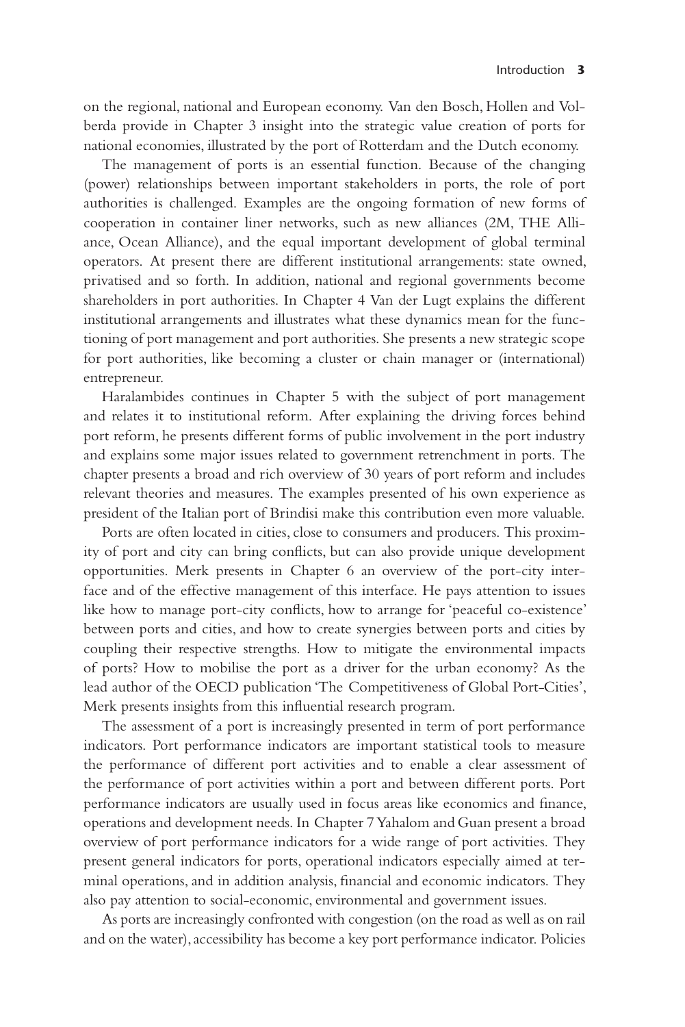on the regional, national and European economy. Van den Bosch, Hollen and Volberda provide in Chapter 3 insight into the strategic value creation of ports for national economies, illustrated by the port of Rotterdam and the Dutch economy.

The management of ports is an essential function. Because of the changing (power) relationships between important stakeholders in ports, the role of port authorities is challenged. Examples are the ongoing formation of new forms of cooperation in container liner networks, such as new alliances (2M, THE Alliance, Ocean Alliance), and the equal important development of global terminal operators. At present there are different institutional arrangements: state owned, privatised and so forth. In addition, national and regional governments become shareholders in port authorities. In Chapter 4 Van der Lugt explains the different institutional arrangements and illustrates what these dynamics mean for the functioning of port management and port authorities. She presents a new strategic scope for port authorities, like becoming a cluster or chain manager or (international) entrepreneur.

Haralambides continues in Chapter 5 with the subject of port management and relates it to institutional reform. After explaining the driving forces behind port reform, he presents different forms of public involvement in the port industry and explains some major issues related to government retrenchment in ports. The chapter presents a broad and rich overview of 30 years of port reform and includes relevant theories and measures. The examples presented of his own experience as president of the Italian port of Brindisi make this contribution even more valuable.

Ports are often located in cities, close to consumers and producers. This proximity of port and city can bring conflicts, but can also provide unique development opportunities. Merk presents in Chapter 6 an overview of the port-city interface and of the effective management of this interface. He pays attention to issues like how to manage port-city conflicts, how to arrange for 'peaceful co-existence' between ports and cities, and how to create synergies between ports and cities by coupling their respective strengths. How to mitigate the environmental impacts of ports? How to mobilise the port as a driver for the urban economy? As the lead author of the OECD publication 'The Competitiveness of Global Port-Cities', Merk presents insights from this influential research program.

The assessment of a port is increasingly presented in term of port performance indicators. Port performance indicators are important statistical tools to measure the performance of different port activities and to enable a clear assessment of the performance of port activities within a port and between different ports. Port performance indicators are usually used in focus areas like economics and finance, operations and development needs. In Chapter 7 Yahalom and Guan present a broad overview of port performance indicators for a wide range of port activities. They present general indicators for ports, operational indicators especially aimed at terminal operations, and in addition analysis, financial and economic indicators. They also pay attention to social-economic, environmental and government issues.

As ports are increasingly confronted with congestion (on the road as well as on rail and on the water), accessibility has become a key port performance indicator. Policies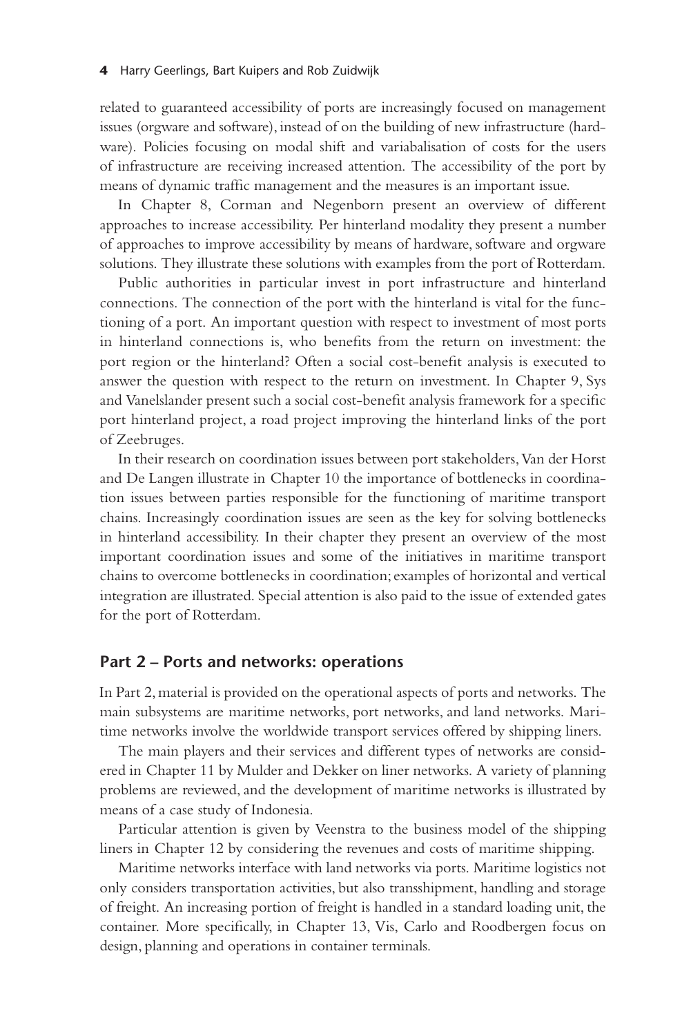related to guaranteed accessibility of ports are increasingly focused on management issues (orgware and software), instead of on the building of new infrastructure (hardware). Policies focusing on modal shift and variabalisation of costs for the users of infrastructure are receiving increased attention. The accessibility of the port by means of dynamic traffic management and the measures is an important issue.

In Chapter 8, Corman and Negenborn present an overview of different approaches to increase accessibility. Per hinterland modality they present a number of approaches to improve accessibility by means of hardware, software and orgware solutions. They illustrate these solutions with examples from the port of Rotterdam.

Public authorities in particular invest in port infrastructure and hinterland connections. The connection of the port with the hinterland is vital for the functioning of a port. An important question with respect to investment of most ports in hinterland connections is, who benefits from the return on investment: the port region or the hinterland? Often a social cost-benefit analysis is executed to answer the question with respect to the return on investment. In Chapter 9, Sys and Vanelslander present such a social cost-benefit analysis framework for a specific port hinterland project, a road project improving the hinterland links of the port of Zeebruges.

In their research on coordination issues between port stakeholders, Van der Horst and De Langen illustrate in Chapter 10 the importance of bottlenecks in coordination issues between parties responsible for the functioning of maritime transport chains. Increasingly coordination issues are seen as the key for solving bottlenecks in hinterland accessibility. In their chapter they present an overview of the most important coordination issues and some of the initiatives in maritime transport chains to overcome bottlenecks in coordination; examples of horizontal and vertical integration are illustrated. Special attention is also paid to the issue of extended gates for the port of Rotterdam.

## Part 2 – Ports and networks: operations

In Part 2, material is provided on the operational aspects of ports and networks. The main subsystems are maritime networks, port networks, and land networks. Maritime networks involve the worldwide transport services offered by shipping liners.

The main players and their services and different types of networks are considered in Chapter 11 by Mulder and Dekker on liner networks. A variety of planning problems are reviewed, and the development of maritime networks is illustrated by means of a case study of Indonesia.

Particular attention is given by Veenstra to the business model of the shipping liners in Chapter 12 by considering the revenues and costs of maritime shipping.

Maritime networks interface with land networks via ports. Maritime logistics not only considers transportation activities, but also transshipment, handling and storage of freight. An increasing portion of freight is handled in a standard loading unit, the container. More specifically, in Chapter 13, Vis, Carlo and Roodbergen focus on design, planning and operations in container terminals.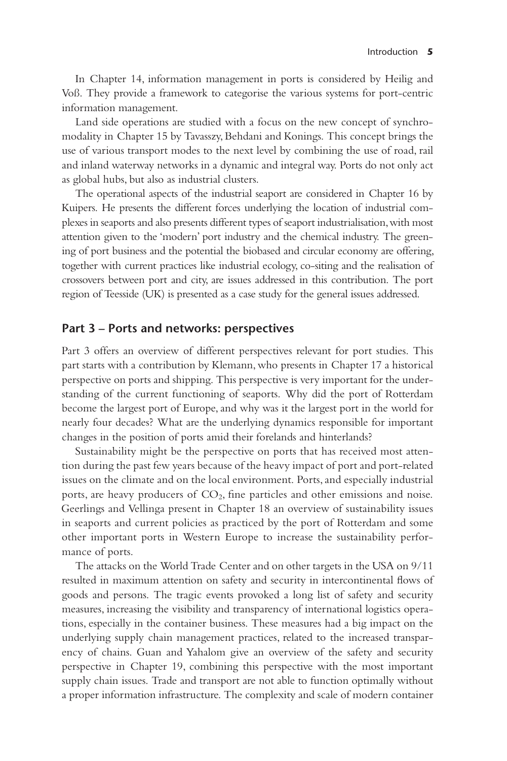In Chapter 14, information management in ports is considered by Heilig and Voß. They provide a framework to categorise the various systems for port-centric information management.

Land side operations are studied with a focus on the new concept of synchromodality in Chapter 15 by Tavasszy, Behdani and Konings. This concept brings the use of various transport modes to the next level by combining the use of road, rail and inland waterway networks in a dynamic and integral way. Ports do not only act as global hubs, but also as industrial clusters.

The operational aspects of the industrial seaport are considered in Chapter 16 by Kuipers. He presents the different forces underlying the location of industrial complexes in seaports and also presents different types of seaport industrialisation, with most attention given to the 'modern' port industry and the chemical industry. The greening of port business and the potential the biobased and circular economy are offering, together with current practices like industrial ecology, co-siting and the realisation of crossovers between port and city, are issues addressed in this contribution. The port region of Teesside (UK) is presented as a case study for the general issues addressed.

## Part 3 – Ports and networks: perspectives

Part 3 offers an overview of different perspectives relevant for port studies. This part starts with a contribution by Klemann, who presents in Chapter 17 a historical perspective on ports and shipping. This perspective is very important for the understanding of the current functioning of seaports. Why did the port of Rotterdam become the largest port of Europe, and why was it the largest port in the world for nearly four decades? What are the underlying dynamics responsible for important changes in the position of ports amid their forelands and hinterlands?

Sustainability might be the perspective on ports that has received most attention during the past few years because of the heavy impact of port and port-related issues on the climate and on the local environment. Ports, and especially industrial ports, are heavy producers of $CO_2$, fine particles and other emissions and noise. Geerlings and Vellinga present in Chapter 18 an overview of sustainability issues in seaports and current policies as practiced by the port of Rotterdam and some other important ports in Western Europe to increase the sustainability performance of ports.

The attacks on the World Trade Center and on other targets in the USA on 9/11 resulted in maximum attention on safety and security in intercontinental flows of goods and persons. The tragic events provoked a long list of safety and security measures, increasing the visibility and transparency of international logistics operations, especially in the container business. These measures had a big impact on the underlying supply chain management practices, related to the increased transparency of chains. Guan and Yahalom give an overview of the safety and security perspective in Chapter 19, combining this perspective with the most important supply chain issues. Trade and transport are not able to function optimally without a proper information infrastructure. The complexity and scale of modern container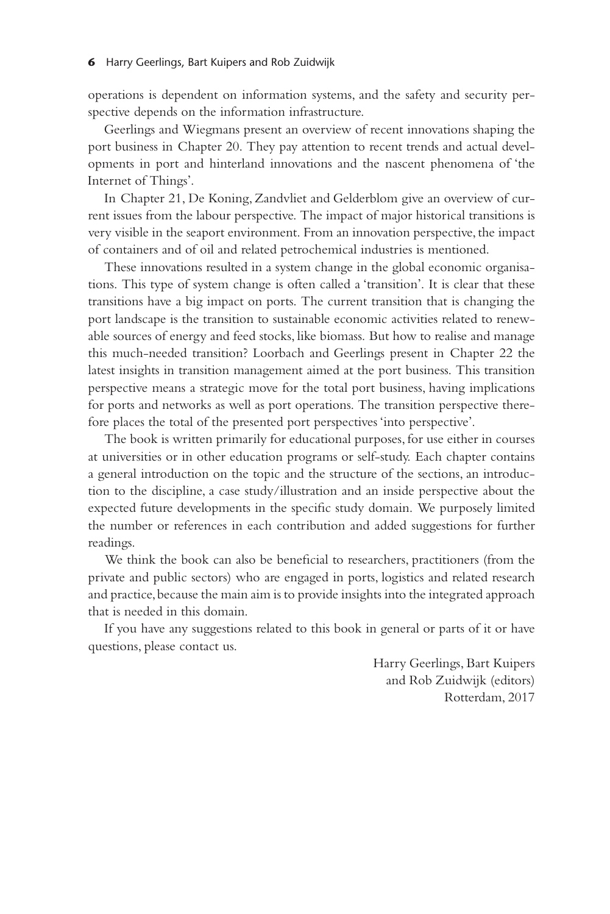operations is dependent on information systems, and the safety and security perspective depends on the information infrastructure.

Geerlings and Wiegmans present an overview of recent innovations shaping the port business in Chapter 20. They pay attention to recent trends and actual developments in port and hinterland innovations and the nascent phenomena of 'the Internet of Things'.

In Chapter 21, De Koning, Zandvliet and Gelderblom give an overview of current issues from the labour perspective. The impact of major historical transitions is very visible in the seaport environment. From an innovation perspective, the impact of containers and of oil and related petrochemical industries is mentioned.

These innovations resulted in a system change in the global economic organisations. This type of system change is often called a 'transition'. It is clear that these transitions have a big impact on ports. The current transition that is changing the port landscape is the transition to sustainable economic activities related to renewable sources of energy and feed stocks, like biomass. But how to realise and manage this much-needed transition? Loorbach and Geerlings present in Chapter 22 the latest insights in transition management aimed at the port business. This transition perspective means a strategic move for the total port business, having implications for ports and networks as well as port operations. The transition perspective therefore places the total of the presented port perspectives 'into perspective'.

The book is written primarily for educational purposes, for use either in courses at universities or in other education programs or self-study. Each chapter contains a general introduction on the topic and the structure of the sections, an introduction to the discipline, a case study/illustration and an inside perspective about the expected future developments in the specific study domain. We purposely limited the number or references in each contribution and added suggestions for further readings.

We think the book can also be beneficial to researchers, practitioners (from the private and public sectors) who are engaged in ports, logistics and related research and practice, because the main aim is to provide insights into the integrated approach that is needed in this domain.

If you have any suggestions related to this book in general or parts of it or have questions, please contact us.

Harry Geerlings, Bart Kuipers
and Rob Zuidwijk (editors)
Rotterdam, 2017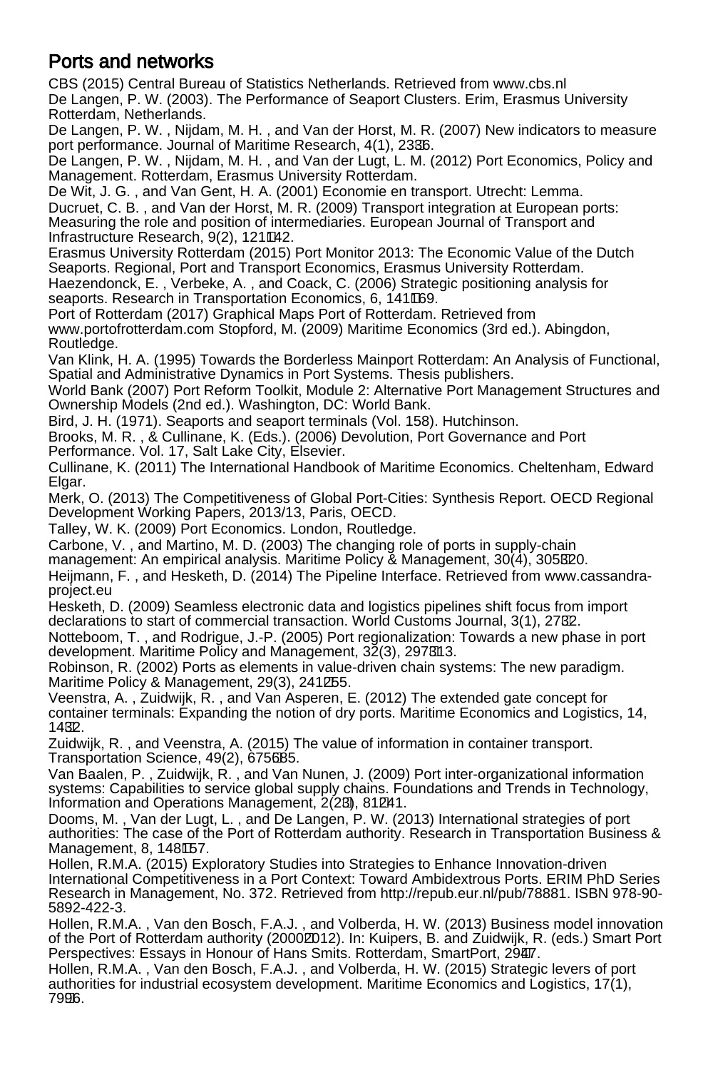## Ports and networks

CBS (2015) Central Bureau of Statistics Netherlands. Retrieved from www.cbs.nl

De Langen, P. W. (2003). The Performance of Seaport Clusters. Erim, Erasmus University Rotterdam, Netherlands.

De Langen, P. W. , Nijdam, M. H. , and Van der Horst, M. R. (2007) New indicators to measure port performance. Journal of Maritime Research, 4(1), 23–36.

De Langen, P. W. , Nijdam, M. H. , and Van der Lugt, L. M. (2012) Port Economics, Policy and Management. Rotterdam, Erasmus University Rotterdam.

De Wit, J. G. , and Van Gent, H. A. (2001) Economie en transport. Utrecht: Lemma.

Ducruet, C. B. , and Van der Horst, M. R. (2009) Transport integration at European ports: Measuring the role and position of intermediaries. European Journal of Transport and Infrastructure Research, 9(2), 121–142.

Erasmus University Rotterdam (2015) Port Monitor 2013: The Economic Value of the Dutch Seaports. Regional, Port and Transport Economics, Erasmus University Rotterdam.

Haezendonck, E. , Verbeke, A. , and Coack, C. (2006) Strategic positioning analysis for seaports. Research in Transportation Economics, 6, 141–169.

Port of Rotterdam (2017) Graphical Maps Port of Rotterdam. Retrieved from www.portofrotterdam.com Stopford, M. (2009) Maritime Economics (3rd ed.). Abingdon, Routledge.

Van Klink, H. A. (1995) Towards the Borderless Mainport Rotterdam: An Analysis of Functional, Spatial and Administrative Dynamics in Port Systems. Thesis publishers.

World Bank (2007) Port Reform Toolkit, Module 2: Alternative Port Management Structures and Ownership Models (2nd ed.). Washington, DC: World Bank.

Bird, J. H. (1971). Seaports and seaport terminals (Vol. 158). Hutchinson.

Brooks, M. R. , & Cullinane, K. (Eds.). (2006) Devolution, Port Governance and Port Performance. Vol. 17, Salt Lake City, Elsevier.

Cullinane, K. (2011) The International Handbook of Maritime Economics. Cheltenham, Edward Elgar.

Merk, O. (2013) The Competitiveness of Global Port-Cities: Synthesis Report. OECD Regional Development Working Papers, 2013/13, Paris, OECD.

Talley, W. K. (2009) Port Economics. London, Routledge.

Carbone, V. , and Martino, M. D. (2003) The changing role of ports in supply-chain management: An empirical analysis. Maritime Policy & Management, 30(4), 305–320.

Heijmann, F. , and Hesketh, D. (2014) The Pipeline Interface. Retrieved from www.cassandra-project.eu

Hesketh, D. (2009) Seamless electronic data and logistics pipelines shift focus from import declarations to start of commercial transaction. World Customs Journal, 3(1), 27–32.

Notteboom, T. , and Rodrigue, J.-P. (2005) Port regionalization: Towards a new phase in port development. Maritime Policy and Management, 32(3), 297–313.

Robinson, R. (2002) Ports as elements in value-driven chain systems: The new paradigm. Maritime Policy & Management, 29(3), 241–255.

Veenstra, A. , Zuidwijk, R. , and Van Asperen, E. (2012) The extended gate concept for container terminals: Expanding the notion of dry ports. Maritime Economics and Logistics, 14, 14–32.

Zuidwijk, R. , and Veenstra, A. (2015) The value of information in container transport. Transportation Science, 49(2), 675–685.

Van Baalen, P. , Zuidwijk, R. , and Van Nunen, J. (2009) Port inter-organizational information systems: Capabilities to service global supply chains. Foundations and Trends in Technology, Information and Operations Management, 2(2–3), 81–241.

Dooms, M. , Van der Lugt, L. , and De Langen, P. W. (2013) International strategies of port authorities: The case of the Port of Rotterdam authority. Research in Transportation Business & Management, 8, 148–157.

Hollen, R.M.A. (2015) Exploratory Studies into Strategies to Enhance Innovation-driven International Competitiveness in a Port Context: Toward Ambidextrous Ports. ERIM PhD Series Research in Management, No. 372. Retrieved from http://repub.eur.nl/pub/78881. ISBN 978-90-5892-422-3.

Hollen, R.M.A. , Van den Bosch, F.A.J. , and Volberda, H. W. (2013) Business model innovation of the Port of Rotterdam authority (2000–2012). In: Kuipers, B. and Zuidwijk, R. (eds.) Smart Port Perspectives: Essays in Honour of Hans Smits. Rotterdam, SmartPort, 29–47.

Hollen, R.M.A. , Van den Bosch, F.A.J. , and Volberda, H. W. (2015) Strategic levers of port authorities for industrial ecosystem development. Maritime Economics and Logistics, 17(1), 79–96.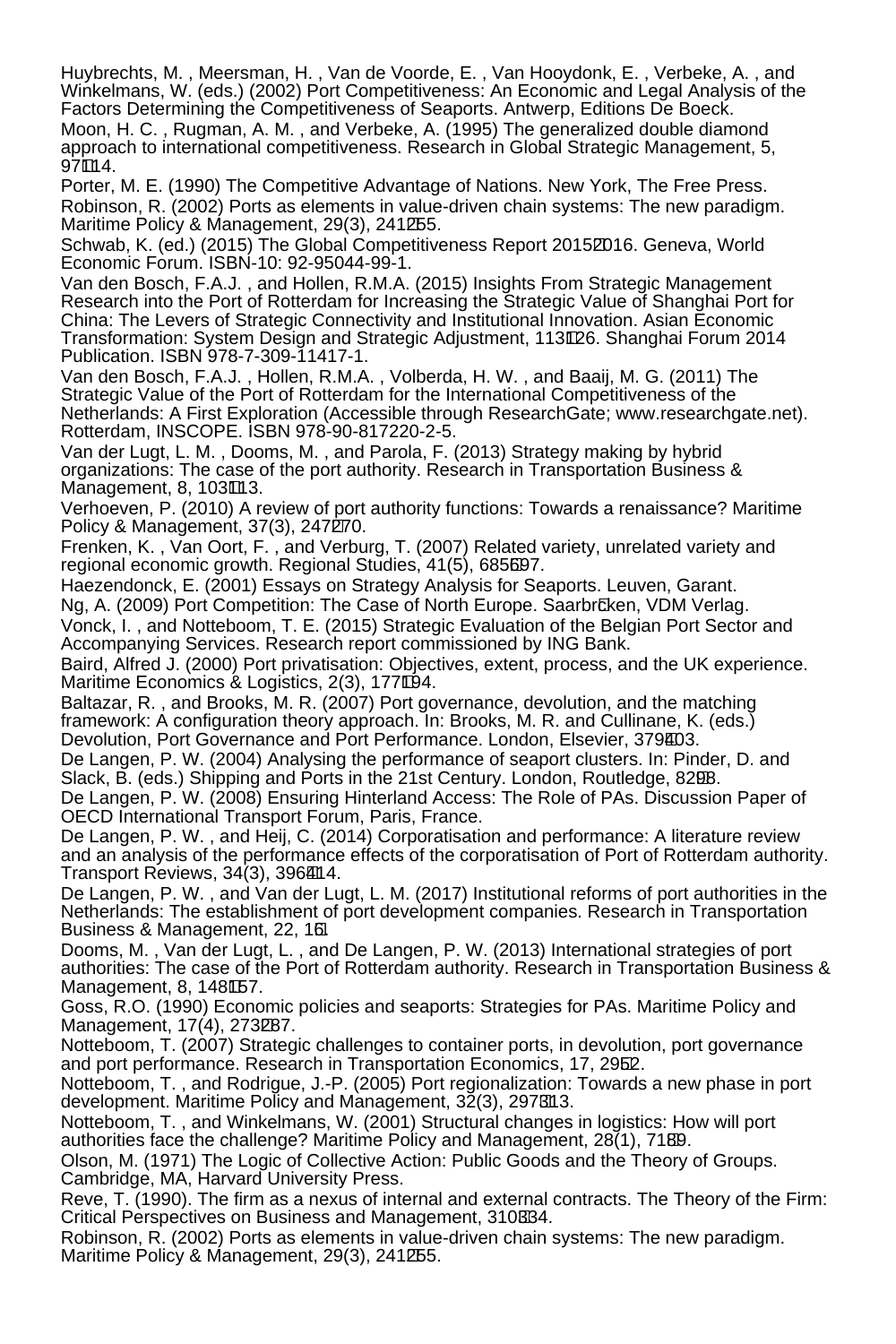Huybrechts, M. , Meersman, H. , Van de Voorde, E. , Van Hooydonk, E. , Verbeke, A. , and Winkelmans, W. (eds.) (2002) Port Competitiveness: An Economic and Legal Analysis of the Factors Determining the Competitiveness of Seaports. Antwerp, Editions De Boeck.

Moon, H. C. , Rugman, A. M. , and Verbeke, A. (1995) The generalized double diamond approach to international competitiveness. Research in Global Strategic Management, 5, 97114.

Porter, M. E. (1990) The Competitive Advantage of Nations. New York, The Free Press.

Robinson, R. (2002) Ports as elements in value-driven chain systems: The new paradigm. Maritime Policy & Management, 29(3), 241255.

Schwab, K. (ed.) (2015) The Global Competitiveness Report 20152016. Geneva, World Economic Forum. ISBN-10: 92-95044-99-1.

Van den Bosch, F.A.J. , and Hollen, R.M.A. (2015) Insights From Strategic Management Research into the Port of Rotterdam for Increasing the Strategic Value of Shanghai Port for China: The Levers of Strategic Connectivity and Institutional Innovation. Asian Economic Transformation: System Design and Strategic Adjustment, 113126. Shanghai Forum 2014 Publication. ISBN 978-7-309-11417-1.

Van den Bosch, F.A.J. , Hollen, R.M.A. , Volberda, H. W. , and Baaij, M. G. (2011) The Strategic Value of the Port of Rotterdam for the International Competitiveness of the Netherlands: A First Exploration (Accessible through ResearchGate; www.researchgate.net). Rotterdam, INSCOPE. ISBN 978-90-817220-2-5.

Van der Lugt, L. M. , Dooms, M. , and Parola, F. (2013) Strategy making by hybrid organizations: The case of the port authority. Research in Transportation Business & Management, 8, 103113.

Verhoeven, P. (2010) A review of port authority functions: Towards a renaissance? Maritime Policy & Management, 37(3), 247270.

Frenken, K. , Van Oort, F. , and Verburg, T. (2007) Related variety, unrelated variety and regional economic growth. Regional Studies, 41(5), 685697.

Haezendonck, E. (2001) Essays on Strategy Analysis for Seaports. Leuven, Garant.

Ng, A. (2009) Port Competition: The Case of North Europe. Saarbrcken, VDM Verlag.

Vonck, I. , and Notteboom, T. E. (2015) Strategic Evaluation of the Belgian Port Sector and Accompanying Services. Research report commissioned by ING Bank.

Baird, Alfred J. (2000) Port privatisation: Objectives, extent, process, and the UK experience. Maritime Economics & Logistics, 2(3), 177194.

Baltazar, R. , and Brooks, M. R. (2007) Port governance, devolution, and the matching framework: A configuration theory approach. In: Brooks, M. R. and Cullinane, K. (eds.) Devolution, Port Governance and Port Performance. London, Elsevier, 379403.

De Langen, P. W. (2004) Analysing the performance of seaport clusters. In: Pinder, D. and Slack, B. (eds.) Shipping and Ports in the 21st Century. London, Routledge, 8298.

De Langen, P. W. (2008) Ensuring Hinterland Access: The Role of PAs. Discussion Paper of OECD International Transport Forum, Paris, France.

De Langen, P. W. , and Heij, C. (2014) Corporatisation and performance: A literature review and an analysis of the performance effects of the corporatisation of Port of Rotterdam authority. Transport Reviews, 34(3), 396414.

De Langen, P. W. , and Van der Lugt, L. M. (2017) Institutional reforms of port authorities in the Netherlands: The establishment of port development companies. Research in Transportation Business & Management, 22, 161

Dooms, M. , Van der Lugt, L. , and De Langen, P. W. (2013) International strategies of port authorities: The case of the Port of Rotterdam authority. Research in Transportation Business & Management, 8, 148157.

Goss, R.O. (1990) Economic policies and seaports: Strategies for PAs. Maritime Policy and Management, 17(4), 273287.

Notteboom, T. (2007) Strategic challenges to container ports, in devolution, port governance and port performance. Research in Transportation Economics, 17, 2952.

Notteboom, T. , and Rodrigue, J.-P. (2005) Port regionalization: Towards a new phase in port development. Maritime Policy and Management, 32(3), 297313.

Notteboom, T. , and Winkelmans, W. (2001) Structural changes in logistics: How will port authorities face the challenge? Maritime Policy and Management, 28(1), 7189.

Olson, M. (1971) The Logic of Collective Action: Public Goods and the Theory of Groups. Cambridge, MA, Harvard University Press.

Reve, T. (1990). The firm as a nexus of internal and external contracts. The Theory of the Firm: Critical Perspectives on Business and Management, 310334.

Robinson, R. (2002) Ports as elements in value-driven chain systems: The new paradigm. Maritime Policy & Management, 29(3), 241255.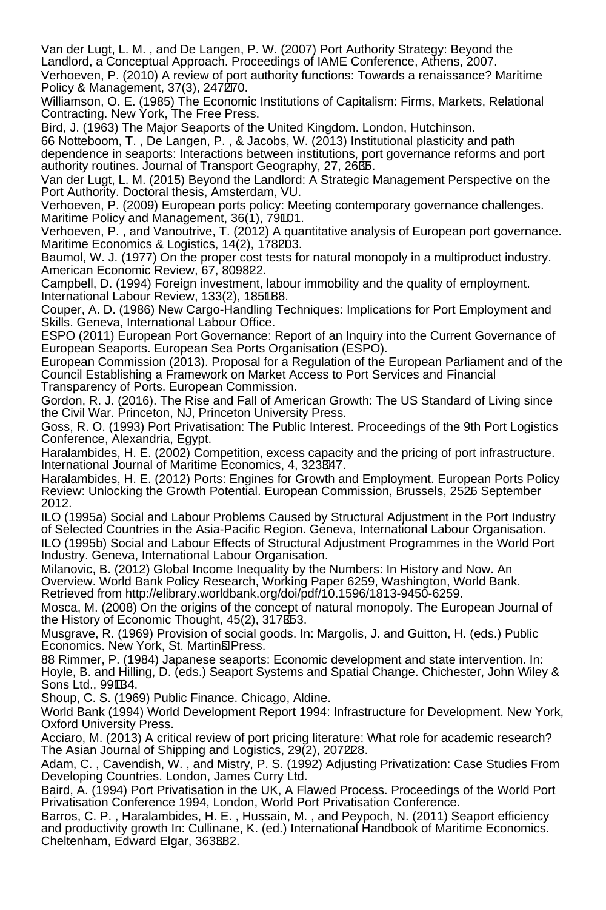Van der Lugt, L. M. , and De Langen, P. W. (2007) Port Authority Strategy: Beyond the Landlord, a Conceptual Approach. Proceedings of IAME Conference, Athens, 2007.

Verhoeven, P. (2010) A review of port authority functions: Towards a renaissance? Maritime Policy & Management, 37(3), 247–270.

Williamson, O. E. (1985) The Economic Institutions of Capitalism: Firms, Markets, Relational Contracting. New York, The Free Press.

Bird, J. (1963) The Major Seaports of the United Kingdom. London, Hutchinson.

66 Notteboom, T. , De Langen, P. , & Jacobs, W. (2013) Institutional plasticity and path dependence in seaports: Interactions between institutions, port governance reforms and port authority routines. Journal of Transport Geography, 27, 26–35.

Van der Lugt, L. M. (2015) Beyond the Landlord: A Strategic Management Perspective on the Port Authority. Doctoral thesis, Amsterdam, VU.

Verhoeven, P. (2009) European ports policy: Meeting contemporary governance challenges. Maritime Policy and Management, 36(1), 79–101.

Verhoeven, P. , and Vanoutrive, T. (2012) A quantitative analysis of European port governance. Maritime Economics & Logistics, 14(2), 178–203.

Baumol, W. J. (1977) On the proper cost tests for natural monopoly in a multiproduct industry. American Economic Review, 67, 809–822.

Campbell, D. (1994) Foreign investment, labour immobility and the quality of employment. International Labour Review, 133(2), 185–188.

Couper, A. D. (1986) New Cargo-Handling Techniques: Implications for Port Employment and Skills. Geneva, International Labour Office.

ESPO (2011) European Port Governance: Report of an Inquiry into the Current Governance of European Seaports. European Sea Ports Organisation (ESPO).

European Commission (2013). Proposal for a Regulation of the European Parliament and of the Council Establishing a Framework on Market Access to Port Services and Financial Transparency of Ports. European Commission.

Gordon, R. J. (2016). The Rise and Fall of American Growth: The US Standard of Living since the Civil War. Princeton, NJ, Princeton University Press.

Goss, R. O. (1993) Port Privatisation: The Public Interest. Proceedings of the 9th Port Logistics Conference, Alexandria, Egypt.

Haralambides, H. E. (2002) Competition, excess capacity and the pricing of port infrastructure. International Journal of Maritime Economics, 4, 323–347.

Haralambides, H. E. (2012) Ports: Engines for Growth and Employment. European Ports Policy Review: Unlocking the Growth Potential. European Commission, Brussels, 25–26 September 2012.

ILO (1995a) Social and Labour Problems Caused by Structural Adjustment in the Port Industry of Selected Countries in the Asia-Pacific Region. Geneva, International Labour Organisation.

ILO (1995b) Social and Labour Effects of Structural Adjustment Programmes in the World Port Industry. Geneva, International Labour Organisation.

Milanovic, B. (2012) Global Income Inequality by the Numbers: In History and Now. An Overview. World Bank Policy Research, Working Paper 6259, Washington, World Bank. Retrieved from http://elibrary.worldbank.org/doi/pdf/10.1596/1813-9450-6259.

Mosca, M. (2008) On the origins of the concept of natural monopoly. The European Journal of the History of Economic Thought, 45(2), 317–353.

Musgrave, R. (1969) Provision of social goods. In: Margolis, J. and Guitton, H. (eds.) Public Economics. New York, St. Martin's Press.

88 Rimmer, P. (1984) Japanese seaports: Economic development and state intervention. In: Hoyle, B. and Hilling, D. (eds.) Seaport Systems and Spatial Change. Chichester, John Wiley & Sons Ltd., 99–134.

Shoup, C. S. (1969) Public Finance. Chicago, Aldine.

World Bank (1994) World Development Report 1994: Infrastructure for Development. New York, Oxford University Press.

Acciaro, M. (2013) A critical review of port pricing literature: What role for academic research? The Asian Journal of Shipping and Logistics, 29(2), 207–228.

Adam, C. , Cavendish, W. , and Mistry, P. S. (1992) Adjusting Privatization: Case Studies From Developing Countries. London, James Curry Ltd.

Baird, A. (1994) Port Privatisation in the UK, A Flawed Process. Proceedings of the World Port Privatisation Conference 1994, London, World Port Privatisation Conference.

Barros, C. P. , Haralambides, H. E. , Hussain, M. , and Peypoch, N. (2011) Seaport efficiency and productivity growth In: Cullinane, K. (ed.) International Handbook of Maritime Economics. Cheltenham, Edward Elgar, 363–382.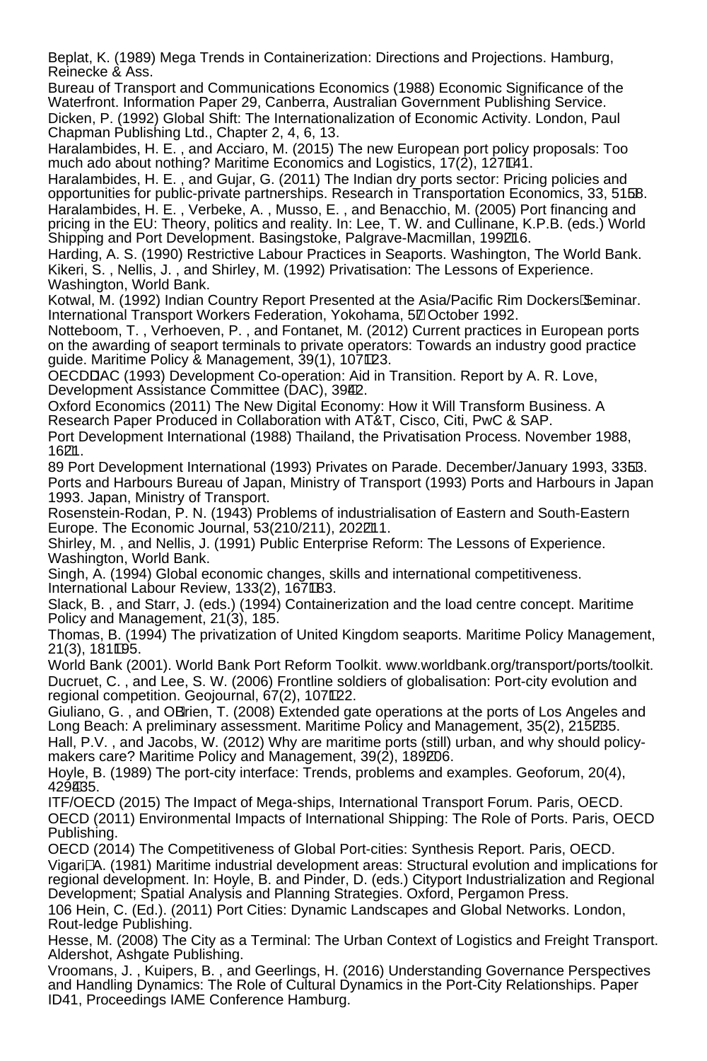Beplat, K. (1989) Mega Trends in Containerization: Directions and Projections. Hamburg, Reinecke & Ass.

Bureau of Transport and Communications Economics (1988) Economic Significance of the Waterfront. Information Paper 29, Canberra, Australian Government Publishing Service.

Dicken, P. (1992) Global Shift: The Internationalization of Economic Activity. London, Paul Chapman Publishing Ltd., Chapter 2, 4, 6, 13.

Haralambides, H. E. , and Acciaro, M. (2015) The new European port policy proposals: Too much ado about nothing? Maritime Economics and Logistics, 17(2), 127–141.

Haralambides, H. E. , and Gujar, G. (2011) The Indian dry ports sector: Pricing policies and opportunities for public-private partnerships. Research in Transportation Economics, 33, 51–58.

Haralambides, H. E. , Verbeke, A. , Musso, E. , and Benacchio, M. (2005) Port financing and pricing in the EU: Theory, politics and reality. In: Lee, T. W. and Cullinane, K.P.B. (eds.) World Shipping and Port Development. Basingstoke, Palgrave-Macmillan, 199–216.

Harding, A. S. (1990) Restrictive Labour Practices in Seaports. Washington, The World Bank.

Kikeri, S. , Nellis, J. , and Shirley, M. (1992) Privatisation: The Lessons of Experience. Washington, World Bank.

Kotwal, M. (1992) Indian Country Report Presented at the Asia/Pacific Rim Dockers' Seminar. International Transport Workers Federation, Yokohama, 5–7 October 1992.

Notteboom, T. , Verhoeven, P. , and Fontanet, M. (2012) Current practices in European ports on the awarding of seaport terminals to private operators: Towards an industry good practice guide. Maritime Policy & Management, 39(1), 107–123.

OECD–DAC (1993) Development Co-operation: Aid in Transition. Report by A. R. Love, Development Assistance Committee (DAC), 39–42.

Oxford Economics (2011) The New Digital Economy: How it Will Transform Business. A Research Paper Produced in Collaboration with AT&T, Cisco, Citi, PwC & SAP.

Port Development International (1988) Thailand, the Privatisation Process. November 1988, 16–21.

89 Port Development International (1993) Privates on Parade. December/January 1993, 33–53.

Ports and Harbours Bureau of Japan, Ministry of Transport (1993) Ports and Harbours in Japan 1993. Japan, Ministry of Transport.

Rosenstein-Rodan, P. N. (1943) Problems of industrialisation of Eastern and South-Eastern Europe. The Economic Journal, 53(210/211), 202–211.

Shirley, M. , and Nellis, J. (1991) Public Enterprise Reform: The Lessons of Experience. Washington, World Bank.

Singh, A. (1994) Global economic changes, skills and international competitiveness. International Labour Review, 133(2), 167–183.

Slack, B. , and Starr, J. (eds.) (1994) Containerization and the load centre concept. Maritime Policy and Management, 21(3), 185.

Thomas, B. (1994) The privatization of United Kingdom seaports. Maritime Policy Management, 21(3), 181–195.

World Bank (2001). World Bank Port Reform Toolkit. www.worldbank.org/transport/ports/toolkit.

Ducruet, C. , and Lee, S. W. (2006) Frontline soldiers of globalisation: Port-city evolution and regional competition. Geojournal, 67(2), 107–122.

Giuliano, G. , and O'Brien, T. (2008) Extended gate operations at the ports of Los Angeles and Long Beach: A preliminary assessment. Maritime Policy and Management, 35(2), 215–235.

Hall, P.V. , and Jacobs, W. (2012) Why are maritime ports (still) urban, and why should policy-makers care? Maritime Policy and Management, 39(2), 189–206.

Hoyle, B. (1989) The port-city interface: Trends, problems and examples. Geoforum, 20(4), 429–435.

ITF/OECD (2015) The Impact of Mega-ships, International Transport Forum. Paris, OECD.

OECD (2011) Environmental Impacts of International Shipping: The Role of Ports. Paris, OECD Publishing.

OECD (2014) The Competitiveness of Global Port-cities: Synthesis Report. Paris, OECD.

Vigarié, A. (1981) Maritime industrial development areas: Structural evolution and implications for regional development. In: Hoyle, B. and Pinder, D. (eds.) Cityport Industrialization and Regional Development; Spatial Analysis and Planning Strategies. Oxford, Pergamon Press.

106 Hein, C. (Ed.). (2011) Port Cities: Dynamic Landscapes and Global Networks. London, Rout-ledge Publishing.

Hesse, M. (2008) The City as a Terminal: The Urban Context of Logistics and Freight Transport. Aldershot, Ashgate Publishing.

Vroomans, J. , Kuipers, B. , and Geerlings, H. (2016) Understanding Governance Perspectives and Handling Dynamics: The Role of Cultural Dynamics in the Port-City Relationships. Paper ID41, Proceedings IAME Conference Hamburg.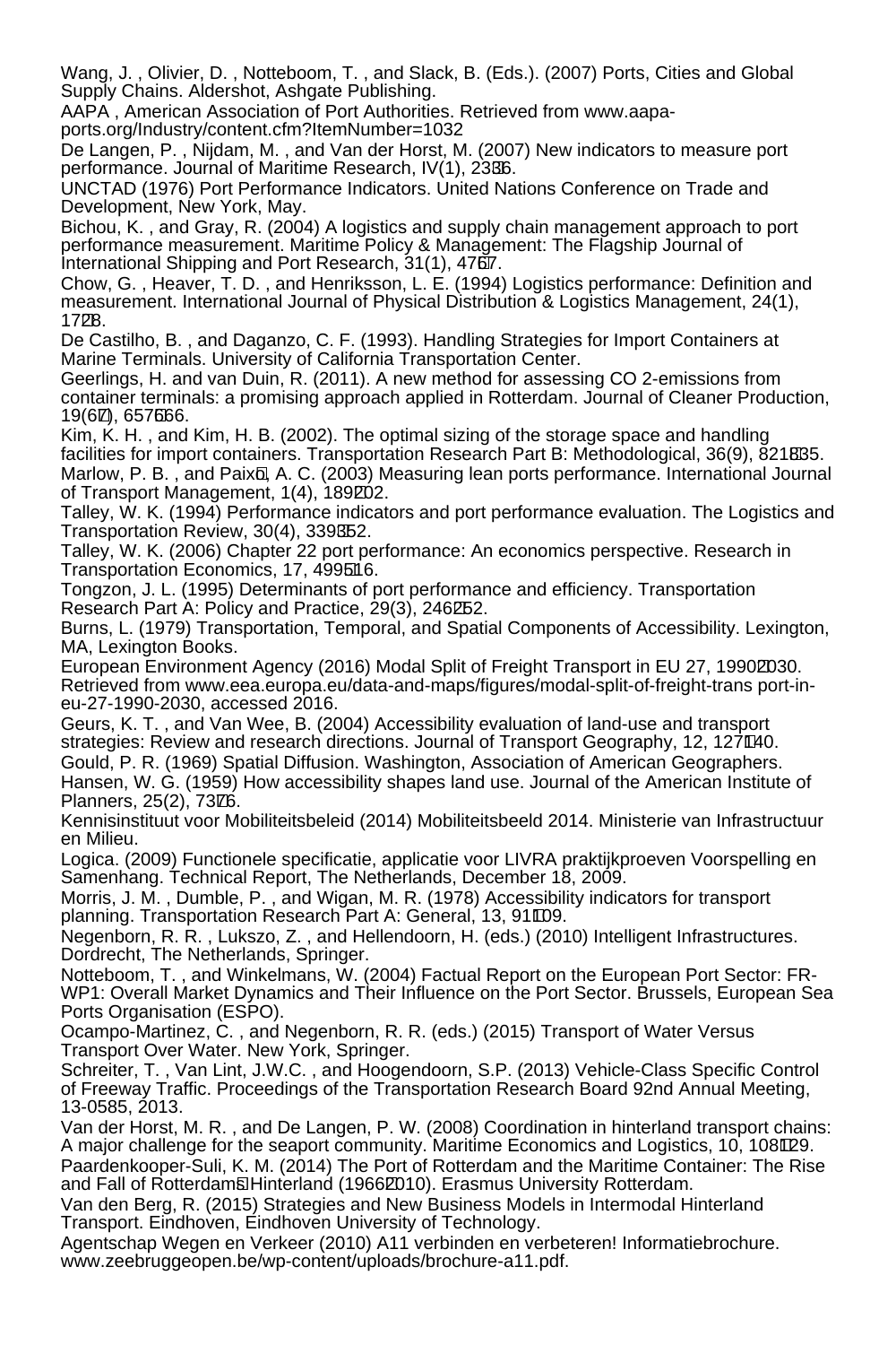Wang, J. , Olivier, D. , Notteboom, T. , and Slack, B. (Eds.). (2007) Ports, Cities and Global Supply Chains. Aldershot, Ashgate Publishing.

AAPA , American Association of Port Authorities. Retrieved from www.aapa-ports.org/Industry/content.cfm?ItemNumber=1032

De Langen, P. , Nijdam, M. , and Van der Horst, M. (2007) New indicators to measure port performance. Journal of Maritime Research, IV(1), 23–36.

UNCTAD (1976) Port Performance Indicators. United Nations Conference on Trade and Development, New York, May.

Bichou, K. , and Gray, R. (2004) A logistics and supply chain management approach to port performance measurement. Maritime Policy & Management: The Flagship Journal of International Shipping and Port Research, 31(1), 47–67.

Chow, G. , Heaver, T. D. , and Henriksson, L. E. (1994) Logistics performance: Definition and measurement. International Journal of Physical Distribution & Logistics Management, 24(1), 17–28.

De Castilho, B. , and Daganzo, C. F. (1993). Handling Strategies for Import Containers at Marine Terminals. University of California Transportation Center.

Geerlings, H. and van Duin, R. (2011). A new method for assessing CO 2-emissions from container terminals: a promising approach applied in Rotterdam. Journal of Cleaner Production, 19(6–7), 657–666.

Kim, K. H. , and Kim, H. B. (2002). The optimal sizing of the storage space and handling facilities for import containers. Transportation Research Part B: Methodological, 36(9), 821–835.

Marlow, P. B. , and Paixão, A. C. (2003) Measuring lean ports performance. International Journal of Transport Management, 1(4), 189–202.

Talley, W. K. (1994) Performance indicators and port performance evaluation. The Logistics and Transportation Review, 30(4), 339–352.

Talley, W. K. (2006) Chapter 22 port performance: An economics perspective. Research in Transportation Economics, 17, 499–516.

Tongzon, J. L. (1995) Determinants of port performance and efficiency. Transportation Research Part A: Policy and Practice, 29(3), 246–252.

Burns, L. (1979) Transportation, Temporal, and Spatial Components of Accessibility. Lexington, MA, Lexington Books.

European Environment Agency (2016) Modal Split of Freight Transport in EU 27, 1990–2030. Retrieved from www.eea.europa.eu/data-and-maps/figures/modal-split-of-freight-trans port-in-eu-27-1990-2030, accessed 2016.

Geurs, K. T. , and Van Wee, B. (2004) Accessibility evaluation of land-use and transport strategies: Review and research directions. Journal of Transport Geography, 12, 127–140.

Gould, P. R. (1969) Spatial Diffusion. Washington, Association of American Geographers.

Hansen, W. G. (1959) How accessibility shapes land use. Journal of the American Institute of Planners, 25(2), 73–76.

Kennisinstituut voor Mobiliteitsbeleid (2014) Mobiliteitsbeeld 2014. Ministerie van Infrastructuur en Milieu.

Logica. (2009) Functionele specificatie, applicatie voor LIVRA praktijkproeven Voorspelling en Samenhang. Technical Report, The Netherlands, December 18, 2009.

Morris, J. M. , Dumble, P. , and Wigan, M. R. (1978) Accessibility indicators for transport planning. Transportation Research Part A: General, 13, 91–109.

Negenborn, R. R. , Lukszo, Z. , and Hellendoorn, H. (eds.) (2010) Intelligent Infrastructures. Dordrecht, The Netherlands, Springer.

Notteboom, T. , and Winkelmans, W. (2004) Factual Report on the European Port Sector: FR-WP1: Overall Market Dynamics and Their Influence on the Port Sector. Brussels, European Sea Ports Organisation (ESPO).

Ocampo-Martinez, C. , and Negenborn, R. R. (eds.) (2015) Transport of Water Versus Transport Over Water. New York, Springer.

Schreiter, T. , Van Lint, J.W.C. , and Hoogendoorn, S.P. (2013) Vehicle-Class Specific Control of Freeway Traffic. Proceedings of the Transportation Research Board 92nd Annual Meeting, 13-0585, 2013.

Van der Horst, M. R. , and De Langen, P. W. (2008) Coordination in hinterland transport chains: A major challenge for the seaport community. Maritime Economics and Logistics, 10, 108–129.

Paardenkooper-Suli, K. M. (2014) The Port of Rotterdam and the Maritime Container: The Rise and Fall of Rotterdam's Hinterland (1966–2010). Erasmus University Rotterdam.

Van den Berg, R. (2015) Strategies and New Business Models in Intermodal Hinterland Transport. Eindhoven, Eindhoven University of Technology.

Agentschap Wegen en Verkeer (2010) A11 verbinden en verbeteren! Informatiebrochure. www.zeebruggeopen.be/wp-content/uploads/brochure-a11.pdf.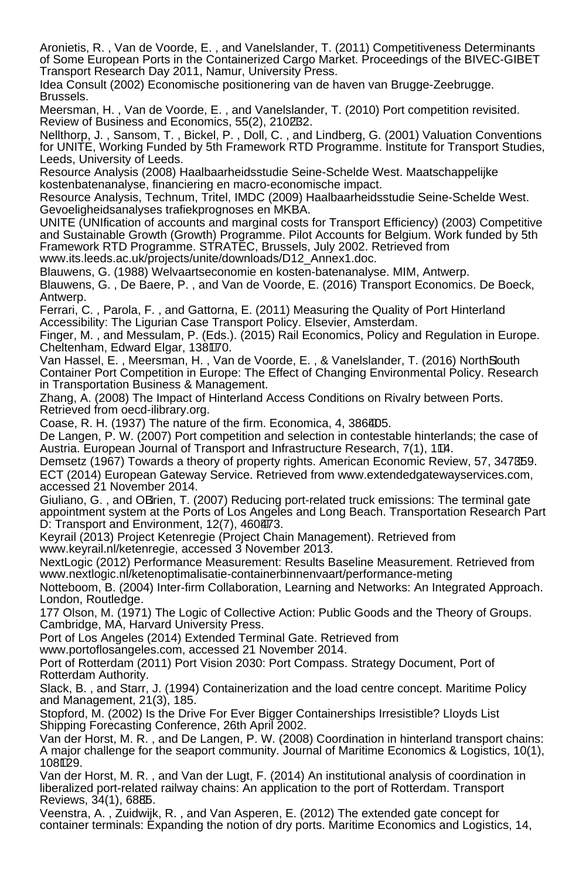Aronietis, R. , Van de Voorde, E. , and Vanelslander, T. (2011) Competitiveness Determinants of Some European Ports in the Containerized Cargo Market. Proceedings of the BIVEC-GIBET Transport Research Day 2011, Namur, University Press.

Idea Consult (2002) Economische positionering van de haven van Brugge-Zeebrugge. Brussels.

Meersman, H. , Van de Voorde, E. , and Vanelslander, T. (2010) Port competition revisited. Review of Business and Economics, 55(2), 210232.

Nellthorp, J. , Sansom, T. , Bickel, P. , Doll, C. , and Lindberg, G. (2001) Valuation Conventions for UNITE, Working Funded by 5th Framework RTD Programme. Institute for Transport Studies, Leeds, University of Leeds.

Resource Analysis (2008) Haalbaarheidsstudie Seine-Schelde West. Maatschappelijke kostenbatenanalyse, financiering en macro-economische impact.

Resource Analysis, Technum, Tritel, IMDC (2009) Haalbaarheidsstudie Seine-Schelde West. Gevoeligheidsanalyses trafiekprognoses en MKBA.

UNITE (UNIfication of accounts and marginal costs for Transport Efficiency) (2003) Competitive and Sustainable Growth (Growth) Programme. Pilot Accounts for Belgium. Work funded by 5th Framework RTD Programme. STRATEC, Brussels, July 2002. Retrieved from www.its.leeds.ac.uk/projects/unite/downloads/D12_Annex1.doc.

Blauwens, G. (1988) Welvaartseconomie en kosten-batenanalyse. MIM, Antwerp.

Blauwens, G. , De Baere, P. , and Van de Voorde, E. (2016) Transport Economics. De Boeck, Antwerp.

Ferrari, C. , Parola, F. , and Gattorna, E. (2011) Measuring the Quality of Port Hinterland Accessibility: The Ligurian Case Transport Policy. Elsevier, Amsterdam.

Finger, M. , and Messulam, P. (Eds.). (2015) Rail Economics, Policy and Regulation in Europe. Cheltenham, Edward Elgar, 138170.

Van Hassel, E. , Meersman, H. , Van de Voorde, E. , & Vanelslander, T. (2016) NorthSouth Container Port Competition in Europe: The Effect of Changing Environmental Policy. Research in Transportation Business & Management.

Zhang, A. (2008) The Impact of Hinterland Access Conditions on Rivalry between Ports. Retrieved from oecd-ilibrary.org.

Coase, R. H. (1937) The nature of the firm. Economica, 4, 386405.

De Langen, P. W. (2007) Port competition and selection in contestable hinterlands; the case of Austria. European Journal of Transport and Infrastructure Research, 7(1), 114.

Demsetz (1967) Towards a theory of property rights. American Economic Review, 57, 347359.

ECT (2014) European Gateway Service. Retrieved from www.extendedgatewayservices.com, accessed 21 November 2014.

Giuliano, G. , and OBrien, T. (2007) Reducing port-related truck emissions: The terminal gate appointment system at the Ports of Los Angeles and Long Beach. Transportation Research Part D: Transport and Environment, 12(7), 460473.

Keyrail (2013) Project Ketenregie (Project Chain Management). Retrieved from www.keyrail.nl/ketenregie, accessed 3 November 2013.

NextLogic (2012) Performance Measurement: Results Baseline Measurement. Retrieved from www.nextlogic.nl/ketenoptimalisatie-containerbinnenvaart/performance-meting

Notteboom, B. (2004) Inter-firm Collaboration, Learning and Networks: An Integrated Approach. London, Routledge.

177 Olson, M. (1971) The Logic of Collective Action: Public Goods and the Theory of Groups. Cambridge, MA, Harvard University Press.

Port of Los Angeles (2014) Extended Terminal Gate. Retrieved from www.portoflosangeles.com, accessed 21 November 2014.

Port of Rotterdam (2011) Port Vision 2030: Port Compass. Strategy Document, Port of Rotterdam Authority.

Slack, B. , and Starr, J. (1994) Containerization and the load centre concept. Maritime Policy and Management, 21(3), 185.

Stopford, M. (2002) Is the Drive For Ever Bigger Containerships Irresistible? Lloyds List Shipping Forecasting Conference, 26th April 2002.

Van der Horst, M. R. , and De Langen, P. W. (2008) Coordination in hinterland transport chains: A major challenge for the seaport community. Journal of Maritime Economics & Logistics, 10(1), 108129.

Van der Horst, M. R. , and Van der Lugt, F. (2014) An institutional analysis of coordination in liberalized port-related railway chains: An application to the port of Rotterdam. Transport Reviews, 34(1), 6885.

Veenstra, A. , Zuidwijk, R. , and Van Asperen, E. (2012) The extended gate concept for container terminals: Expanding the notion of dry ports. Maritime Economics and Logistics, 14,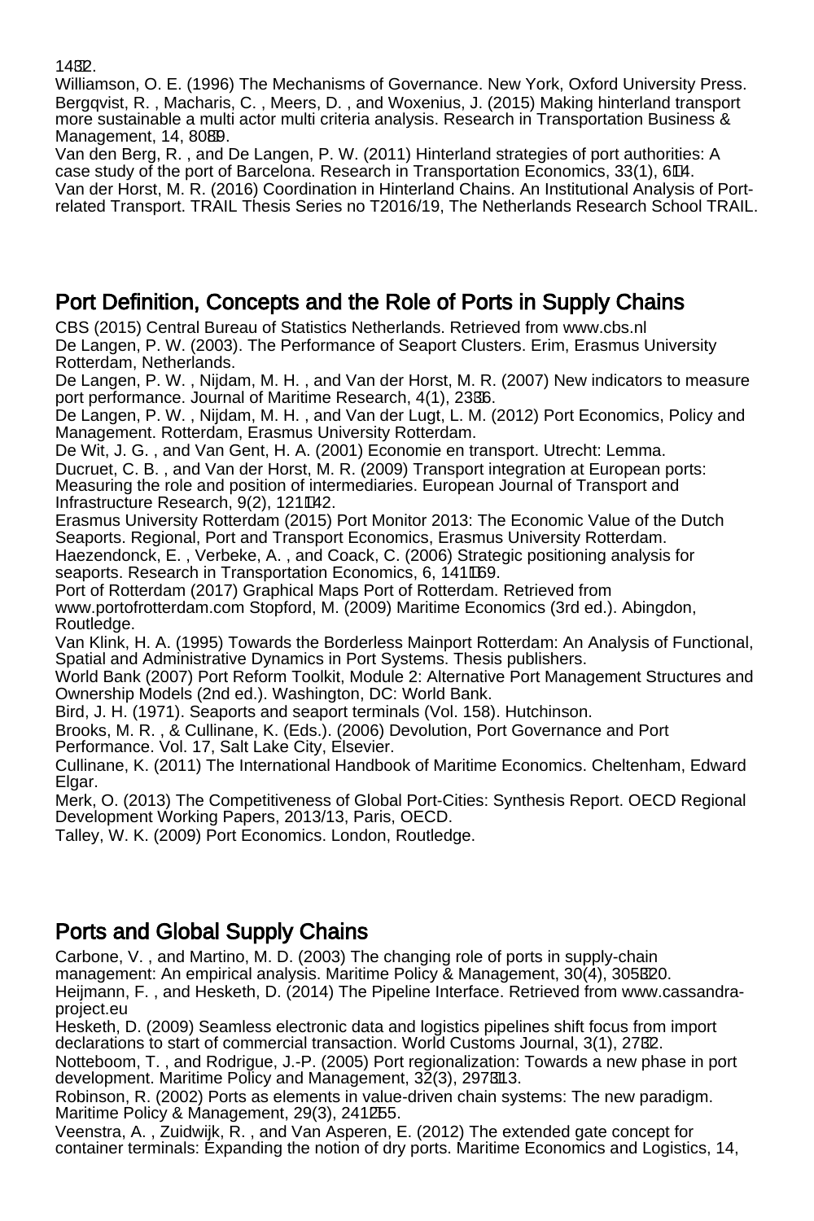14−32.
Williamson, O. E. (1996) The Mechanisms of Governance. New York, Oxford University Press.
Bergqvist, R. , Macharis, C. , Meers, D. , and Woxenius, J. (2015) Making hinterland transport more sustainable a multi actor multi criteria analysis. Research in Transportation Business & Management, 14, 80−89.
Van den Berg, R. , and De Langen, P. W. (2011) Hinterland strategies of port authorities: A case study of the port of Barcelona. Research in Transportation Economics, 33(1), 6−14.
Van der Horst, M. R. (2016) Coordination in Hinterland Chains. An Institutional Analysis of Port-related Transport. TRAIL Thesis Series no T2016/19, The Netherlands Research School TRAIL.

## Port Definition, Concepts and the Role of Ports in Supply Chains

CBS (2015) Central Bureau of Statistics Netherlands. Retrieved from www.cbs.nl
De Langen, P. W. (2003). The Performance of Seaport Clusters. Erim, Erasmus University Rotterdam, Netherlands.
De Langen, P. W. , Nijdam, M. H. , and Van der Horst, M. R. (2007) New indicators to measure port performance. Journal of Maritime Research, 4(1), 23−36.
De Langen, P. W. , Nijdam, M. H. , and Van der Lugt, L. M. (2012) Port Economics, Policy and Management. Rotterdam, Erasmus University Rotterdam.
De Wit, J. G. , and Van Gent, H. A. (2001) Economie en transport. Utrecht: Lemma.
Ducruet, C. B. , and Van der Horst, M. R. (2009) Transport integration at European ports: Measuring the role and position of intermediaries. European Journal of Transport and Infrastructure Research, 9(2), 121−142.
Erasmus University Rotterdam (2015) Port Monitor 2013: The Economic Value of the Dutch Seaports. Regional, Port and Transport Economics, Erasmus University Rotterdam.
Haezendonck, E. , Verbeke, A. , and Coack, C. (2006) Strategic positioning analysis for seaports. Research in Transportation Economics, 6, 141−169.
Port of Rotterdam (2017) Graphical Maps Port of Rotterdam. Retrieved from www.portofrotterdam.com Stopford, M. (2009) Maritime Economics (3rd ed.). Abingdon, Routledge.
Van Klink, H. A. (1995) Towards the Borderless Mainport Rotterdam: An Analysis of Functional, Spatial and Administrative Dynamics in Port Systems. Thesis publishers.
World Bank (2007) Port Reform Toolkit, Module 2: Alternative Port Management Structures and Ownership Models (2nd ed.). Washington, DC: World Bank.
Bird, J. H. (1971). Seaports and seaport terminals (Vol. 158). Hutchinson.
Brooks, M. R. , & Cullinane, K. (Eds.). (2006) Devolution, Port Governance and Port Performance. Vol. 17, Salt Lake City, Elsevier.
Cullinane, K. (2011) The International Handbook of Maritime Economics. Cheltenham, Edward Elgar.
Merk, O. (2013) The Competitiveness of Global Port-Cities: Synthesis Report. OECD Regional Development Working Papers, 2013/13, Paris, OECD.
Talley, W. K. (2009) Port Economics. London, Routledge.

## Ports and Global Supply Chains

Carbone, V. , and Martino, M. D. (2003) The changing role of ports in supply-chain management: An empirical analysis. Maritime Policy & Management, 30(4), 305−320.
Heijmann, F. , and Hesketh, D. (2014) The Pipeline Interface. Retrieved from www.cassandra-project.eu
Hesketh, D. (2009) Seamless electronic data and logistics pipelines shift focus from import declarations to start of commercial transaction. World Customs Journal, 3(1), 27−32.
Notteboom, T. , and Rodrigue, J.-P. (2005) Port regionalization: Towards a new phase in port development. Maritime Policy and Management, 32(3), 297−313.
Robinson, R. (2002) Ports as elements in value-driven chain systems: The new paradigm. Maritime Policy & Management, 29(3), 241−255.
Veenstra, A. , Zuidwijk, R. , and Van Asperen, E. (2012) The extended gate concept for container terminals: Expanding the notion of dry ports. Maritime Economics and Logistics, 14,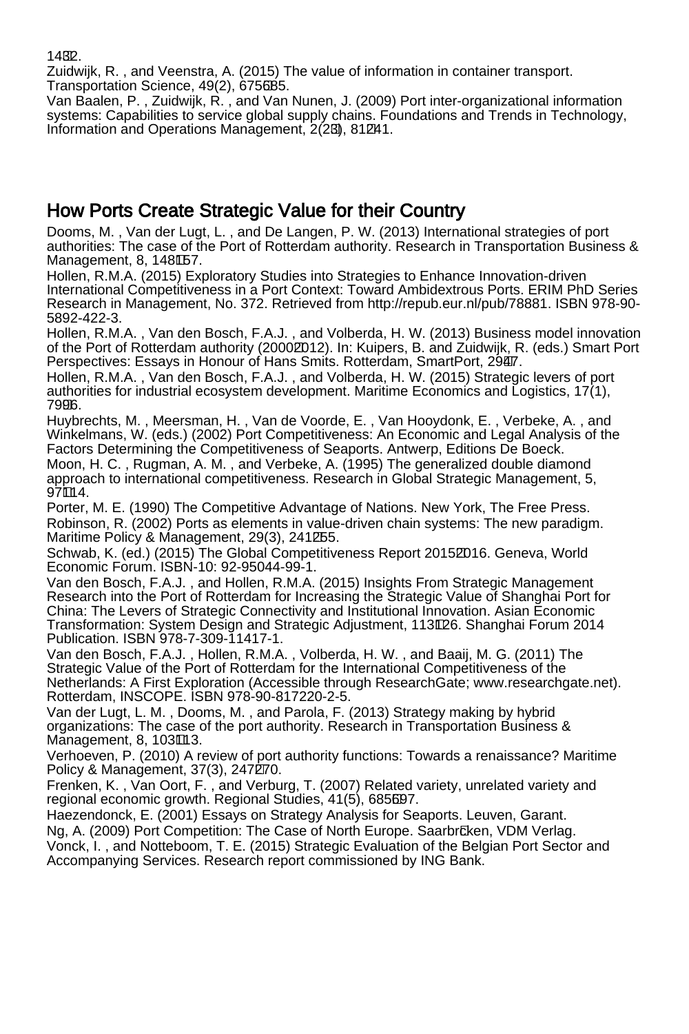1432.

Zuidwijk, R. , and Veenstra, A. (2015) The value of information in container transport. Transportation Science, 49(2), 675685.

Van Baalen, P. , Zuidwijk, R. , and Van Nunen, J. (2009) Port inter-organizational information systems: Capabilities to service global supply chains. Foundations and Trends in Technology, Information and Operations Management, 2(23), 81241.

## How Ports Create Strategic Value for their Country

Dooms, M. , Van der Lugt, L. , and De Langen, P. W. (2013) International strategies of port authorities: The case of the Port of Rotterdam authority. Research in Transportation Business & Management, 8, 148157.

Hollen, R.M.A. (2015) Exploratory Studies into Strategies to Enhance Innovation-driven International Competitiveness in a Port Context: Toward Ambidextrous Ports. ERIM PhD Series Research in Management, No. 372. Retrieved from http://repub.eur.nl/pub/78881. ISBN 978-90-5892-422-3.

Hollen, R.M.A. , Van den Bosch, F.A.J. , and Volberda, H. W. (2013) Business model innovation of the Port of Rotterdam authority (20002012). In: Kuipers, B. and Zuidwijk, R. (eds.) Smart Port Perspectives: Essays in Honour of Hans Smits. Rotterdam, SmartPort, 2947.

Hollen, R.M.A. , Van den Bosch, F.A.J. , and Volberda, H. W. (2015) Strategic levers of port authorities for industrial ecosystem development. Maritime Economics and Logistics, 17(1), 7996.

Huybrechts, M. , Meersman, H. , Van de Voorde, E. , Van Hooydonk, E. , Verbeke, A. , and Winkelmans, W. (eds.) (2002) Port Competitiveness: An Economic and Legal Analysis of the Factors Determining the Competitiveness of Seaports. Antwerp, Editions De Boeck.

Moon, H. C. , Rugman, A. M. , and Verbeke, A. (1995) The generalized double diamond approach to international competitiveness. Research in Global Strategic Management, 5, 97114.

Porter, M. E. (1990) The Competitive Advantage of Nations. New York, The Free Press.

Robinson, R. (2002) Ports as elements in value-driven chain systems: The new paradigm. Maritime Policy & Management, 29(3), 241255.

Schwab, K. (ed.) (2015) The Global Competitiveness Report 20152016. Geneva, World Economic Forum. ISBN-10: 92-95044-99-1.

Van den Bosch, F.A.J. , and Hollen, R.M.A. (2015) Insights From Strategic Management Research into the Port of Rotterdam for Increasing the Strategic Value of Shanghai Port for China: The Levers of Strategic Connectivity and Institutional Innovation. Asian Economic Transformation: System Design and Strategic Adjustment, 113126. Shanghai Forum 2014 Publication. ISBN 978-7-309-11417-1.

Van den Bosch, F.A.J. , Hollen, R.M.A. , Volberda, H. W. , and Baaij, M. G. (2011) The Strategic Value of the Port of Rotterdam for the International Competitiveness of the Netherlands: A First Exploration (Accessible through ResearchGate; www.researchgate.net). Rotterdam, INSCOPE. ISBN 978-90-817220-2-5.

Van der Lugt, L. M. , Dooms, M. , and Parola, F. (2013) Strategy making by hybrid organizations: The case of the port authority. Research in Transportation Business & Management, 8, 103113.

Verhoeven, P. (2010) A review of port authority functions: Towards a renaissance? Maritime Policy & Management, 37(3), 247270.

Frenken, K. , Van Oort, F. , and Verburg, T. (2007) Related variety, unrelated variety and regional economic growth. Regional Studies, 41(5), 685697.

Haezendonck, E. (2001) Essays on Strategy Analysis for Seaports. Leuven, Garant.

Ng, A. (2009) Port Competition: The Case of North Europe. Saarbrcken, VDM Verlag.

Vonck, I. , and Notteboom, T. E. (2015) Strategic Evaluation of the Belgian Port Sector and Accompanying Services. Research report commissioned by ING Bank.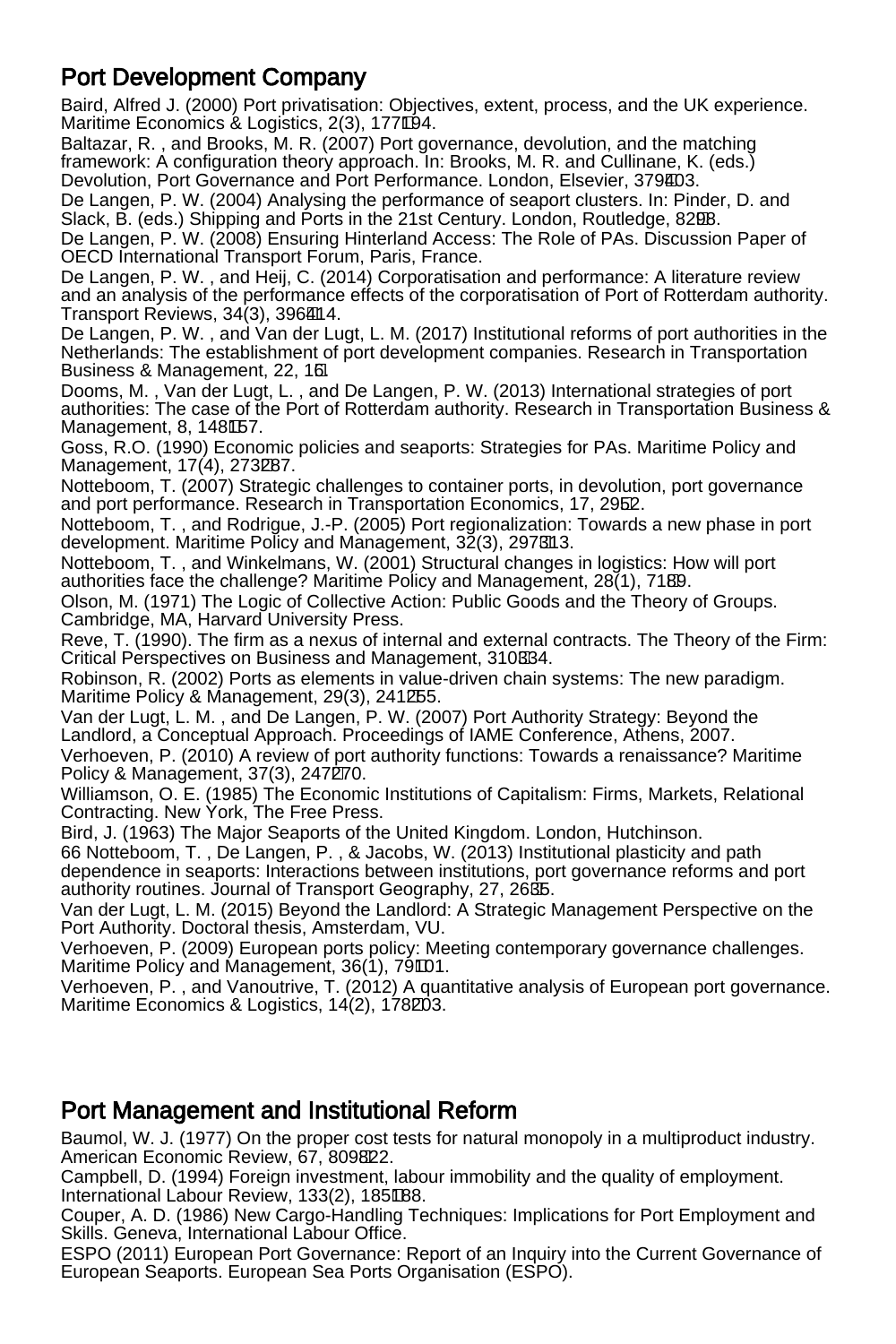## Port Development Company

Baird, Alfred J. (2000) Port privatisation: Objectives, extent, process, and the UK experience. Maritime Economics & Logistics, 2(3), 177–194.

Baltazar, R. , and Brooks, M. R. (2007) Port governance, devolution, and the matching framework: A configuration theory approach. In: Brooks, M. R. and Cullinane, K. (eds.) Devolution, Port Governance and Port Performance. London, Elsevier, 379–403.

De Langen, P. W. (2004) Analysing the performance of seaport clusters. In: Pinder, D. and Slack, B. (eds.) Shipping and Ports in the 21st Century. London, Routledge, 82–98.

De Langen, P. W. (2008) Ensuring Hinterland Access: The Role of PAs. Discussion Paper of OECD International Transport Forum, Paris, France.

De Langen, P. W. , and Heij, C. (2014) Corporatisation and performance: A literature review and an analysis of the performance effects of the corporatisation of Port of Rotterdam authority. Transport Reviews, 34(3), 396–414.

De Langen, P. W. , and Van der Lugt, L. M. (2017) Institutional reforms of port authorities in the Netherlands: The establishment of port development companies. Research in Transportation Business & Management, 22, 1–61

Dooms, M. , Van der Lugt, L. , and De Langen, P. W. (2013) International strategies of port authorities: The case of the Port of Rotterdam authority. Research in Transportation Business & Management, 8, 148–157.

Goss, R.O. (1990) Economic policies and seaports: Strategies for PAs. Maritime Policy and Management, 17(4), 273–287.

Notteboom, T. (2007) Strategic challenges to container ports, in devolution, port governance and port performance. Research in Transportation Economics, 17, 29–52.

Notteboom, T. , and Rodrigue, J.-P. (2005) Port regionalization: Towards a new phase in port development. Maritime Policy and Management, 32(3), 297–313.

Notteboom, T. , and Winkelmans, W. (2001) Structural changes in logistics: How will port authorities face the challenge? Maritime Policy and Management, 28(1), 71–89.

Olson, M. (1971) The Logic of Collective Action: Public Goods and the Theory of Groups. Cambridge, MA, Harvard University Press.

Reve, T. (1990). The firm as a nexus of internal and external contracts. The Theory of the Firm: Critical Perspectives on Business and Management, 310–334.

Robinson, R. (2002) Ports as elements in value-driven chain systems: The new paradigm. Maritime Policy & Management, 29(3), 241–255.

Van der Lugt, L. M. , and De Langen, P. W. (2007) Port Authority Strategy: Beyond the Landlord, a Conceptual Approach. Proceedings of IAME Conference, Athens, 2007.

Verhoeven, P. (2010) A review of port authority functions: Towards a renaissance? Maritime Policy & Management, 37(3), 247–270.

Williamson, O. E. (1985) The Economic Institutions of Capitalism: Firms, Markets, Relational Contracting. New York, The Free Press.

Bird, J. (1963) The Major Seaports of the United Kingdom. London, Hutchinson.

66 Notteboom, T. , De Langen, P. , & Jacobs, W. (2013) Institutional plasticity and path dependence in seaports: Interactions between institutions, port governance reforms and port authority routines. Journal of Transport Geography, 27, 26–35.

Van der Lugt, L. M. (2015) Beyond the Landlord: A Strategic Management Perspective on the Port Authority. Doctoral thesis, Amsterdam, VU.

Verhoeven, P. (2009) European ports policy: Meeting contemporary governance challenges. Maritime Policy and Management, 36(1), 79–101.

Verhoeven, P. , and Vanoutrive, T. (2012) A quantitative analysis of European port governance. Maritime Economics & Logistics, 14(2), 178–203.

## Port Management and Institutional Reform

Baumol, W. J. (1977) On the proper cost tests for natural monopoly in a multiproduct industry. American Economic Review, 67, 809–822.

Campbell, D. (1994) Foreign investment, labour immobility and the quality of employment. International Labour Review, 133(2), 185–188.

Couper, A. D. (1986) New Cargo-Handling Techniques: Implications for Port Employment and Skills. Geneva, International Labour Office.

ESPO (2011) European Port Governance: Report of an Inquiry into the Current Governance of European Seaports. European Sea Ports Organisation (ESPO).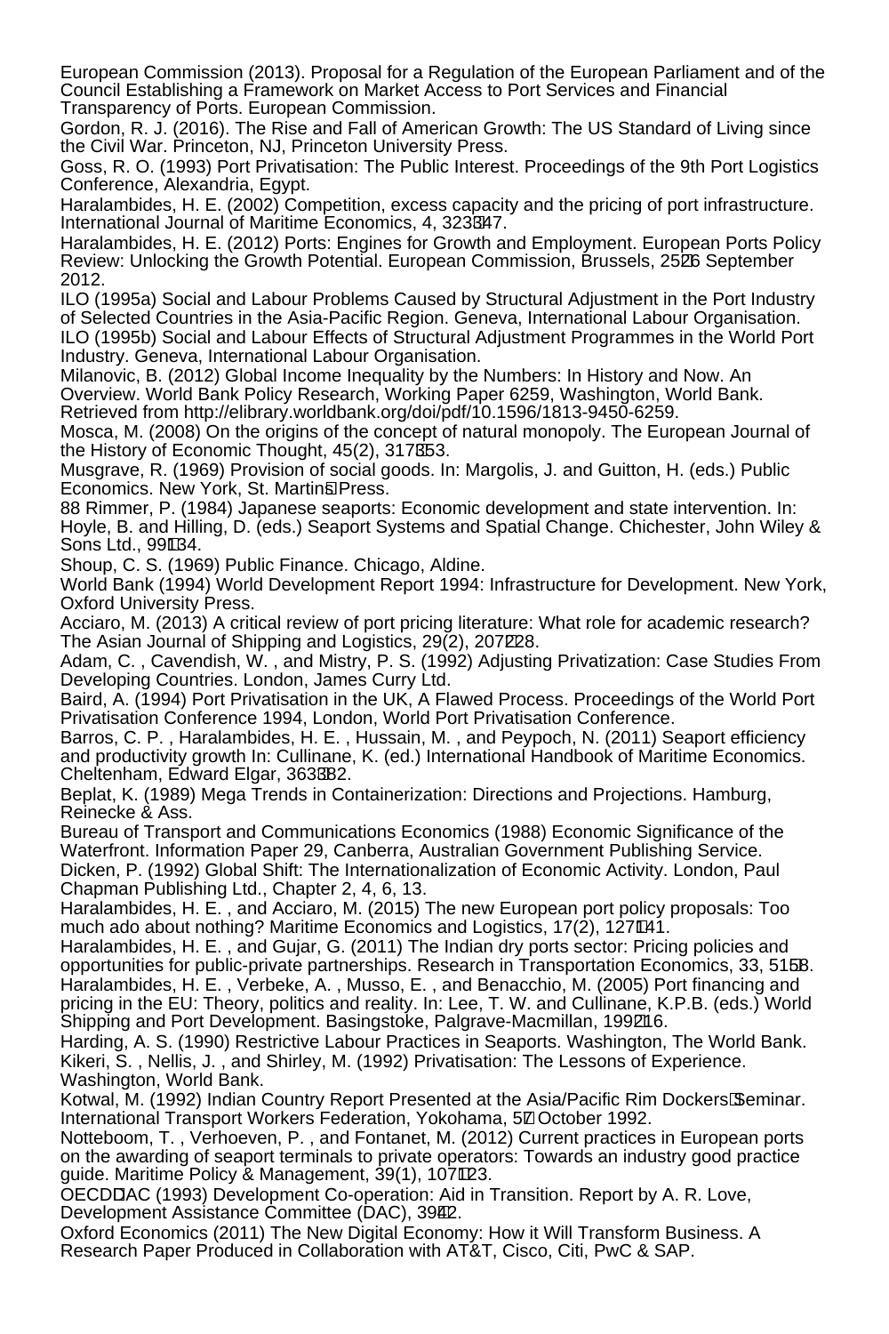European Commission (2013). Proposal for a Regulation of the European Parliament and of the Council Establishing a Framework on Market Access to Port Services and Financial Transparency of Ports. European Commission.

Gordon, R. J. (2016). The Rise and Fall of American Growth: The US Standard of Living since the Civil War. Princeton, NJ, Princeton University Press.

Goss, R. O. (1993) Port Privatisation: The Public Interest. Proceedings of the 9th Port Logistics Conference, Alexandria, Egypt.

Haralambides, H. E. (2002) Competition, excess capacity and the pricing of port infrastructure. International Journal of Maritime Economics, 4, 323–347.

Haralambides, H. E. (2012) Ports: Engines for Growth and Employment. European Ports Policy Review: Unlocking the Growth Potential. European Commission, Brussels, 25–26 September 2012.

ILO (1995a) Social and Labour Problems Caused by Structural Adjustment in the Port Industry of Selected Countries in the Asia-Pacific Region. Geneva, International Labour Organisation.

ILO (1995b) Social and Labour Effects of Structural Adjustment Programmes in the World Port Industry. Geneva, International Labour Organisation.

Milanovic, B. (2012) Global Income Inequality by the Numbers: In History and Now. An Overview. World Bank Policy Research, Working Paper 6259, Washington, World Bank. Retrieved from http://elibrary.worldbank.org/doi/pdf/10.1596/1813-9450-6259.

Mosca, M. (2008) On the origins of the concept of natural monopoly. The European Journal of the History of Economic Thought, 45(2), 317–353.

Musgrave, R. (1969) Provision of social goods. In: Margolis, J. and Guitton, H. (eds.) Public Economics. New York, St. Martin's Press.

88 Rimmer, P. (1984) Japanese seaports: Economic development and state intervention. In: Hoyle, B. and Hilling, D. (eds.) Seaport Systems and Spatial Change. Chichester, John Wiley & Sons Ltd., 99–134.

Shoup, C. S. (1969) Public Finance. Chicago, Aldine.

World Bank (1994) World Development Report 1994: Infrastructure for Development. New York, Oxford University Press.

Acciaro, M. (2013) A critical review of port pricing literature: What role for academic research? The Asian Journal of Shipping and Logistics, 29(2), 207–228.

Adam, C. , Cavendish, W. , and Mistry, P. S. (1992) Adjusting Privatization: Case Studies From Developing Countries. London, James Curry Ltd.

Baird, A. (1994) Port Privatisation in the UK, A Flawed Process. Proceedings of the World Port Privatisation Conference 1994, London, World Port Privatisation Conference.

Barros, C. P. , Haralambides, H. E. , Hussain, M. , and Peypoch, N. (2011) Seaport efficiency and productivity growth In: Cullinane, K. (ed.) International Handbook of Maritime Economics. Cheltenham, Edward Elgar, 363–382.

Beplat, K. (1989) Mega Trends in Containerization: Directions and Projections. Hamburg, Reinecke & Ass.

Bureau of Transport and Communications Economics (1988) Economic Significance of the Waterfront. Information Paper 29, Canberra, Australian Government Publishing Service.

Dicken, P. (1992) Global Shift: The Internationalization of Economic Activity. London, Paul Chapman Publishing Ltd., Chapter 2, 4, 6, 13.

Haralambides, H. E. , and Acciaro, M. (2015) The new European port policy proposals: Too much ado about nothing? Maritime Economics and Logistics, 17(2), 127–141.

Haralambides, H. E. , and Gujar, G. (2011) The Indian dry ports sector: Pricing policies and opportunities for public-private partnerships. Research in Transportation Economics, 33, 51–58.

Haralambides, H. E. , Verbeke, A. , Musso, E. , and Benacchio, M. (2005) Port financing and pricing in the EU: Theory, politics and reality. In: Lee, T. W. and Cullinane, K.P.B. (eds.) World Shipping and Port Development. Basingstoke, Palgrave-Macmillan, 199–216.

Harding, A. S. (1990) Restrictive Labour Practices in Seaports. Washington, The World Bank.

Kikeri, S. , Nellis, J. , and Shirley, M. (1992) Privatisation: The Lessons of Experience. Washington, World Bank.

Kotwal, M. (1992) Indian Country Report Presented at the Asia/Pacific Rim Dockers' Seminar. International Transport Workers Federation, Yokohama, 5–7 October 1992.

Notteboom, T. , Verhoeven, P. , and Fontanet, M. (2012) Current practices in European ports on the awarding of seaport terminals to private operators: Towards an industry good practice guide. Maritime Policy & Management, 39(1), 107–123.

OECD–DAC (1993) Development Co-operation: Aid in Transition. Report by A. R. Love, Development Assistance Committee (DAC), 39–42.

Oxford Economics (2011) The New Digital Economy: How it Will Transform Business. A Research Paper Produced in Collaboration with AT&T, Cisco, Citi, PwC & SAP.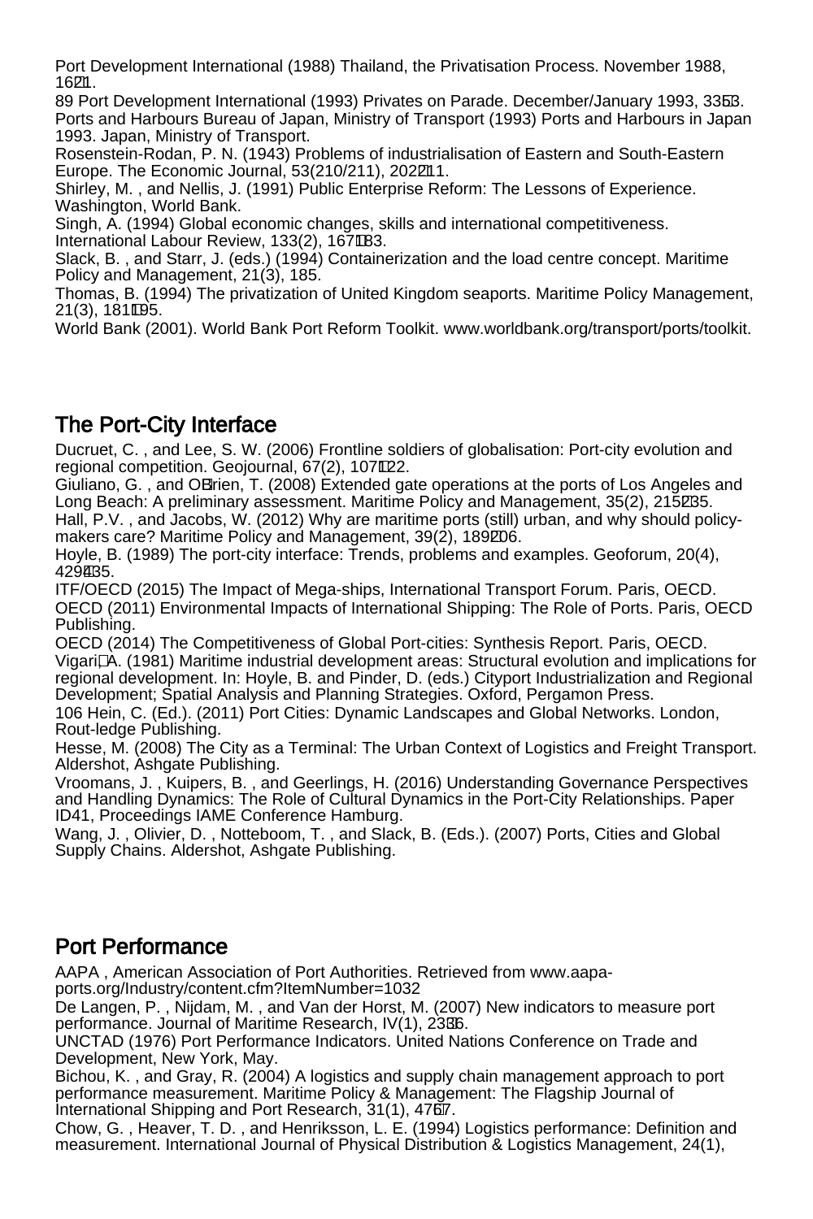Port Development International (1988) Thailand, the Privatisation Process. November 1988, 16–21.

89 Port Development International (1993) Privates on Parade. December/January 1993, 33–53.

Ports and Harbours Bureau of Japan, Ministry of Transport (1993) Ports and Harbours in Japan 1993. Japan, Ministry of Transport.

Rosenstein-Rodan, P. N. (1943) Problems of industrialisation of Eastern and South-Eastern Europe. The Economic Journal, 53(210/211), 202–211.

Shirley, M. , and Nellis, J. (1991) Public Enterprise Reform: The Lessons of Experience. Washington, World Bank.

Singh, A. (1994) Global economic changes, skills and international competitiveness. International Labour Review, 133(2), 167–183.

Slack, B. , and Starr, J. (eds.) (1994) Containerization and the load centre concept. Maritime Policy and Management, 21(3), 185.

Thomas, B. (1994) The privatization of United Kingdom seaports. Maritime Policy Management, 21(3), 181–195.

World Bank (2001). World Bank Port Reform Toolkit. www.worldbank.org/transport/ports/toolkit.

## The Port-City Interface

Ducruet, C. , and Lee, S. W. (2006) Frontline soldiers of globalisation: Port-city evolution and regional competition. Geojournal, 67(2), 107–122.

Giuliano, G. , and O'Brien, T. (2008) Extended gate operations at the ports of Los Angeles and Long Beach: A preliminary assessment. Maritime Policy and Management, 35(2), 215–235.

Hall, P.V. , and Jacobs, W. (2012) Why are maritime ports (still) urban, and why should policy-makers care? Maritime Policy and Management, 39(2), 189–206.

Hoyle, B. (1989) The port-city interface: Trends, problems and examples. Geoforum, 20(4), 429–435.

ITF/OECD (2015) The Impact of Mega-ships, International Transport Forum. Paris, OECD.

OECD (2011) Environmental Impacts of International Shipping: The Role of Ports. Paris, OECD Publishing.

OECD (2014) The Competitiveness of Global Port-cities: Synthesis Report. Paris, OECD.

Vigarié, A. (1981) Maritime industrial development areas: Structural evolution and implications for regional development. In: Hoyle, B. and Pinder, D. (eds.) Cityport Industrialization and Regional Development; Spatial Analysis and Planning Strategies. Oxford, Pergamon Press.

106 Hein, C. (Ed.). (2011) Port Cities: Dynamic Landscapes and Global Networks. London, Rout-ledge Publishing.

Hesse, M. (2008) The City as a Terminal: The Urban Context of Logistics and Freight Transport. Aldershot, Ashgate Publishing.

Vroomans, J. , Kuipers, B. , and Geerlings, H. (2016) Understanding Governance Perspectives and Handling Dynamics: The Role of Cultural Dynamics in the Port-City Relationships. Paper ID41, Proceedings IAME Conference Hamburg.

Wang, J. , Olivier, D. , Notteboom, T. , and Slack, B. (Eds.). (2007) Ports, Cities and Global Supply Chains. Aldershot, Ashgate Publishing.

## Port Performance

AAPA , American Association of Port Authorities. Retrieved from www.aapa-ports.org/Industry/content.cfm?ItemNumber=1032

De Langen, P. , Nijdam, M. , and Van der Horst, M. (2007) New indicators to measure port performance. Journal of Maritime Research, IV(1), 23–36.

UNCTAD (1976) Port Performance Indicators. United Nations Conference on Trade and Development, New York, May.

Bichou, K. , and Gray, R. (2004) A logistics and supply chain management approach to port performance measurement. Maritime Policy & Management: The Flagship Journal of International Shipping and Port Research, 31(1), 47–67.

Chow, G. , Heaver, T. D. , and Henriksson, L. E. (1994) Logistics performance: Definition and measurement. International Journal of Physical Distribution & Logistics Management, 24(1),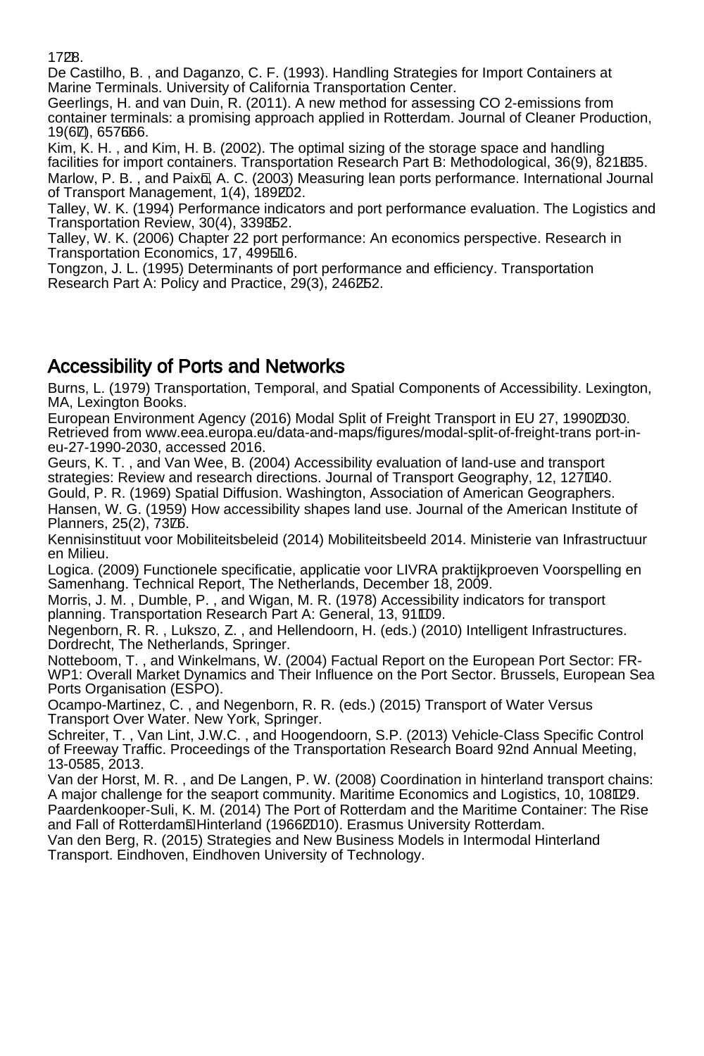17–28.

De Castilho, B. , and Daganzo, C. F. (1993). Handling Strategies for Import Containers at Marine Terminals. University of California Transportation Center.

Geerlings, H. and van Duin, R. (2011). A new method for assessing CO 2-emissions from container terminals: a promising approach applied in Rotterdam. Journal of Cleaner Production, 19(6–7), 657–666.

Kim, K. H. , and Kim, H. B. (2002). The optimal sizing of the storage space and handling facilities for import containers. Transportation Research Part B: Methodological, 36(9), 821–835.

Marlow, P. B. , and Paixão, A. C. (2003) Measuring lean ports performance. International Journal of Transport Management, 1(4), 189–202.

Talley, W. K. (1994) Performance indicators and port performance evaluation. The Logistics and Transportation Review, 30(4), 339–352.

Talley, W. K. (2006) Chapter 22 port performance: An economics perspective. Research in Transportation Economics, 17, 499–516.

Tongzon, J. L. (1995) Determinants of port performance and efficiency. Transportation Research Part A: Policy and Practice, 29(3), 246–252.

## Accessibility of Ports and Networks

Burns, L. (1979) Transportation, Temporal, and Spatial Components of Accessibility. Lexington, MA, Lexington Books.

European Environment Agency (2016) Modal Split of Freight Transport in EU 27, 1990–2030. Retrieved from www.eea.europa.eu/data-and-maps/figures/modal-split-of-freight-trans port-in-eu-27-1990-2030, accessed 2016.

Geurs, K. T. , and Van Wee, B. (2004) Accessibility evaluation of land-use and transport strategies: Review and research directions. Journal of Transport Geography, 12, 127–140.

Gould, P. R. (1969) Spatial Diffusion. Washington, Association of American Geographers.

Hansen, W. G. (1959) How accessibility shapes land use. Journal of the American Institute of Planners, 25(2), 73–76.

Kennisinstituut voor Mobiliteitsbeleid (2014) Mobiliteitsbeeld 2014. Ministerie van Infrastructuur en Milieu.

Logica. (2009) Functionele specificatie, applicatie voor LIVRA praktijkproeven Voorspelling en Samenhang. Technical Report, The Netherlands, December 18, 2009.

Morris, J. M. , Dumble, P. , and Wigan, M. R. (1978) Accessibility indicators for transport planning. Transportation Research Part A: General, 13, 91–109.

Negenborn, R. R. , Lukszo, Z. , and Hellendoorn, H. (eds.) (2010) Intelligent Infrastructures. Dordrecht, The Netherlands, Springer.

Notteboom, T. , and Winkelmans, W. (2004) Factual Report on the European Port Sector: FR-WP1: Overall Market Dynamics and Their Influence on the Port Sector. Brussels, European Sea Ports Organisation (ESPO).

Ocampo-Martinez, C. , and Negenborn, R. R. (eds.) (2015) Transport of Water Versus Transport Over Water. New York, Springer.

Schreiter, T. , Van Lint, J.W.C. , and Hoogendoorn, S.P. (2013) Vehicle-Class Specific Control of Freeway Traffic. Proceedings of the Transportation Research Board 92nd Annual Meeting, 13-0585, 2013.

Van der Horst, M. R. , and De Langen, P. W. (2008) Coordination in hinterland transport chains: A major challenge for the seaport community. Maritime Economics and Logistics, 10, 108–129.

Paardenkooper-Suli, K. M. (2014) The Port of Rotterdam and the Maritime Container: The Rise and Fall of Rotterdam's Hinterland (1966–2010). Erasmus University Rotterdam.

Van den Berg, R. (2015) Strategies and New Business Models in Intermodal Hinterland Transport. Eindhoven, Eindhoven University of Technology.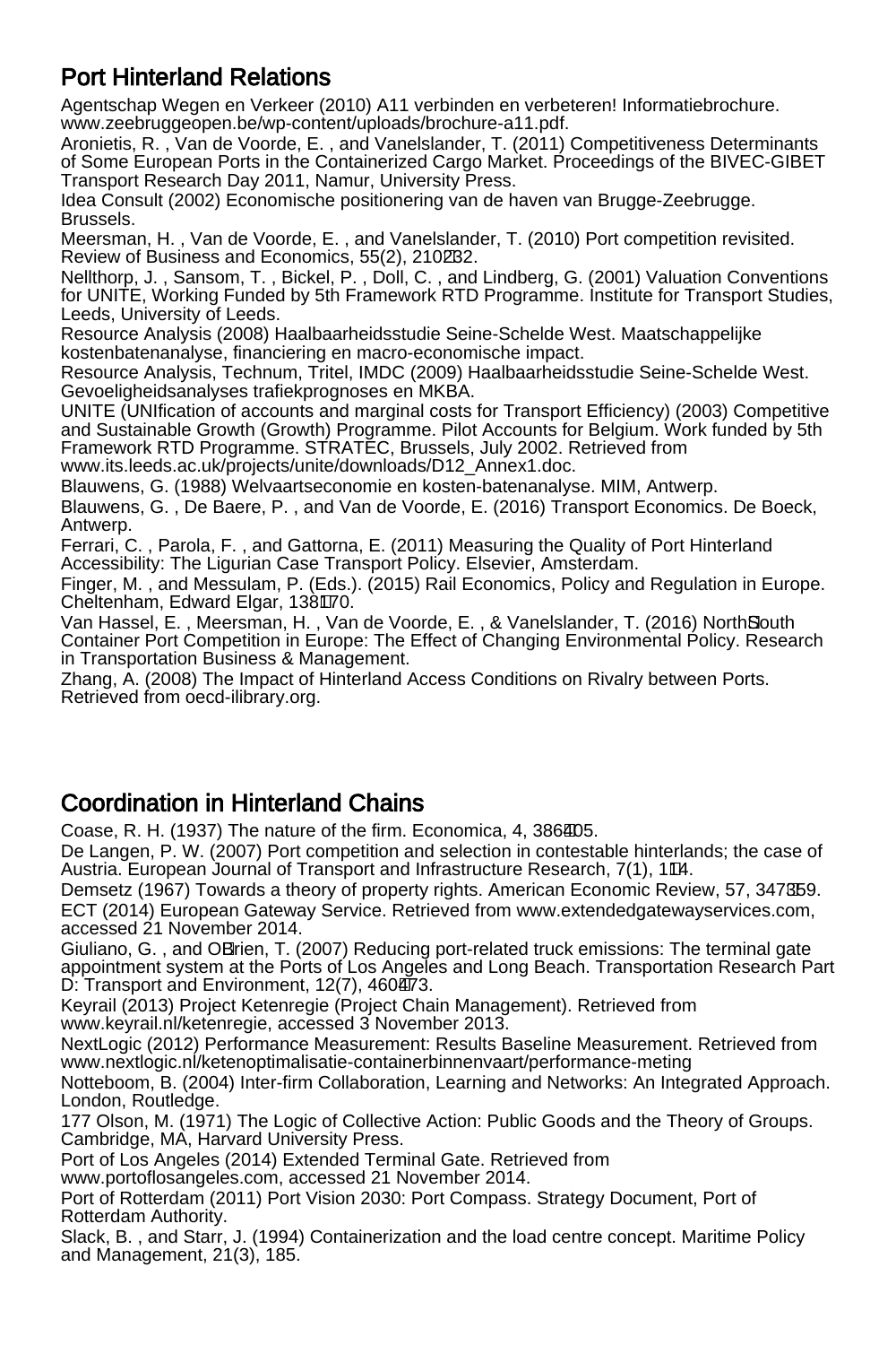## Port Hinterland Relations

Agentschap Wegen en Verkeer (2010) A11 verbinden en verbeteren! Informatiebrochure. www.zeebruggeopen.be/wp-content/uploads/brochure-a11.pdf.

Aronietis, R. , Van de Voorde, E. , and Vanelslander, T. (2011) Competitiveness Determinants of Some European Ports in the Containerized Cargo Market. Proceedings of the BIVEC-GIBET Transport Research Day 2011, Namur, University Press.

Idea Consult (2002) Economische positionering van de haven van Brugge-Zeebrugge. Brussels.

Meersman, H. , Van de Voorde, E. , and Vanelslander, T. (2010) Port competition revisited. Review of Business and Economics, 55(2), 210232.

Nellthorp, J. , Sansom, T. , Bickel, P. , Doll, C. , and Lindberg, G. (2001) Valuation Conventions for UNITE, Working Funded by 5th Framework RTD Programme. Institute for Transport Studies, Leeds, University of Leeds.

Resource Analysis (2008) Haalbaarheidsstudie Seine-Schelde West. Maatschappelijke kostenbatenanalyse, financiering en macro-economische impact.

Resource Analysis, Technum, Tritel, IMDC (2009) Haalbaarheidsstudie Seine-Schelde West. Gevoeligheidsanalyses trafiekprognoses en MKBA.

UNITE (UNIfication of accounts and marginal costs for Transport Efficiency) (2003) Competitive and Sustainable Growth (Growth) Programme. Pilot Accounts for Belgium. Work funded by 5th Framework RTD Programme. STRATEC, Brussels, July 2002. Retrieved from www.its.leeds.ac.uk/projects/unite/downloads/D12_Annex1.doc.

Blauwens, G. (1988) Welvaartseconomie en kosten-batenanalyse. MIM, Antwerp.

Blauwens, G. , De Baere, P. , and Van de Voorde, E. (2016) Transport Economics. De Boeck, Antwerp.

Ferrari, C. , Parola, F. , and Gattorna, E. (2011) Measuring the Quality of Port Hinterland Accessibility: The Ligurian Case Transport Policy. Elsevier, Amsterdam.

Finger, M. , and Messulam, P. (Eds.). (2015) Rail Economics, Policy and Regulation in Europe. Cheltenham, Edward Elgar, 138170.

Van Hassel, E. , Meersman, H. , Van de Voorde, E. , & Vanelslander, T. (2016) NorthSouth Container Port Competition in Europe: The Effect of Changing Environmental Policy. Research in Transportation Business & Management.

Zhang, A. (2008) The Impact of Hinterland Access Conditions on Rivalry between Ports. Retrieved from oecd-ilibrary.org.

## Coordination in Hinterland Chains

Coase, R. H. (1937) The nature of the firm. Economica, 4, 386405.

De Langen, P. W. (2007) Port competition and selection in contestable hinterlands; the case of Austria. European Journal of Transport and Infrastructure Research, 7(1), 114.

Demsetz (1967) Towards a theory of property rights. American Economic Review, 57, 347359.

ECT (2014) European Gateway Service. Retrieved from www.extendedgatewayservices.com, accessed 21 November 2014.

Giuliano, G. , and OBrien, T. (2007) Reducing port-related truck emissions: The terminal gate appointment system at the Ports of Los Angeles and Long Beach. Transportation Research Part D: Transport and Environment, 12(7), 460473.

Keyrail (2013) Project Ketenregie (Project Chain Management). Retrieved from www.keyrail.nl/ketenregie, accessed 3 November 2013.

NextLogic (2012) Performance Measurement: Results Baseline Measurement. Retrieved from www.nextlogic.nl/ketenoptimalisatie-containerbinnenvaart/performance-meting

Notteboom, B. (2004) Inter-firm Collaboration, Learning and Networks: An Integrated Approach. London, Routledge.

177 Olson, M. (1971) The Logic of Collective Action: Public Goods and the Theory of Groups. Cambridge, MA, Harvard University Press.

Port of Los Angeles (2014) Extended Terminal Gate. Retrieved from www.portoflosangeles.com, accessed 21 November 2014.

Port of Rotterdam (2011) Port Vision 2030: Port Compass. Strategy Document, Port of Rotterdam Authority.

Slack, B. , and Starr, J. (1994) Containerization and the load centre concept. Maritime Policy and Management, 21(3), 185.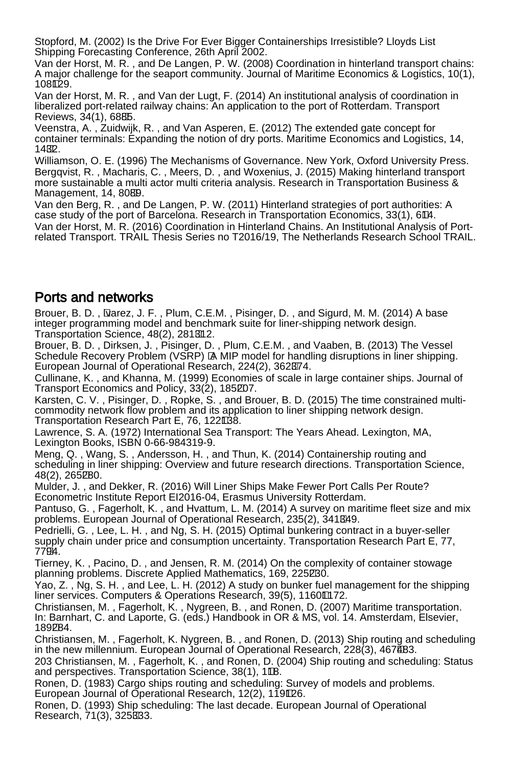Stopford, M. (2002) Is the Drive For Ever Bigger Containerships Irresistible? Lloyds List Shipping Forecasting Conference, 26th April 2002.

Van der Horst, M. R. , and De Langen, P. W. (2008) Coordination in hinterland transport chains: A major challenge for the seaport community. Journal of Maritime Economics & Logistics, 10(1), 108–129.

Van der Horst, M. R. , and Van der Lugt, F. (2014) An institutional analysis of coordination in liberalized port-related railway chains: An application to the port of Rotterdam. Transport Reviews, 34(1), 68–85.

Veenstra, A. , Zuidwijk, R. , and Van Asperen, E. (2012) The extended gate concept for container terminals: Expanding the notion of dry ports. Maritime Economics and Logistics, 14, 14–32.

Williamson, O. E. (1996) The Mechanisms of Governance. New York, Oxford University Press.

Bergqvist, R. , Macharis, C. , Meers, D. , and Woxenius, J. (2015) Making hinterland transport more sustainable a multi actor multi criteria analysis. Research in Transportation Business & Management, 14, 80–89.

Van den Berg, R. , and De Langen, P. W. (2011) Hinterland strategies of port authorities: A case study of the port of Barcelona. Research in Transportation Economics, 33(1), 6–14.

Van der Horst, M. R. (2016) Coordination in Hinterland Chains. An Institutional Analysis of Port-related Transport. TRAIL Thesis Series no T2016/19, The Netherlands Research School TRAIL.

## Ports and networks

Brouer, B. D. , Álvarez, J. F. , Plum, C.E.M. , Pisinger, D. , and Sigurd, M. M. (2014) A base integer programming model and benchmark suite for liner-shipping network design. Transportation Science, 48(2), 281–312.

Brouer, B. D. , Dirksen, J. , Pisinger, D. , Plum, C.E.M. , and Vaaben, B. (2013) The Vessel Schedule Recovery Problem (VSRP) – A MIP model for handling disruptions in liner shipping. European Journal of Operational Research, 224(2), 362–374.

Cullinane, K. , and Khanna, M. (1999) Economies of scale in large container ships. Journal of Transport Economics and Policy, 33(2), 185–207.

Karsten, C. V. , Pisinger, D. , Ropke, S. , and Brouer, B. D. (2015) The time constrained multi-commodity network flow problem and its application to liner shipping network design. Transportation Research Part E, 76, 122–138.

Lawrence, S. A. (1972) International Sea Transport: The Years Ahead. Lexington, MA, Lexington Books, ISBN 0-66-984319-9.

Meng, Q. , Wang, S. , Andersson, H. , and Thun, K. (2014) Containership routing and scheduling in liner shipping: Overview and future research directions. Transportation Science, 48(2), 265–280.

Mulder, J. , and Dekker, R. (2016) Will Liner Ships Make Fewer Port Calls Per Route? Econometric Institute Report EI2016-04, Erasmus University Rotterdam.

Pantuso, G. , Fagerholt, K. , and Hvattum, L. M. (2014) A survey on maritime fleet size and mix problems. European Journal of Operational Research, 235(2), 341–349.

Pedrielli, G. , Lee, L. H. , and Ng, S. H. (2015) Optimal bunkering contract in a buyer-seller supply chain under price and consumption uncertainty. Transportation Research Part E, 77, 77–94.

Tierney, K. , Pacino, D. , and Jensen, R. M. (2014) On the complexity of container stowage planning problems. Discrete Applied Mathematics, 169, 225–230.

Yao, Z. , Ng, S. H. , and Lee, L. H. (2012) A study on bunker fuel management for the shipping liner services. Computers & Operations Research, 39(5), 1160–1172.

Christiansen, M. , Fagerholt, K. , Nygreen, B. , and Ronen, D. (2007) Maritime transportation. In: Barnhart, C. and Laporte, G. (eds.) Handbook in OR & MS, vol. 14. Amsterdam, Elsevier, 189–284.

Christiansen, M. , Fagerholt, K. Nygreen, B. , and Ronen, D. (2013) Ship routing and scheduling in the new millennium. European Journal of Operational Research, 228(3), 467–483.

203 Christiansen, M. , Fagerholt, K. , and Ronen, D. (2004) Ship routing and scheduling: Status and perspectives. Transportation Science, 38(1), 1–18.

Ronen, D. (1983) Cargo ships routing and scheduling: Survey of models and problems. European Journal of Operational Research, 12(2), 119–126.

Ronen, D. (1993) Ship scheduling: The last decade. European Journal of Operational Research, 71(3), 325–333.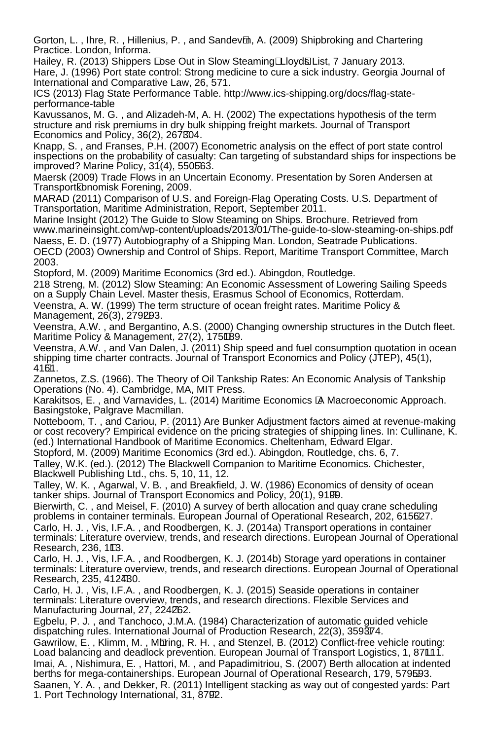Gorton, L. , Ihre, R. , Hillenius, P. , and Sandevrn, A. (2009) Shipbroking and Chartering Practice. London, Informa.

Hailey, R. (2013) Shippers Lose Out in Slow Steaming Lloyds List, 7 January 2013.

Hare, J. (1996) Port state control: Strong medicine to cure a sick industry. Georgia Journal of International and Comparative Law, 26, 571.

ICS (2013) Flag State Performance Table. http://www.ics-shipping.org/docs/flag-state-performance-table

Kavussanos, M. G. , and Alizadeh-M, A. H. (2002) The expectations hypothesis of the term structure and risk premiums in dry bulk shipping freight markets. Journal of Transport Economics and Policy, 36(2), 267304.

Knapp, S. , and Franses, P.H. (2007) Econometric analysis on the effect of port state control inspections on the probability of casualty: Can targeting of substandard ships for inspections be improved? Marine Policy, 31(4), 550563.

Maersk (2009) Trade Flows in an Uncertain Economy. Presentation by Soren Andersen at Transportkonomisk Forening, 2009.

MARAD (2011) Comparison of U.S. and Foreign-Flag Operating Costs. U.S. Department of Transportation, Maritime Administration, Report, September 2011.

Marine Insight (2012) The Guide to Slow Steaming on Ships. Brochure. Retrieved from www.marineinsight.com/wp-content/uploads/2013/01/The-guide-to-slow-steaming-on-ships.pdf

Naess, E. D. (1977) Autobiography of a Shipping Man. London, Seatrade Publications.

OECD (2003) Ownership and Control of Ships. Report, Maritime Transport Committee, March 2003.

Stopford, M. (2009) Maritime Economics (3rd ed.). Abingdon, Routledge.

218 Streng, M. (2012) Slow Steaming: An Economic Assessment of Lowering Sailing Speeds on a Supply Chain Level. Master thesis, Erasmus School of Economics, Rotterdam.

Veenstra, A. W. (1999) The term structure of ocean freight rates. Maritime Policy & Management, 26(3), 279293.

Veenstra, A.W. , and Bergantino, A.S. (2000) Changing ownership structures in the Dutch fleet. Maritime Policy & Management, 27(2), 175189.

Veenstra, A.W. , and Van Dalen, J. (2011) Ship speed and fuel consumption quotation in ocean shipping time charter contracts. Journal of Transport Economics and Policy (JTEP), 45(1), 4161.

Zannetos, Z.S. (1966). The Theory of Oil Tankship Rates: An Economic Analysis of Tankship Operations (No. 4). Cambridge, MA, MIT Press.

Karakitsos, E. , and Varnavides, L. (2014) Maritime Economics A Macroeconomic Approach. Basingstoke, Palgrave Macmillan.

Notteboom, T. , and Cariou, P. (2011) Are Bunker Adjustment factors aimed at revenue-making or cost recovery? Empirical evidence on the pricing strategies of shipping lines. In: Cullinane, K. (ed.) International Handbook of Maritime Economics. Cheltenham, Edward Elgar.

Stopford, M. (2009) Maritime Economics (3rd ed.). Abingdon, Routledge, chs. 6, 7.

Talley, W.K. (ed.). (2012) The Blackwell Companion to Maritime Economics. Chichester, Blackwell Publishing Ltd., chs. 5, 10, 11, 12.

Talley, W. K. , Agarwal, V. B. , and Breakfield, J. W. (1986) Economics of density of ocean tanker ships. Journal of Transport Economics and Policy, 20(1), 9199.

Bierwirth, C. , and Meisel, F. (2010) A survey of berth allocation and quay crane scheduling problems in container terminals. European Journal of Operational Research, 202, 615627.

Carlo, H. J. , Vis, I.F.A. , and Roodbergen, K. J. (2014a) Transport operations in container terminals: Literature overview, trends, and research directions. European Journal of Operational Research, 236, 113.

Carlo, H. J. , Vis, I.F.A. , and Roodbergen, K. J. (2014b) Storage yard operations in container terminals: Literature overview, trends, and research directions. European Journal of Operational Research, 235, 412430.

Carlo, H. J. , Vis, I.F.A. , and Roodbergen, K. J. (2015) Seaside operations in container terminals: Literature overview, trends, and research directions. Flexible Services and Manufacturing Journal, 27, 224262.

Egbelu, P. J. , and Tanchoco, J.M.A. (1984) Characterization of automatic guided vehicle dispatching rules. International Journal of Production Research, 22(3), 359374.

Gawrilow, E. , Klimm, M. , Mhring, R. H. , and Stenzel, B. (2012) Conflict-free vehicle routing: Load balancing and deadlock prevention. European Journal of Transport Logistics, 1, 87111.

Imai, A. , Nishimura, E. , Hattori, M. , and Papadimitriou, S. (2007) Berth allocation at indented berths for mega-containerships. European Journal of Operational Research, 179, 579593.

Saanen, Y. A. , and Dekker, R. (2011) Intelligent stacking as way out of congested yards: Part 1. Port Technology International, 31, 8792.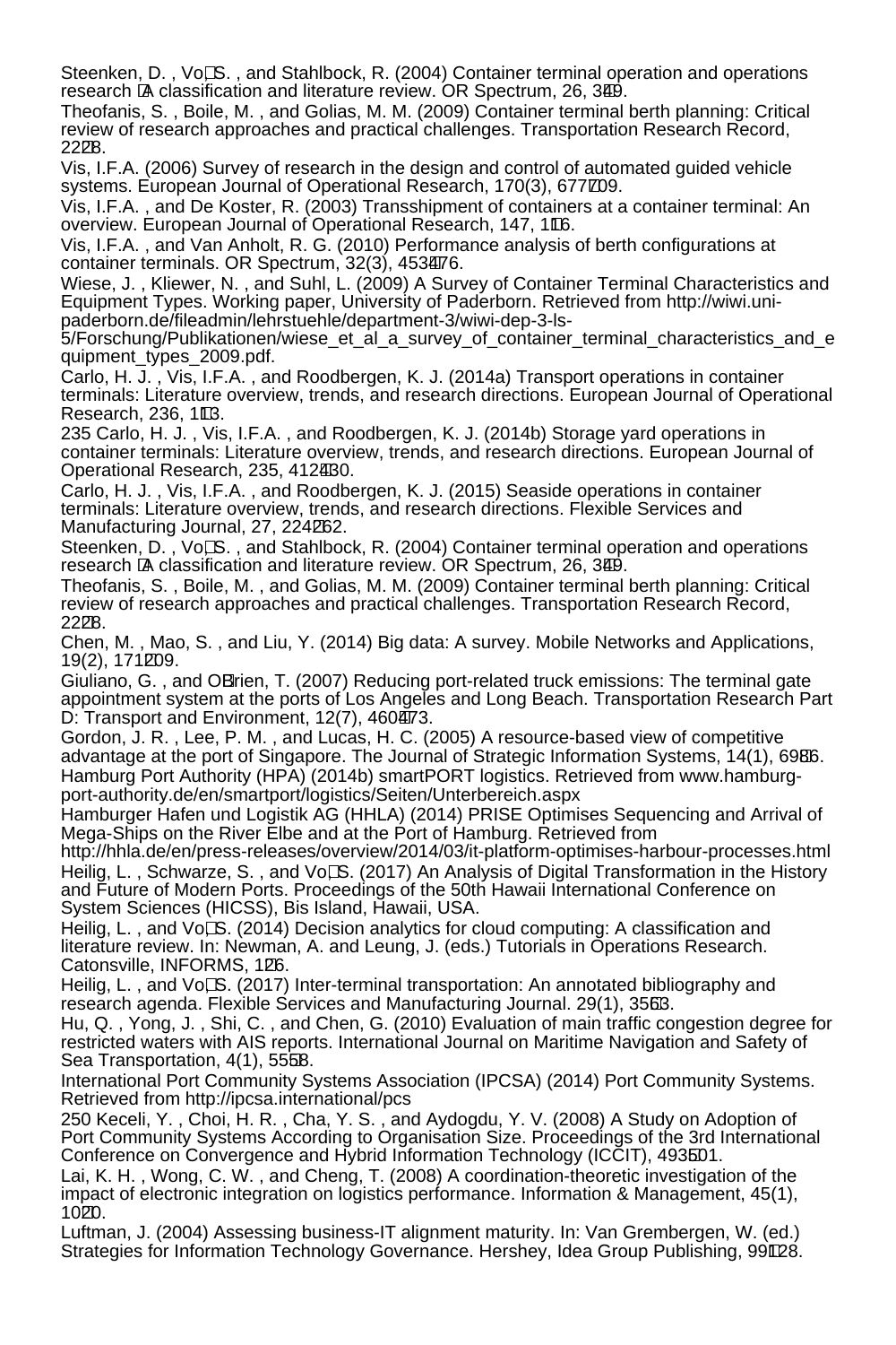Steenken, D. , Vo␣S. , and Stahlbock, R. (2004) Container terminal operation and operations research ␣A classification and literature review. OR Spectrum, 26, 3␣49.

Theofanis, S. , Boile, M. , and Golias, M. M. (2009) Container terminal berth planning: Critical review of research approaches and practical challenges. Transportation Research Record, 22␣28.

Vis, I.F.A. (2006) Survey of research in the design and control of automated guided vehicle systems. European Journal of Operational Research, 170(3), 677␣709.

Vis, I.F.A. , and De Koster, R. (2003) Transshipment of containers at a container terminal: An overview. European Journal of Operational Research, 147, 1␣16.

Vis, I.F.A. , and Van Anholt, R. G. (2010) Performance analysis of berth configurations at container terminals. OR Spectrum, 32(3), 453␣476.

Wiese, J. , Kliewer, N. , and Suhl, L. (2009) A Survey of Container Terminal Characteristics and Equipment Types. Working paper, University of Paderborn. Retrieved from http://wiwi.uni-paderborn.de/fileadmin/lehrstuehle/department-3/wiwi-dep-3-ls-5/Forschung/Publikationen/wiese_et_al_a_survey_of_container_terminal_characteristics_and_equipment_types_2009.pdf.

Carlo, H. J. , Vis, I.F.A. , and Roodbergen, K. J. (2014a) Transport operations in container terminals: Literature overview, trends, and research directions. European Journal of Operational Research, 236, 1␣13.

235 Carlo, H. J. , Vis, I.F.A. , and Roodbergen, K. J. (2014b) Storage yard operations in container terminals: Literature overview, trends, and research directions. European Journal of Operational Research, 235, 412␣430.

Carlo, H. J. , Vis, I.F.A. , and Roodbergen, K. J. (2015) Seaside operations in container terminals: Literature overview, trends, and research directions. Flexible Services and Manufacturing Journal, 27, 224␣262.

Steenken, D. , Vo␣S. , and Stahlbock, R. (2004) Container terminal operation and operations research ␣A classification and literature review. OR Spectrum, 26, 3␣49.

Theofanis, S. , Boile, M. , and Golias, M. M. (2009) Container terminal berth planning: Critical review of research approaches and practical challenges. Transportation Research Record, 22␣28.

Chen, M. , Mao, S. , and Liu, Y. (2014) Big data: A survey. Mobile Networks and Applications, 19(2), 171␣209.

Giuliano, G. , and O␣rien, T. (2007) Reducing port-related truck emissions: The terminal gate appointment system at the ports of Los Angeles and Long Beach. Transportation Research Part D: Transport and Environment, 12(7), 460␣473.

Gordon, J. R. , Lee, P. M. , and Lucas, H. C. (2005) A resource-based view of competitive advantage at the port of Singapore. The Journal of Strategic Information Systems, 14(1), 69␣86.

Hamburg Port Authority (HPA) (2014b) smartPORT logistics. Retrieved from www.hamburg-port-authority.de/en/smartport/logistics/Seiten/Unterbereich.aspx

Hamburger Hafen und Logistik AG (HHLA) (2014) PRISE Optimises Sequencing and Arrival of Mega-Ships on the River Elbe and at the Port of Hamburg. Retrieved from http://hhla.de/en/press-releases/overview/2014/03/it-platform-optimises-harbour-processes.html

Heilig, L. , Schwarze, S. , and Vo␣S. (2017) An Analysis of Digital Transformation in the History and Future of Modern Ports. Proceedings of the 50th Hawaii International Conference on System Sciences (HICSS), Bis Island, Hawaii, USA.

Heilig, L. , and Vo␣S. (2014) Decision analytics for cloud computing: A classification and literature review. In: Newman, A. and Leung, J. (eds.) Tutorials in Operations Research. Catonsville, INFORMS, 1␣26.

Heilig, L. , and Vo␣S. (2017) Inter-terminal transportation: An annotated bibliography and research agenda. Flexible Services and Manufacturing Journal. 29(1), 35␣63.

Hu, Q. , Yong, J. , Shi, C. , and Chen, G. (2010) Evaluation of main traffic congestion degree for restricted waters with AIS reports. International Journal on Maritime Navigation and Safety of Sea Transportation, 4(1), 55␣58.

International Port Community Systems Association (IPCSA) (2014) Port Community Systems. Retrieved from http://ipcsa.international/pcs

250 Keceli, Y. , Choi, H. R. , Cha, Y. S. , and Aydogdu, Y. V. (2008) A Study on Adoption of Port Community Systems According to Organisation Size. Proceedings of the 3rd International Conference on Convergence and Hybrid Information Technology (ICCIT), 493␣501.

Lai, K. H. , Wong, C. W. , and Cheng, T. (2008) A coordination-theoretic investigation of the impact of electronic integration on logistics performance. Information & Management, 45(1), 10␣20.

Luftman, J. (2004) Assessing business-IT alignment maturity. In: Van Grembergen, W. (ed.) Strategies for Information Technology Governance. Hershey, Idea Group Publishing, 99␣128.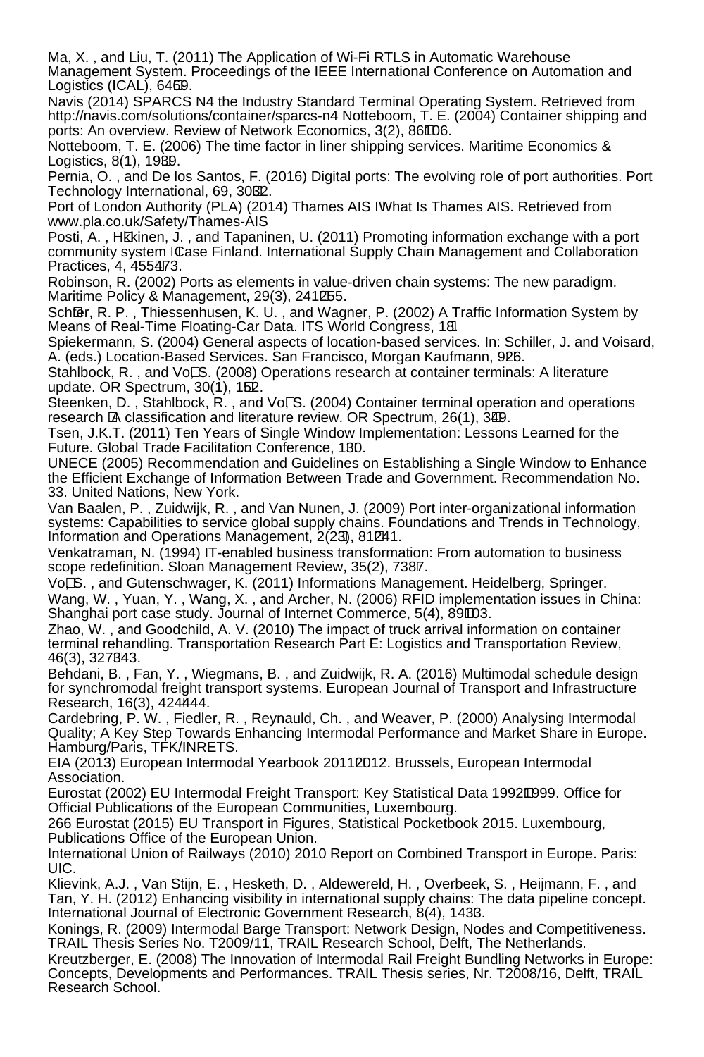Ma, X. , and Liu, T. (2011) The Application of Wi-Fi RTLS in Automatic Warehouse Management System. Proceedings of the IEEE International Conference on Automation and Logistics (ICAL), 64–69.

Navis (2014) SPARCS N4 the Industry Standard Terminal Operating System. Retrieved from http://navis.com/solutions/container/sparcs-n4 Notteboom, T. E. (2004) Container shipping and ports: An overview. Review of Network Economics, 3(2), 86–106.

Notteboom, T. E. (2006) The time factor in liner shipping services. Maritime Economics & Logistics, 8(1), 19–39.

Pernia, O. , and De los Santos, F. (2016) Digital ports: The evolving role of port authorities. Port Technology International, 69, 30–32.

Port of London Authority (PLA) (2014) Thames AIS – What Is Thames AIS. Retrieved from www.pla.co.uk/Safety/Thames-AIS

Posti, A. , Häkkinen, J. , and Tapaninen, U. (2011) Promoting information exchange with a port community system – Case Finland. International Supply Chain Management and Collaboration Practices, 4, 455–473.

Robinson, R. (2002) Ports as elements in value-driven chain systems: The new paradigm. Maritime Policy & Management, 29(3), 241–255.

Schäfer, R. P. , Thiessenhusen, K. U. , and Wagner, P. (2002) A Traffic Information System by Means of Real-Time Floating-Car Data. ITS World Congress, 1–8.

Spiekermann, S. (2004) General aspects of location-based services. In: Schiller, J. and Voisard, A. (eds.) Location-Based Services. San Francisco, Morgan Kaufmann, 9–26.

Stahlbock, R. , and Voß, S. (2008) Operations research at container terminals: A literature update. OR Spectrum, 30(1), 1–52.

Steenken, D. , Stahlbock, R. , and Voß, S. (2004) Container terminal operation and operations research – A classification and literature review. OR Spectrum, 26(1), 3–49.

Tsen, J.K.T. (2011) Ten Years of Single Window Implementation: Lessons Learned for the Future. Global Trade Facilitation Conference, 1–30.

UNECE (2005) Recommendation and Guidelines on Establishing a Single Window to Enhance the Efficient Exchange of Information Between Trade and Government. Recommendation No. 33. United Nations, New York.

Van Baalen, P. , Zuidwijk, R. , and Van Nunen, J. (2009) Port inter-organizational information systems: Capabilities to service global supply chains. Foundations and Trends in Technology, Information and Operations Management, 2(2–3), 81–241.

Venkatraman, N. (1994) IT-enabled business transformation: From automation to business scope redefinition. Sloan Management Review, 35(2), 73–87.

Voß, S. , and Gutenschwager, K. (2011) Informations Management. Heidelberg, Springer.

Wang, W. , Yuan, Y. , Wang, X. , and Archer, N. (2006) RFID implementation issues in China: Shanghai port case study. Journal of Internet Commerce, 5(4), 89–103.

Zhao, W. , and Goodchild, A. V. (2010) The impact of truck arrival information on container terminal rehandling. Transportation Research Part E: Logistics and Transportation Review, 46(3), 327–343.

Behdani, B. , Fan, Y. , Wiegmans, B. , and Zuidwijk, R. A. (2016) Multimodal schedule design for synchromodal freight transport systems. European Journal of Transport and Infrastructure Research, 16(3), 424–444.

Cardebring, P. W. , Fiedler, R. , Reynauld, Ch. , and Weaver, P. (2000) Analysing Intermodal Quality; A Key Step Towards Enhancing Intermodal Performance and Market Share in Europe. Hamburg/Paris, TFK/INRETS.

EIA (2013) European Intermodal Yearbook 2011–2012. Brussels, European Intermodal Association.

Eurostat (2002) EU Intermodal Freight Transport: Key Statistical Data 1992–1999. Office for Official Publications of the European Communities, Luxembourg.

266 Eurostat (2015) EU Transport in Figures, Statistical Pocketbook 2015. Luxembourg, Publications Office of the European Union.

International Union of Railways (2010) 2010 Report on Combined Transport in Europe. Paris: UIC.

Klievink, A.J. , Van Stijn, E. , Hesketh, D. , Aldewereld, H. , Overbeek, S. , Heijmann, F. , and Tan, Y. H. (2012) Enhancing visibility in international supply chains: The data pipeline concept. International Journal of Electronic Government Research, 8(4), 14–33.

Konings, R. (2009) Intermodal Barge Transport: Network Design, Nodes and Competitiveness. TRAIL Thesis Series No. T2009/11, TRAIL Research School, Delft, The Netherlands.

Kreutzberger, E. (2008) The Innovation of Intermodal Rail Freight Bundling Networks in Europe: Concepts, Developments and Performances. TRAIL Thesis series, Nr. T2008/16, Delft, TRAIL Research School.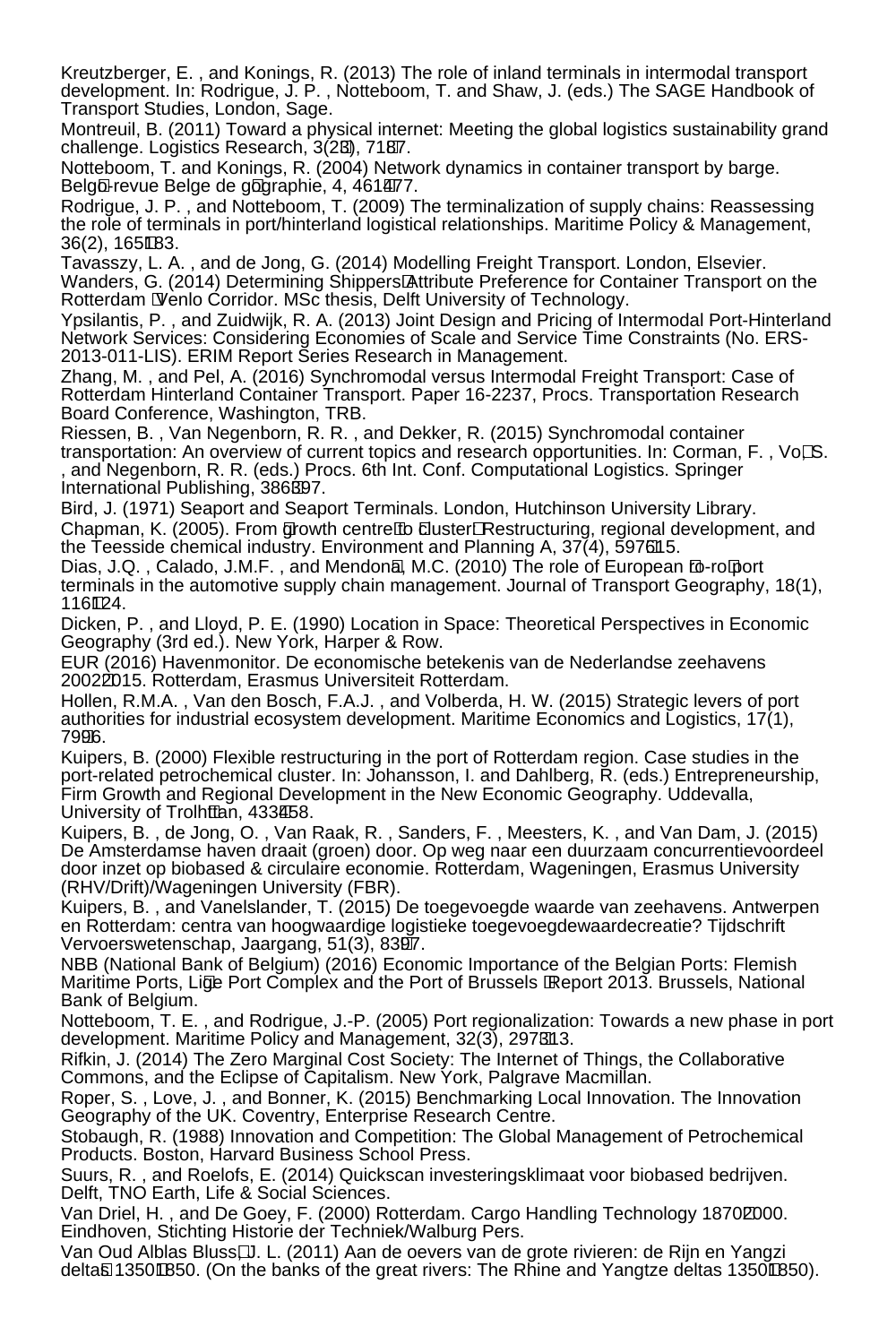Kreutzberger, E. , and Konings, R. (2013) The role of inland terminals in intermodal transport development. In: Rodrigue, J. P. , Notteboom, T. and Shaw, J. (eds.) The SAGE Handbook of Transport Studies, London, Sage.

Montreuil, B. (2011) Toward a physical internet: Meeting the global logistics sustainability grand challenge. Logistics Research, 3(2‑3), 71‑87.

Notteboom, T. and Konings, R. (2004) Network dynamics in container transport by barge. Belgeo‑revue Belge de géographie, 4, 461‑477.

Rodrigue, J. P. , and Notteboom, T. (2009) The terminalization of supply chains: Reassessing the role of terminals in port/hinterland logistical relationships. Maritime Policy & Management, 36(2), 165‑183.

Tavasszy, L. A. , and de Jong, G. (2014) Modelling Freight Transport. London, Elsevier.

Wanders, G. (2014) Determining Shippers' Attribute Preference for Container Transport on the Rotterdam ‑Venlo Corridor. MSc thesis, Delft University of Technology.

Ypsilantis, P. , and Zuidwijk, R. A. (2013) Joint Design and Pricing of Intermodal Port-Hinterland Network Services: Considering Economies of Scale and Service Time Constraints (No. ERS-2013-011-LIS). ERIM Report Series Research in Management.

Zhang, M. , and Pel, A. (2016) Synchromodal versus Intermodal Freight Transport: Case of Rotterdam Hinterland Container Transport. Paper 16-2237, Procs. Transportation Research Board Conference, Washington, TRB.

Riessen, B. , Van Negenborn, R. R. , and Dekker, R. (2015) Synchromodal container transportation: An overview of current topics and research opportunities. In: Corman, F. , Voß, S. , and Negenborn, R. R. (eds.) Procs. 6th Int. Conf. Computational Logistics. Springer International Publishing, 386‑397.

Bird, J. (1971) Seaport and Seaport Terminals. London, Hutchinson University Library.

Chapman, K. (2005). From 'growth centre' to 'cluster': Restructuring, regional development, and the Teesside chemical industry. Environment and Planning A, 37(4), 597‑615.

Dias, J.Q. , Calado, J.M.F. , and Mendonça, M.C. (2010) The role of European 'ro-ro' port terminals in the automotive supply chain management. Journal of Transport Geography, 18(1), 116‑124.

Dicken, P. , and Lloyd, P. E. (1990) Location in Space: Theoretical Perspectives in Economic Geography (3rd ed.). New York, Harper & Row.

EUR (2016) Havenmonitor. De economische betekenis van de Nederlandse zeehavens 2002‑2015. Rotterdam, Erasmus Universiteit Rotterdam.

Hollen, R.M.A. , Van den Bosch, F.A.J. , and Volberda, H. W. (2015) Strategic levers of port authorities for industrial ecosystem development. Maritime Economics and Logistics, 17(1), 79‑96.

Kuipers, B. (2000) Flexible restructuring in the port of Rotterdam region. Case studies in the port-related petrochemical cluster. In: Johansson, I. and Dahlberg, R. (eds.) Entrepreneurship, Firm Growth and Regional Development in the New Economic Geography. Uddevalla, University of Trolhättan, 433‑458.

Kuipers, B. , de Jong, O. , Van Raak, R. , Sanders, F. , Meesters, K. , and Van Dam, J. (2015) De Amsterdamse haven draait (groen) door. Op weg naar een duurzaam concurrentievoordeel door inzet op biobased & circulaire economie. Rotterdam, Wageningen, Erasmus University (RHV/Drift)/Wageningen University (FBR).

Kuipers, B. , and Vanelslander, T. (2015) De toegevoegde waarde van zeehavens. Antwerpen en Rotterdam: centra van hoogwaardige logistieke toegevoegdewaardecreatie? Tijdschrift Vervoerswetenschap, Jaargang, 51(3), 83‑97.

NBB (National Bank of Belgium) (2016) Economic Importance of the Belgian Ports: Flemish Maritime Ports, Liège Port Complex and the Port of Brussels ‑ Report 2013. Brussels, National Bank of Belgium.

Notteboom, T. E. , and Rodrigue, J.-P. (2005) Port regionalization: Towards a new phase in port development. Maritime Policy and Management, 32(3), 297‑313.

Rifkin, J. (2014) The Zero Marginal Cost Society: The Internet of Things, the Collaborative Commons, and the Eclipse of Capitalism. New York, Palgrave Macmillan.

Roper, S. , Love, J. , and Bonner, K. (2015) Benchmarking Local Innovation. The Innovation Geography of the UK. Coventry, Enterprise Research Centre.

Stobaugh, R. (1988) Innovation and Competition: The Global Management of Petrochemical Products. Boston, Harvard Business School Press.

Suurs, R. , and Roelofs, E. (2014) Quickscan investeringsklimaat voor biobased bedrijven. Delft, TNO Earth, Life & Social Sciences.

Van Driel, H. , and De Goey, F. (2000) Rotterdam. Cargo Handling Technology 1870‑2000. Eindhoven, Stichting Historie der Techniek/Walburg Pers.

Van Oud Alblas Blussé, J. L. (2011) Aan de oevers van de grote rivieren: de Rijn en Yangzi delta's 1350‑1850. (On the banks of the great rivers: The Rhine and Yangtze deltas 1350‑1850).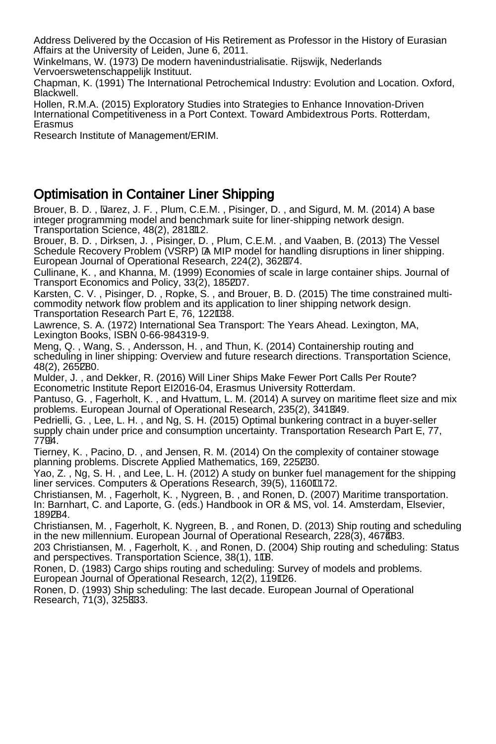Address Delivered by the Occasion of His Retirement as Professor in the History of Eurasian Affairs at the University of Leiden, June 6, 2011.

Winkelmans, W. (1973) De modern havenindustrialisatie. Rijswijk, Nederlands Vervoerswetenschappelijk Instituut.

Chapman, K. (1991) The International Petrochemical Industry: Evolution and Location. Oxford, Blackwell.

Hollen, R.M.A. (2015) Exploratory Studies into Strategies to Enhance Innovation-Driven International Competitiveness in a Port Context. Toward Ambidextrous Ports. Rotterdam, Erasmus
Research Institute of Management/ERIM.

## Optimisation in Container Liner Shipping

Brouer, B. D. , Ãlvarez, J. F. , Plum, C.E.M. , Pisinger, D. , and Sigurd, M. M. (2014) A base integer programming model and benchmark suite for liner-shipping network design. Transportation Science, 48(2), 281–312.

Brouer, B. D. , Dirksen, J. , Pisinger, D. , Plum, C.E.M. , and Vaaben, B. (2013) The Vessel Schedule Recovery Problem (VSRP) – A MIP model for handling disruptions in liner shipping. European Journal of Operational Research, 224(2), 362–374.

Cullinane, K. , and Khanna, M. (1999) Economies of scale in large container ships. Journal of Transport Economics and Policy, 33(2), 185–207.

Karsten, C. V. , Pisinger, D. , Ropke, S. , and Brouer, B. D. (2015) The time constrained multi-commodity network flow problem and its application to liner shipping network design. Transportation Research Part E, 76, 122–138.

Lawrence, S. A. (1972) International Sea Transport: The Years Ahead. Lexington, MA, Lexington Books, ISBN 0-66-984319-9.

Meng, Q. , Wang, S. , Andersson, H. , and Thun, K. (2014) Containership routing and scheduling in liner shipping: Overview and future research directions. Transportation Science, 48(2), 265–280.

Mulder, J. , and Dekker, R. (2016) Will Liner Ships Make Fewer Port Calls Per Route? Econometric Institute Report EI2016-04, Erasmus University Rotterdam.

Pantuso, G. , Fagerholt, K. , and Hvattum, L. M. (2014) A survey on maritime fleet size and mix problems. European Journal of Operational Research, 235(2), 341–349.

Pedrielli, G. , Lee, L. H. , and Ng, S. H. (2015) Optimal bunkering contract in a buyer-seller supply chain under price and consumption uncertainty. Transportation Research Part E, 77, 77–94.

Tierney, K. , Pacino, D. , and Jensen, R. M. (2014) On the complexity of container stowage planning problems. Discrete Applied Mathematics, 169, 225–230.

Yao, Z. , Ng, S. H. , and Lee, L. H. (2012) A study on bunker fuel management for the shipping liner services. Computers & Operations Research, 39(5), 1160–1172.

Christiansen, M. , Fagerholt, K. , Nygreen, B. , and Ronen, D. (2007) Maritime transportation. In: Barnhart, C. and Laporte, G. (eds.) Handbook in OR & MS, vol. 14. Amsterdam, Elsevier, 189–284.

Christiansen, M. , Fagerholt, K. Nygreen, B. , and Ronen, D. (2013) Ship routing and scheduling in the new millennium. European Journal of Operational Research, 228(3), 467–483.

203 Christiansen, M. , Fagerholt, K. , and Ronen, D. (2004) Ship routing and scheduling: Status and perspectives. Transportation Science, 38(1), 1–18.

Ronen, D. (1983) Cargo ships routing and scheduling: Survey of models and problems. European Journal of Operational Research, 12(2), 119–126.

Ronen, D. (1993) Ship scheduling: The last decade. European Journal of Operational Research, 71(3), 325–333.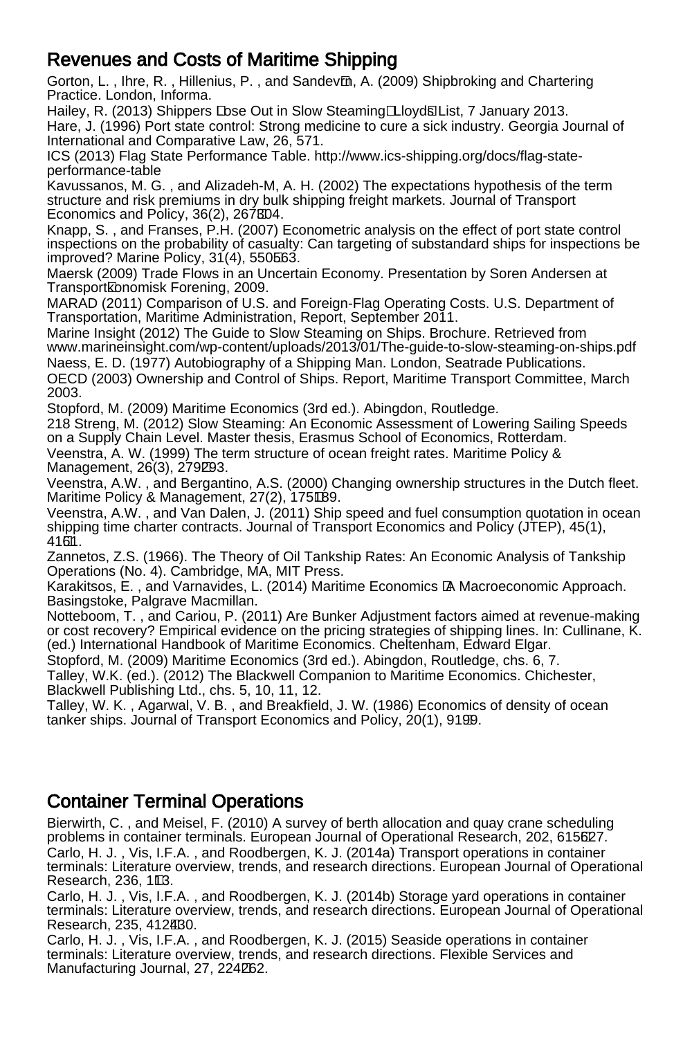## Revenues and Costs of Maritime Shipping

Gorton, L. , Ihre, R. , Hillenius, P. , and Sandevärn, A. (2009) Shipbroking and Chartering Practice. London, Informa.

Hailey, R. (2013) Shippers 'Lose Out in Slow Steaming' Lloyd's List, 7 January 2013.

Hare, J. (1996) Port state control: Strong medicine to cure a sick industry. Georgia Journal of International and Comparative Law, 26, 571.

ICS (2013) Flag State Performance Table. http://www.ics-shipping.org/docs/flag-state-performance-table

Kavussanos, M. G. , and Alizadeh-M, A. H. (2002) The expectations hypothesis of the term structure and risk premiums in dry bulk shipping freight markets. Journal of Transport Economics and Policy, 36(2), 267–304.

Knapp, S. , and Franses, P.H. (2007) Econometric analysis on the effect of port state control inspections on the probability of casualty: Can targeting of substandard ships for inspections be improved? Marine Policy, 31(4), 550–563.

Maersk (2009) Trade Flows in an Uncertain Economy. Presentation by Soren Andersen at Transportøkonomisk Forening, 2009.

MARAD (2011) Comparison of U.S. and Foreign-Flag Operating Costs. U.S. Department of Transportation, Maritime Administration, Report, September 2011.

Marine Insight (2012) The Guide to Slow Steaming on Ships. Brochure. Retrieved from www.marineinsight.com/wp-content/uploads/2013/01/The-guide-to-slow-steaming-on-ships.pdf

Naess, E. D. (1977) Autobiography of a Shipping Man. London, Seatrade Publications.

OECD (2003) Ownership and Control of Ships. Report, Maritime Transport Committee, March 2003.

Stopford, M. (2009) Maritime Economics (3rd ed.). Abingdon, Routledge.

218 Streng, M. (2012) Slow Steaming: An Economic Assessment of Lowering Sailing Speeds on a Supply Chain Level. Master thesis, Erasmus School of Economics, Rotterdam.

Veenstra, A. W. (1999) The term structure of ocean freight rates. Maritime Policy & Management, 26(3), 279–293.

Veenstra, A.W. , and Bergantino, A.S. (2000) Changing ownership structures in the Dutch fleet. Maritime Policy & Management, 27(2), 175–189.

Veenstra, A.W. , and Van Dalen, J. (2011) Ship speed and fuel consumption quotation in ocean shipping time charter contracts. Journal of Transport Economics and Policy (JTEP), 45(1), 41–61.

Zannetos, Z.S. (1966). The Theory of Oil Tankship Rates: An Economic Analysis of Tankship Operations (No. 4). Cambridge, MA, MIT Press.

Karakitsos, E. , and Varnavides, L. (2014) Maritime Economics – A Macroeconomic Approach. Basingstoke, Palgrave Macmillan.

Notteboom, T. , and Cariou, P. (2011) Are Bunker Adjustment factors aimed at revenue-making or cost recovery? Empirical evidence on the pricing strategies of shipping lines. In: Cullinane, K. (ed.) International Handbook of Maritime Economics. Cheltenham, Edward Elgar.

Stopford, M. (2009) Maritime Economics (3rd ed.). Abingdon, Routledge, chs. 6, 7.

Talley, W.K. (ed.). (2012) The Blackwell Companion to Maritime Economics. Chichester, Blackwell Publishing Ltd., chs. 5, 10, 11, 12.

Talley, W. K. , Agarwal, V. B. , and Breakfield, J. W. (1986) Economics of density of ocean tanker ships. Journal of Transport Economics and Policy, 20(1), 91–99.

## Container Terminal Operations

Bierwirth, C. , and Meisel, F. (2010) A survey of berth allocation and quay crane scheduling problems in container terminals. European Journal of Operational Research, 202, 615–627.

Carlo, H. J. , Vis, I.F.A. , and Roodbergen, K. J. (2014a) Transport operations in container terminals: Literature overview, trends, and research directions. European Journal of Operational Research, 236, 1–13.

Carlo, H. J. , Vis, I.F.A. , and Roodbergen, K. J. (2014b) Storage yard operations in container terminals: Literature overview, trends, and research directions. European Journal of Operational Research, 235, 412–430.

Carlo, H. J. , Vis, I.F.A. , and Roodbergen, K. J. (2015) Seaside operations in container terminals: Literature overview, trends, and research directions. Flexible Services and Manufacturing Journal, 27, 224–262.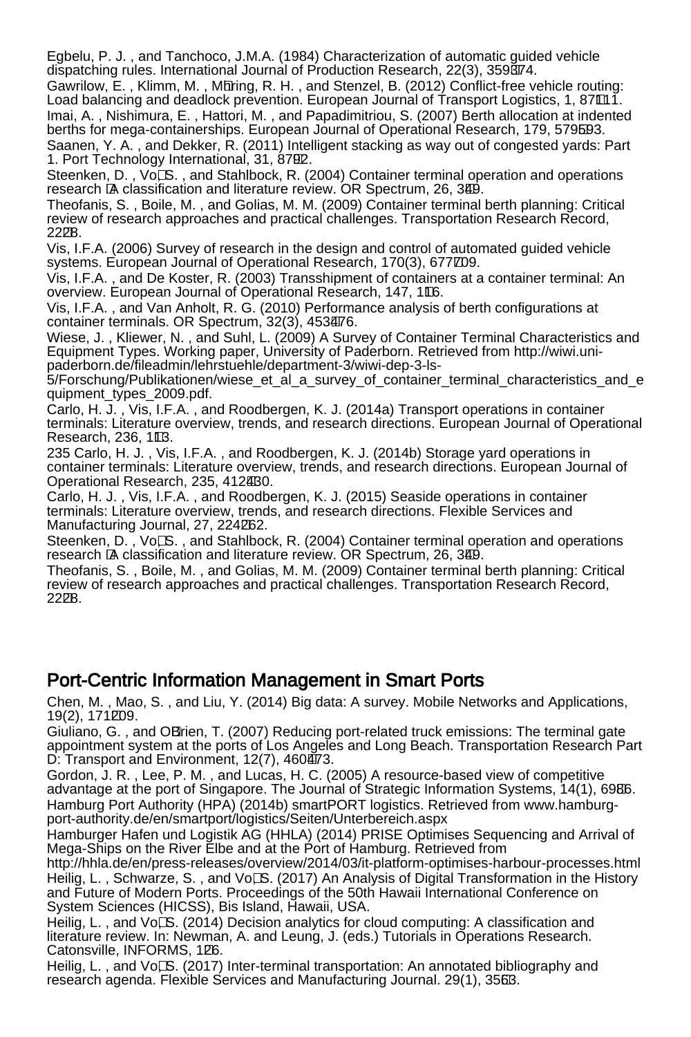Egbelu, P. J. , and Tanchoco, J.M.A. (1984) Characterization of automatic guided vehicle dispatching rules. International Journal of Production Research, 22(3), 359374.

Gawrilow, E. , Klimm, M. , Mhring, R. H. , and Stenzel, B. (2012) Conflict-free vehicle routing: Load balancing and deadlock prevention. European Journal of Transport Logistics, 1, 87111.

Imai, A. , Nishimura, E. , Hattori, M. , and Papadimitriou, S. (2007) Berth allocation at indented berths for mega-containerships. European Journal of Operational Research, 179, 579593.

Saanen, Y. A. , and Dekker, R. (2011) Intelligent stacking as way out of congested yards: Part 1. Port Technology International, 31, 8792.

Steenken, D. , VoS. , and Stahlbock, R. (2004) Container terminal operation and operations research A classification and literature review. OR Spectrum, 26, 349.

Theofanis, S. , Boile, M. , and Golias, M. M. (2009) Container terminal berth planning: Critical review of research approaches and practical challenges. Transportation Research Record, 2228.

Vis, I.F.A. (2006) Survey of research in the design and control of automated guided vehicle systems. European Journal of Operational Research, 170(3), 677709.

Vis, I.F.A. , and De Koster, R. (2003) Transshipment of containers at a container terminal: An overview. European Journal of Operational Research, 147, 116.

Vis, I.F.A. , and Van Anholt, R. G. (2010) Performance analysis of berth configurations at container terminals. OR Spectrum, 32(3), 453476.

Wiese, J. , Kliewer, N. , and Suhl, L. (2009) A Survey of Container Terminal Characteristics and Equipment Types. Working paper, University of Paderborn. Retrieved from http://wiwi.uni-paderborn.de/fileadmin/lehrstuehle/department-3/wiwi-dep-3-ls-5/Forschung/Publikationen/wiese_et_al_a_survey_of_container_terminal_characteristics_and_equipment_types_2009.pdf.

Carlo, H. J. , Vis, I.F.A. , and Roodbergen, K. J. (2014a) Transport operations in container terminals: Literature overview, trends, and research directions. European Journal of Operational Research, 236, 113.

235 Carlo, H. J. , Vis, I.F.A. , and Roodbergen, K. J. (2014b) Storage yard operations in container terminals: Literature overview, trends, and research directions. European Journal of Operational Research, 235, 412430.

Carlo, H. J. , Vis, I.F.A. , and Roodbergen, K. J. (2015) Seaside operations in container terminals: Literature overview, trends, and research directions. Flexible Services and Manufacturing Journal, 27, 224262.

Steenken, D. , VoS. , and Stahlbock, R. (2004) Container terminal operation and operations research A classification and literature review. OR Spectrum, 26, 349.

Theofanis, S. , Boile, M. , and Golias, M. M. (2009) Container terminal berth planning: Critical review of research approaches and practical challenges. Transportation Research Record, 2228.

## Port-Centric Information Management in Smart Ports

Chen, M. , Mao, S. , and Liu, Y. (2014) Big data: A survey. Mobile Networks and Applications, 19(2), 171209.

Giuliano, G. , and OBrien, T. (2007) Reducing port-related truck emissions: The terminal gate appointment system at the ports of Los Angeles and Long Beach. Transportation Research Part D: Transport and Environment, 12(7), 460473.

Gordon, J. R. , Lee, P. M. , and Lucas, H. C. (2005) A resource-based view of competitive advantage at the port of Singapore. The Journal of Strategic Information Systems, 14(1), 6986.

Hamburg Port Authority (HPA) (2014b) smartPORT logistics. Retrieved from www.hamburg-port-authority.de/en/smartport/logistics/Seiten/Unterbereich.aspx

Hamburger Hafen und Logistik AG (HHLA) (2014) PRISE Optimises Sequencing and Arrival of Mega-Ships on the River Elbe and at the Port of Hamburg. Retrieved from http://hhla.de/en/press-releases/overview/2014/03/it-platform-optimises-harbour-processes.html

Heilig, L. , Schwarze, S. , and VoS. (2017) An Analysis of Digital Transformation in the History and Future of Modern Ports. Proceedings of the 50th Hawaii International Conference on System Sciences (HICSS), Bis Island, Hawaii, USA.

Heilig, L. , and VoS. (2014) Decision analytics for cloud computing: A classification and literature review. In: Newman, A. and Leung, J. (eds.) Tutorials in Operations Research. Catonsville, INFORMS, 126.

Heilig, L. , and VoS. (2017) Inter-terminal transportation: An annotated bibliography and research agenda. Flexible Services and Manufacturing Journal. 29(1), 3563.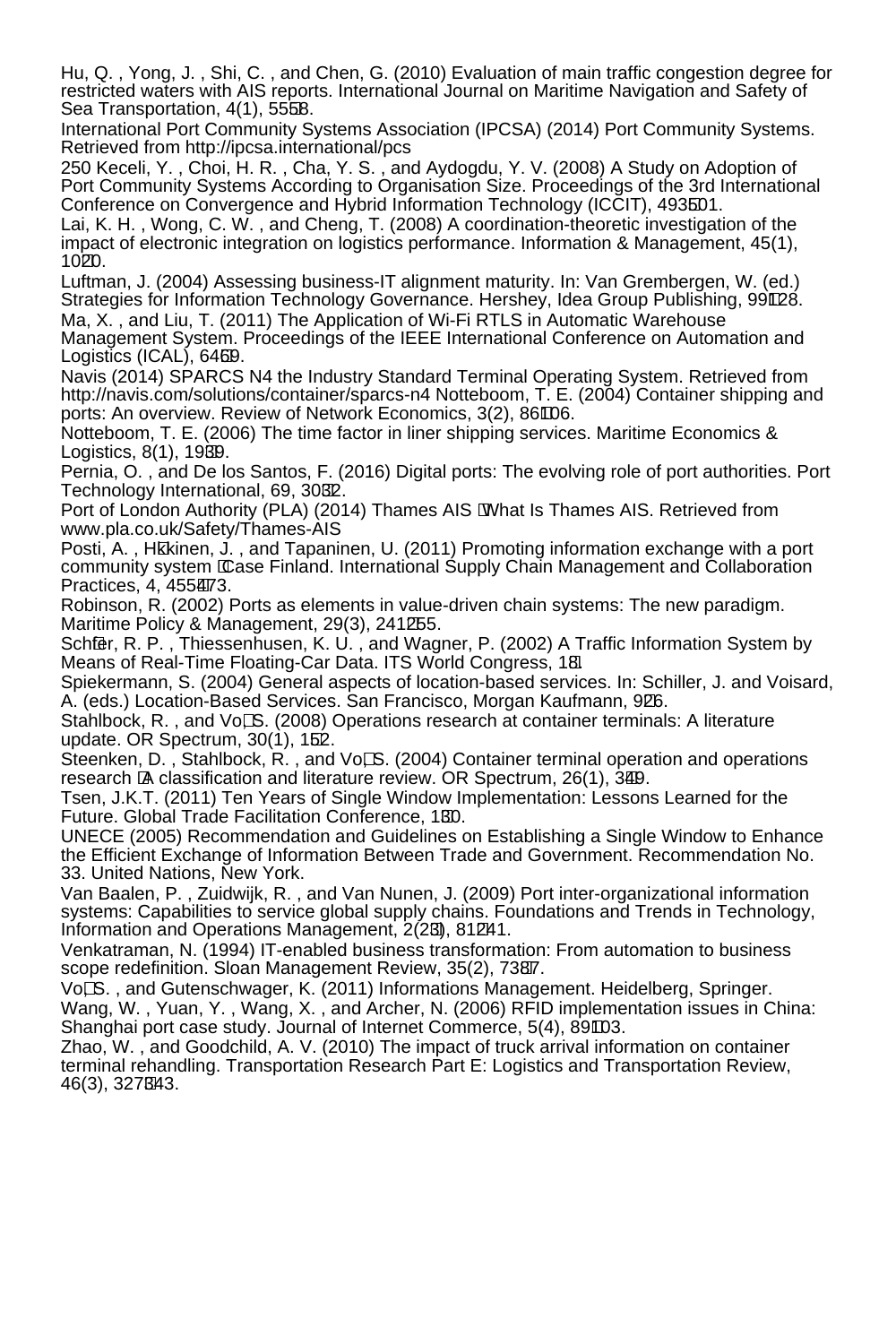Hu, Q. , Yong, J. , Shi, C. , and Chen, G. (2010) Evaluation of main traffic congestion degree for restricted waters with AIS reports. International Journal on Maritime Navigation and Safety of Sea Transportation, 4(1), 55‑58.

International Port Community Systems Association (IPCSA) (2014) Port Community Systems. Retrieved from http://ipcsa.international/pcs

250 Keceli, Y. , Choi, H. R. , Cha, Y. S. , and Aydogdu, Y. V. (2008) A Study on Adoption of Port Community Systems According to Organisation Size. Proceedings of the 3rd International Conference on Convergence and Hybrid Information Technology (ICCIT), 493‑501.

Lai, K. H. , Wong, C. W. , and Cheng, T. (2008) A coordination-theoretic investigation of the impact of electronic integration on logistics performance. Information & Management, 45(1), 10‑20.

Luftman, J. (2004) Assessing business-IT alignment maturity. In: Van Grembergen, W. (ed.) Strategies for Information Technology Governance. Hershey, Idea Group Publishing, 99‑128.

Ma, X. , and Liu, T. (2011) The Application of Wi-Fi RTLS in Automatic Warehouse Management System. Proceedings of the IEEE International Conference on Automation and Logistics (ICAL), 64‑69.

Navis (2014) SPARCS N4 the Industry Standard Terminal Operating System. Retrieved from http://navis.com/solutions/container/sparcs-n4 Notteboom, T. E. (2004) Container shipping and ports: An overview. Review of Network Economics, 3(2), 86‑106.

Notteboom, T. E. (2006) The time factor in liner shipping services. Maritime Economics & Logistics, 8(1), 19‑39.

Pernia, O. , and De los Santos, F. (2016) Digital ports: The evolving role of port authorities. Port Technology International, 69, 30‑32.

Port of London Authority (PLA) (2014) Thames AIS ‑ What Is Thames AIS. Retrieved from www.pla.co.uk/Safety/Thames-AIS

Posti, A. , Häkkinen, J. , and Tapaninen, U. (2011) Promoting information exchange with a port community system ‑ Case Finland. International Supply Chain Management and Collaboration Practices, 4, 455‑473.

Robinson, R. (2002) Ports as elements in value-driven chain systems: The new paradigm. Maritime Policy & Management, 29(3), 241‑255.

Schäfer, R. P. , Thiessenhusen, K. U. , and Wagner, P. (2002) A Traffic Information System by Means of Real-Time Floating-Car Data. ITS World Congress, 1‑8.

Spiekermann, S. (2004) General aspects of location-based services. In: Schiller, J. and Voisard, A. (eds.) Location-Based Services. San Francisco, Morgan Kaufmann, 9‑26.

Stahlbock, R. , and Voß, S. (2008) Operations research at container terminals: A literature update. OR Spectrum, 30(1), 1‑52.

Steenken, D. , Stahlbock, R. , and Voß, S. (2004) Container terminal operation and operations research ‑ A classification and literature review. OR Spectrum, 26(1), 3‑49.

Tsen, J.K.T. (2011) Ten Years of Single Window Implementation: Lessons Learned for the Future. Global Trade Facilitation Conference, 1‑30.

UNECE (2005) Recommendation and Guidelines on Establishing a Single Window to Enhance the Efficient Exchange of Information Between Trade and Government. Recommendation No. 33. United Nations, New York.

Van Baalen, P. , Zuidwijk, R. , and Van Nunen, J. (2009) Port inter-organizational information systems: Capabilities to service global supply chains. Foundations and Trends in Technology, Information and Operations Management, 2(2‑3), 81‑241.

Venkatraman, N. (1994) IT-enabled business transformation: From automation to business scope redefinition. Sloan Management Review, 35(2), 73‑87.

Voß, S. , and Gutenschwager, K. (2011) Informations Management. Heidelberg, Springer.

Wang, W. , Yuan, Y. , Wang, X. , and Archer, N. (2006) RFID implementation issues in China: Shanghai port case study. Journal of Internet Commerce, 5(4), 89‑103.

Zhao, W. , and Goodchild, A. V. (2010) The impact of truck arrival information on container terminal rehandling. Transportation Research Part E: Logistics and Transportation Review, 46(3), 327‑343.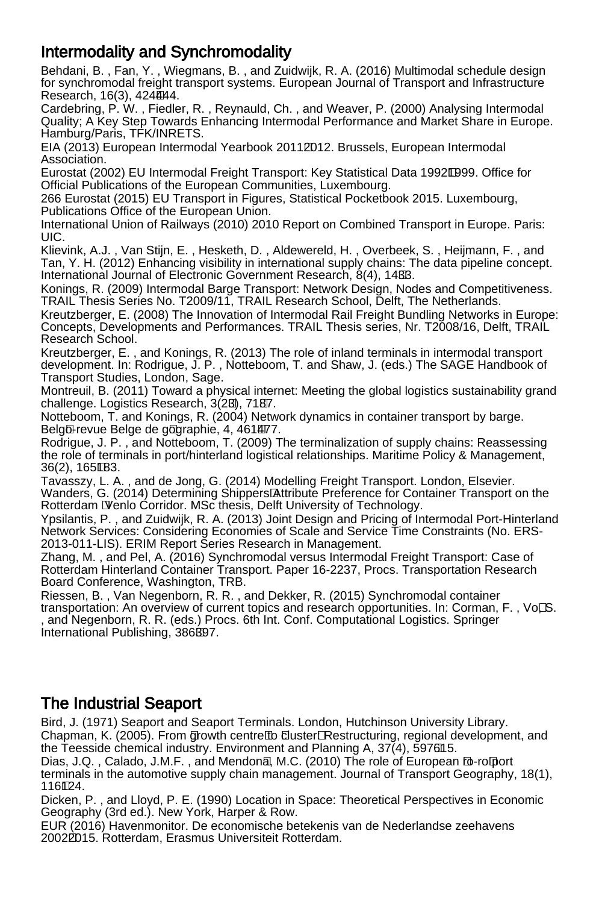## Intermodality and Synchromodality

Behdani, B. , Fan, Y. , Wiegmans, B. , and Zuidwijk, R. A. (2016) Multimodal schedule design for synchromodal freight transport systems. European Journal of Transport and Infrastructure Research, 16(3), 424–444.

Cardebring, P. W. , Fiedler, R. , Reynauld, Ch. , and Weaver, P. (2000) Analysing Intermodal Quality; A Key Step Towards Enhancing Intermodal Performance and Market Share in Europe. Hamburg/Paris, TFK/INRETS.

EIA (2013) European Intermodal Yearbook 2011–2012. Brussels, European Intermodal Association.

Eurostat (2002) EU Intermodal Freight Transport: Key Statistical Data 1992–1999. Office for Official Publications of the European Communities, Luxembourg.

266 Eurostat (2015) EU Transport in Figures, Statistical Pocketbook 2015. Luxembourg, Publications Office of the European Union.

International Union of Railways (2010) 2010 Report on Combined Transport in Europe. Paris: UIC.

Klievink, A.J. , Van Stijn, E. , Hesketh, D. , Aldewereld, H. , Overbeek, S. , Heijmann, F. , and Tan, Y. H. (2012) Enhancing visibility in international supply chains: The data pipeline concept. International Journal of Electronic Government Research, 8(4), 14–33.

Konings, R. (2009) Intermodal Barge Transport: Network Design, Nodes and Competitiveness. TRAIL Thesis Series No. T2009/11, TRAIL Research School, Delft, The Netherlands.

Kreutzberger, E. (2008) The Innovation of Intermodal Rail Freight Bundling Networks in Europe: Concepts, Developments and Performances. TRAIL Thesis series, Nr. T2008/16, Delft, TRAIL Research School.

Kreutzberger, E. , and Konings, R. (2013) The role of inland terminals in intermodal transport development. In: Rodrigue, J. P. , Notteboom, T. and Shaw, J. (eds.) The SAGE Handbook of Transport Studies, London, Sage.

Montreuil, B. (2011) Toward a physical internet: Meeting the global logistics sustainability grand challenge. Logistics Research, 3(2–3), 71–87.

Notteboom, T. and Konings, R. (2004) Network dynamics in container transport by barge. Belgéo-revue Belge de géographie, 4, 461–477.

Rodrigue, J. P. , and Notteboom, T. (2009) The terminalization of supply chains: Reassessing the role of terminals in port/hinterland logistical relationships. Maritime Policy & Management, 36(2), 165–183.

Tavasszy, L. A. , and de Jong, G. (2014) Modelling Freight Transport. London, Elsevier.

Wanders, G. (2014) Determining Shippers' Attribute Preference for Container Transport on the Rotterdam – Venlo Corridor. MSc thesis, Delft University of Technology.

Ypsilantis, P. , and Zuidwijk, R. A. (2013) Joint Design and Pricing of Intermodal Port-Hinterland Network Services: Considering Economies of Scale and Service Time Constraints (No. ERS-2013-011-LIS). ERIM Report Series Research in Management.

Zhang, M. , and Pel, A. (2016) Synchromodal versus Intermodal Freight Transport: Case of Rotterdam Hinterland Container Transport. Paper 16-2237, Procs. Transportation Research Board Conference, Washington, TRB.

Riessen, B. , Van Negenborn, R. R. , and Dekker, R. (2015) Synchromodal container transportation: An overview of current topics and research opportunities. In: Corman, F. , Voß, S. , and Negenborn, R. R. (eds.) Procs. 6th Int. Conf. Computational Logistics. Springer International Publishing, 386–397.

## The Industrial Seaport

Bird, J. (1971) Seaport and Seaport Terminals. London, Hutchinson University Library.

Chapman, K. (2005). From 'growth centre' to 'cluster': Restructuring, regional development, and the Teesside chemical industry. Environment and Planning A, 37(4), 597–615.

Dias, J.Q. , Calado, J.M.F. , and Mendonça, M.C. (2010) The role of European 'ro-ro' port terminals in the automotive supply chain management. Journal of Transport Geography, 18(1), 116–124.

Dicken, P. , and Lloyd, P. E. (1990) Location in Space: Theoretical Perspectives in Economic Geography (3rd ed.). New York, Harper & Row.

EUR (2016) Havenmonitor. De economische betekenis van de Nederlandse zeehavens 2002–2015. Rotterdam, Erasmus Universiteit Rotterdam.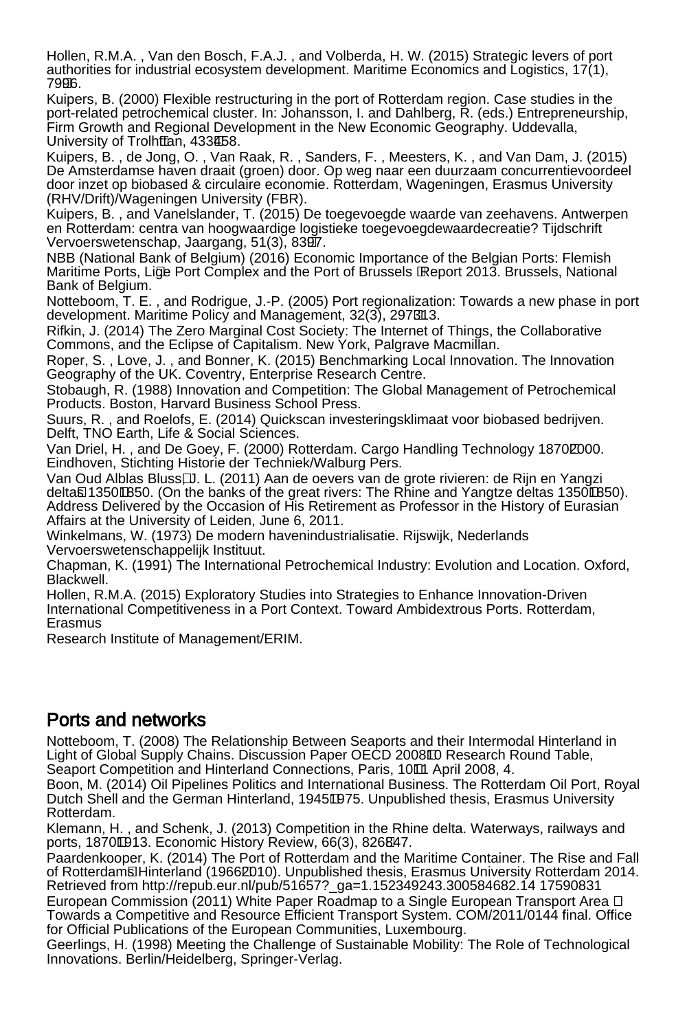Hollen, R.M.A. , Van den Bosch, F.A.J. , and Volberda, H. W. (2015) Strategic levers of port authorities for industrial ecosystem development. Maritime Economics and Logistics, 17(1), 79–96.

Kuipers, B. (2000) Flexible restructuring in the port of Rotterdam region. Case studies in the port-related petrochemical cluster. In: Johansson, I. and Dahlberg, R. (eds.) Entrepreneurship, Firm Growth and Regional Development in the New Economic Geography. Uddevalla, University of Trolhättan, 433–458.

Kuipers, B. , de Jong, O. , Van Raak, R. , Sanders, F. , Meesters, K. , and Van Dam, J. (2015) De Amsterdamse haven draait (groen) door. Op weg naar een duurzaam concurrentievoordeel door inzet op biobased & circulaire economie. Rotterdam, Wageningen, Erasmus University (RHV/Drift)/Wageningen University (FBR).

Kuipers, B. , and Vanelslander, T. (2015) De toegevoegde waarde van zeehavens. Antwerpen en Rotterdam: centra van hoogwaardige logistieke toegevoegdewaardecreatie? Tijdschrift Vervoerswetenschap, Jaargang, 51(3), 83–97.

NBB (National Bank of Belgium) (2016) Economic Importance of the Belgian Ports: Flemish Maritime Ports, Liège Port Complex and the Port of Brussels – Report 2013. Brussels, National Bank of Belgium.

Notteboom, T. E. , and Rodrigue, J.-P. (2005) Port regionalization: Towards a new phase in port development. Maritime Policy and Management, 32(3), 297–313.

Rifkin, J. (2014) The Zero Marginal Cost Society: The Internet of Things, the Collaborative Commons, and the Eclipse of Capitalism. New York, Palgrave Macmillan.

Roper, S. , Love, J. , and Bonner, K. (2015) Benchmarking Local Innovation. The Innovation Geography of the UK. Coventry, Enterprise Research Centre.

Stobaugh, R. (1988) Innovation and Competition: The Global Management of Petrochemical Products. Boston, Harvard Business School Press.

Suurs, R. , and Roelofs, E. (2014) Quickscan investeringsklimaat voor biobased bedrijven. Delft, TNO Earth, Life & Social Sciences.

Van Driel, H. , and De Goey, F. (2000) Rotterdam. Cargo Handling Technology 1870–2000. Eindhoven, Stichting Historie der Techniek/Walburg Pers.

Van Oud Alblas Blussé, J. L. (2011) Aan de oevers van de grote rivieren: de Rijn en Yangzi delta's 1350–1850. (On the banks of the great rivers: The Rhine and Yangtze deltas 1350–1850). Address Delivered by the Occasion of His Retirement as Professor in the History of Eurasian Affairs at the University of Leiden, June 6, 2011.

Winkelmans, W. (1973) De modern havenindustrialisatie. Rijswijk, Nederlands Vervoerswetenschappelijk Instituut.

Chapman, K. (1991) The International Petrochemical Industry: Evolution and Location. Oxford, Blackwell.

Hollen, R.M.A. (2015) Exploratory Studies into Strategies to Enhance Innovation-Driven International Competitiveness in a Port Context. Toward Ambidextrous Ports. Rotterdam, Erasmus
Research Institute of Management/ERIM.

## Ports and networks

Notteboom, T. (2008) The Relationship Between Seaports and their Intermodal Hinterland in Light of Global Supply Chains. Discussion Paper OECD 2008–10 Research Round Table, Seaport Competition and Hinterland Connections, Paris, 10–11 April 2008, 4.

Boon, M. (2014) Oil Pipelines Politics and International Business. The Rotterdam Oil Port, Royal Dutch Shell and the German Hinterland, 1945–1975. Unpublished thesis, Erasmus University Rotterdam.

Klemann, H. , and Schenk, J. (2013) Competition in the Rhine delta. Waterways, railways and ports, 1870–1913. Economic History Review, 66(3), 826–847.

Paardenkooper, K. (2014) The Port of Rotterdam and the Maritime Container. The Rise and Fall of Rotterdam's Hinterland (1966–2010). Unpublished thesis, Erasmus University Rotterdam 2014. Retrieved from http://repub.eur.nl/pub/51657?_ga=1.152349243.300584682.14 17590831

European Commission (2011) White Paper Roadmap to a Single European Transport Area – Towards a Competitive and Resource Efficient Transport System. COM/2011/0144 final. Office for Official Publications of the European Communities, Luxembourg.

Geerlings, H. (1998) Meeting the Challenge of Sustainable Mobility: The Role of Technological Innovations. Berlin/Heidelberg, Springer-Verlag.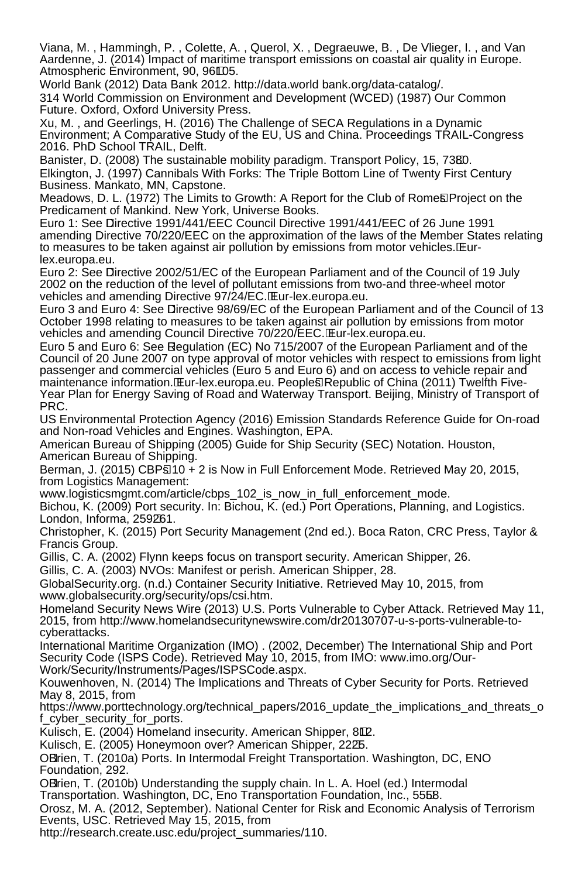Viana, M. , Hammingh, P. , Colette, A. , Querol, X. , Degraeuwe, B. , De Vlieger, I. , and Van Aardenne, J. (2014) Impact of maritime transport emissions on coastal air quality in Europe. Atmospheric Environment, 90, 96–105.

World Bank (2012) Data Bank 2012. http://data.world bank.org/data-catalog/.

314 World Commission on Environment and Development (WCED) (1987) Our Common Future. Oxford, Oxford University Press.

Xu, M. , and Geerlings, H. (2016) The Challenge of SECA Regulations in a Dynamic Environment; A Comparative Study of the EU, US and China. Proceedings TRAIL-Congress 2016. PhD School TRAIL, Delft.

Banister, D. (2008) The sustainable mobility paradigm. Transport Policy, 15, 73–80.

Elkington, J. (1997) Cannibals With Forks: The Triple Bottom Line of Twenty First Century Business. Mankato, MN, Capstone.

Meadows, D. L. (1972) The Limits to Growth: A Report for the Club of Rome's Project on the Predicament of Mankind. New York, Universe Books.

Euro 1: See Directive 1991/441/EEC Council Directive 1991/441/EEC of 26 June 1991 amending Directive 70/220/EEC on the approximation of the laws of the Member States relating to measures to be taken against air pollution by emissions from motor vehicles. Eur-lex.europa.eu.

Euro 2: See Directive 2002/51/EC of the European Parliament and of the Council of 19 July 2002 on the reduction of the level of pollutant emissions from two-and three-wheel motor vehicles and amending Directive 97/24/EC. Eur-lex.europa.eu.

Euro 3 and Euro 4: See Directive 98/69/EC of the European Parliament and of the Council of 13 October 1998 relating to measures to be taken against air pollution by emissions from motor vehicles and amending Council Directive 70/220/EEC. Eur-lex.europa.eu.

Euro 5 and Euro 6: See Regulation (EC) No 715/2007 of the European Parliament and of the Council of 20 June 2007 on type approval of motor vehicles with respect to emissions from light passenger and commercial vehicles (Euro 5 and Euro 6) and on access to vehicle repair and maintenance information. Eur-lex.europa.eu. People's Republic of China (2011) Twelfth Five-Year Plan for Energy Saving of Road and Waterway Transport. Beijing, Ministry of Transport of PRC.

US Environmental Protection Agency (2016) Emission Standards Reference Guide for On-road and Non-road Vehicles and Engines. Washington, EPA.

American Bureau of Shipping (2005) Guide for Ship Security (SEC) Notation. Houston, American Bureau of Shipping.

Berman, J. (2015) CBP's 10 + 2 is Now in Full Enforcement Mode. Retrieved May 20, 2015, from Logistics Management: www.logisticsmgmt.com/article/cbps_102_is_now_in_full_enforcement_mode.

Bichou, K. (2009) Port security. In: Bichou, K. (ed.) Port Operations, Planning, and Logistics. London, Informa, 259–261.

Christopher, K. (2015) Port Security Management (2nd ed.). Boca Raton, CRC Press, Taylor & Francis Group.

Gillis, C. A. (2002) Flynn keeps focus on transport security. American Shipper, 26.

Gillis, C. A. (2003) NVOs: Manifest or perish. American Shipper, 28.

GlobalSecurity.org. (n.d.) Container Security Initiative. Retrieved May 10, 2015, from www.globalsecurity.org/security/ops/csi.htm.

Homeland Security News Wire (2013) U.S. Ports Vulnerable to Cyber Attack. Retrieved May 11, 2015, from http://www.homelandsecuritynewswire.com/dr20130707-u-s-ports-vulnerable-to-cyberattacks.

International Maritime Organization (IMO) . (2002, December) The International Ship and Port Security Code (ISPS Code). Retrieved May 10, 2015, from IMO: www.imo.org/Our-Work/Security/Instruments/Pages/ISPSCode.aspx.

Kouwenhoven, N. (2014) The Implications and Threats of Cyber Security for Ports. Retrieved May 8, 2015, from https://www.porttechnology.org/technical_papers/2016_update_the_implications_and_threats_of_cyber_security_for_ports.

Kulisch, E. (2004) Homeland insecurity. American Shipper, 8–12.

Kulisch, E. (2005) Honeymoon over? American Shipper, 22–25.

O'Brien, T. (2010a) Ports. In Intermodal Freight Transportation. Washington, DC, ENO Foundation, 292.

O'Brien, T. (2010b) Understanding the supply chain. In L. A. Hoel (ed.) Intermodal Transportation. Washington, DC, Eno Transportation Foundation, Inc., 55–58.

Orosz, M. A. (2012, September). National Center for Risk and Economic Analysis of Terrorism Events, USC. Retrieved May 15, 2015, from http://research.create.usc.edu/project_summaries/110.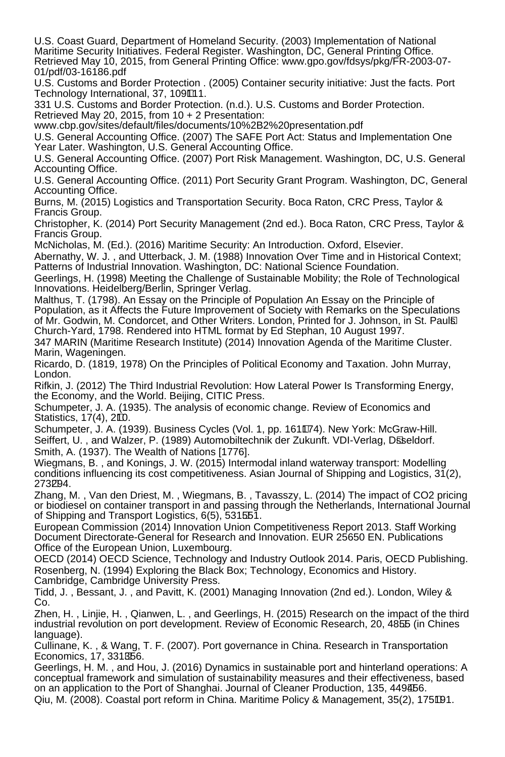U.S. Coast Guard, Department of Homeland Security. (2003) Implementation of National Maritime Security Initiatives. Federal Register. Washington, DC, General Printing Office. Retrieved May 10, 2015, from General Printing Office: www.gpo.gov/fdsys/pkg/FR-2003-07-01/pdf/03-16186.pdf

U.S. Customs and Border Protection . (2005) Container security initiative: Just the facts. Port Technology International, 37, 109111.

331 U.S. Customs and Border Protection. (n.d.). U.S. Customs and Border Protection. Retrieved May 20, 2015, from 10 + 2 Presentation: www.cbp.gov/sites/default/files/documents/10%2B2%20presentation.pdf

U.S. General Accounting Office. (2007) The SAFE Port Act: Status and Implementation One Year Later. Washington, U.S. General Accounting Office.

U.S. General Accounting Office. (2007) Port Risk Management. Washington, DC, U.S. General Accounting Office.

U.S. General Accounting Office. (2011) Port Security Grant Program. Washington, DC, General Accounting Office.

Burns, M. (2015) Logistics and Transportation Security. Boca Raton, CRC Press, Taylor & Francis Group.

Christopher, K. (2014) Port Security Management (2nd ed.). Boca Raton, CRC Press, Taylor & Francis Group.

McNicholas, M. (Ed.). (2016) Maritime Security: An Introduction. Oxford, Elsevier.

Abernathy, W. J. , and Utterback, J. M. (1988) Innovation Over Time and in Historical Context; Patterns of Industrial Innovation. Washington, DC: National Science Foundation.

Geerlings, H. (1998) Meeting the Challenge of Sustainable Mobility; the Role of Technological Innovations. Heidelberg/Berlin, Springer Verlag.

Malthus, T. (1798). An Essay on the Principle of Population An Essay on the Principle of Population, as it Affects the Future Improvement of Society with Remarks on the Speculations of Mr. Godwin, M. Condorcet, and Other Writers. London, Printed for J. Johnson, in St. Pauls Church-Yard, 1798. Rendered into HTML format by Ed Stephan, 10 August 1997.

347 MARIN (Maritime Research Institute) (2014) Innovation Agenda of the Maritime Cluster. Marin, Wageningen.

Ricardo, D. (1819, 1978) On the Principles of Political Economy and Taxation. John Murray, London.

Rifkin, J. (2012) The Third Industrial Revolution: How Lateral Power Is Transforming Energy, the Economy, and the World. Beijing, CITIC Press.

Schumpeter, J. A. (1935). The analysis of economic change. Review of Economics and Statistics, 17(4), 210.

Schumpeter, J. A. (1939). Business Cycles (Vol. 1, pp. 161174). New York: McGraw-Hill.

Seiffert, U. , and Walzer, P. (1989) Automobiltechnik der Zukunft. VDI-Verlag, Dsseldorf.

Smith, A. (1937). The Wealth of Nations [1776].

Wiegmans, B. , and Konings, J. W. (2015) Intermodal inland waterway transport: Modelling conditions influencing its cost competitiveness. Asian Journal of Shipping and Logistics, 31(2), 273294.

Zhang, M. , Van den Driest, M. , Wiegmans, B. , Tavasszy, L. (2014) The impact of CO2 pricing or biodiesel on container transport in and passing through the Netherlands, International Journal of Shipping and Transport Logistics, 6(5), 531551.

European Commission (2014) Innovation Union Competitiveness Report 2013. Staff Working Document Directorate-General for Research and Innovation. EUR 25650 EN. Publications Office of the European Union, Luxembourg.

OECD (2014) OECD Science, Technology and Industry Outlook 2014. Paris, OECD Publishing.

Rosenberg, N. (1994) Exploring the Black Box; Technology, Economics and History. Cambridge, Cambridge University Press.

Tidd, J. , Bessant, J. , and Pavitt, K. (2001) Managing Innovation (2nd ed.). London, Wiley & Co.

Zhen, H. , Linjie, H. , Qianwen, L. , and Geerlings, H. (2015) Research on the impact of the third industrial revolution on port development. Review of Economic Research, 20, 4855 (in Chines language).

Cullinane, K. , & Wang, T. F. (2007). Port governance in China. Research in Transportation Economics, 17, 331356.

Geerlings, H. M. , and Hou, J. (2016) Dynamics in sustainable port and hinterland operations: A conceptual framework and simulation of sustainability measures and their effectiveness, based on an application to the Port of Shanghai. Journal of Cleaner Production, 135, 449456.

Qiu, M. (2008). Coastal port reform in China. Maritime Policy & Management, 35(2), 175191.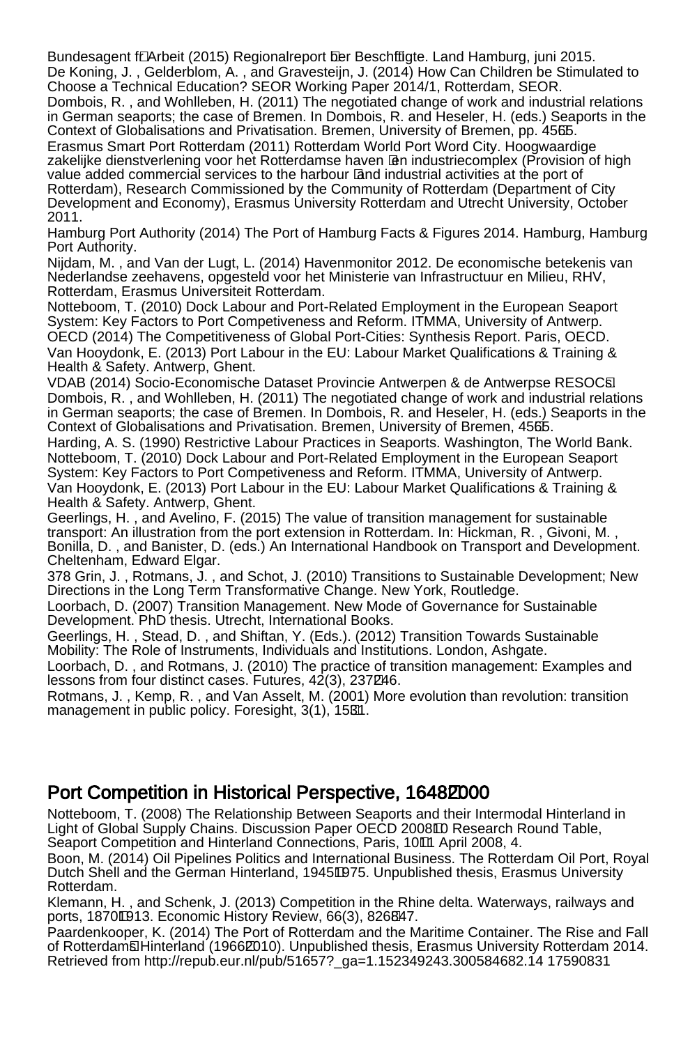Bundesagent f�Arbeit (2015) Regionalreport �er Besch�igte. Land Hamburg, juni 2015.
De Koning, J. , Gelderblom, A. , and Gravesteijn, J. (2014) How Can Children be Stimulated to Choose a Technical Education? SEOR Working Paper 2014/1, Rotterdam, SEOR.
Dombois, R. , and Wohlleben, H. (2011) The negotiated change of work and industrial relations in German seaports; the case of Bremen. In Dombois, R. and Heseler, H. (eds.) Seaports in the Context of Globalisations and Privatisation. Bremen, University of Bremen, pp. 45�5.
Erasmus Smart Port Rotterdam (2011) Rotterdam World Port Word City. Hoogwaardige zakelijke dienstverlening voor het Rotterdamse haven �en industriecomplex (Provision of high value added commercial services to the harbour �and industrial activities at the port of Rotterdam), Research Commissioned by the Community of Rotterdam (Department of City Development and Economy), Erasmus University Rotterdam and Utrecht University, October 2011.
Hamburg Port Authority (2014) The Port of Hamburg Facts & Figures 2014. Hamburg, Hamburg Port Authority.
Nijdam, M. , and Van der Lugt, L. (2014) Havenmonitor 2012. De economische betekenis van Nederlandse zeehavens, opgesteld voor het Ministerie van Infrastructuur en Milieu, RHV, Rotterdam, Erasmus Universiteit Rotterdam.
Notteboom, T. (2010) Dock Labour and Port-Related Employment in the European Seaport System: Key Factors to Port Competiveness and Reform. ITMMA, University of Antwerp.
OECD (2014) The Competitiveness of Global Port-Cities: Synthesis Report. Paris, OECD.
Van Hooydonk, E. (2013) Port Labour in the EU: Labour Market Qualifications & Training & Health & Safety. Antwerp, Ghent.
VDAB (2014) Socio-Economische Dataset Provincie Antwerpen & de Antwerpse RESOC�
Dombois, R. , and Wohlleben, H. (2011) The negotiated change of work and industrial relations in German seaports; the case of Bremen. In Dombois, R. and Heseler, H. (eds.) Seaports in the Context of Globalisations and Privatisation. Bremen, University of Bremen, 45�5.
Harding, A. S. (1990) Restrictive Labour Practices in Seaports. Washington, The World Bank.
Notteboom, T. (2010) Dock Labour and Port-Related Employment in the European Seaport System: Key Factors to Port Competiveness and Reform. ITMMA, University of Antwerp.
Van Hooydonk, E. (2013) Port Labour in the EU: Labour Market Qualifications & Training & Health & Safety. Antwerp, Ghent.
Geerlings, H. , and Avelino, F. (2015) The value of transition management for sustainable transport: An illustration from the port extension in Rotterdam. In: Hickman, R. , Givoni, M. , Bonilla, D. , and Banister, D. (eds.) An International Handbook on Transport and Development. Cheltenham, Edward Elgar.
378 Grin, J. , Rotmans, J. , and Schot, J. (2010) Transitions to Sustainable Development; New Directions in the Long Term Transformative Change. New York, Routledge.
Loorbach, D. (2007) Transition Management. New Mode of Governance for Sustainable Development. PhD thesis. Utrecht, International Books.
Geerlings, H. , Stead, D. , and Shiftan, Y. (Eds.). (2012) Transition Towards Sustainable Mobility: The Role of Instruments, Individuals and Institutions. London, Ashgate.
Loorbach, D. , and Rotmans, J. (2010) The practice of transition management: Examples and lessons from four distinct cases. Futures, 42(3), 237�46.
Rotmans, J. , Kemp, R. , and Van Asselt, M. (2001) More evolution than revolution: transition management in public policy. Foresight, 3(1), 15�1.

## Port Competition in Historical Perspective, 1648�000

Notteboom, T. (2008) The Relationship Between Seaports and their Intermodal Hinterland in Light of Global Supply Chains. Discussion Paper OECD 2008�0 Research Round Table, Seaport Competition and Hinterland Connections, Paris, 10�1 April 2008, 4.
Boon, M. (2014) Oil Pipelines Politics and International Business. The Rotterdam Oil Port, Royal Dutch Shell and the German Hinterland, 1945�975. Unpublished thesis, Erasmus University Rotterdam.
Klemann, H. , and Schenk, J. (2013) Competition in the Rhine delta. Waterways, railways and ports, 1870�913. Economic History Review, 66(3), 826�47.
Paardenkooper, K. (2014) The Port of Rotterdam and the Maritime Container. The Rise and Fall of Rotterdam�Hinterland (1966�010). Unpublished thesis, Erasmus University Rotterdam 2014. Retrieved from http://repub.eur.nl/pub/51657?_ga=1.152349243.300584682.14 17590831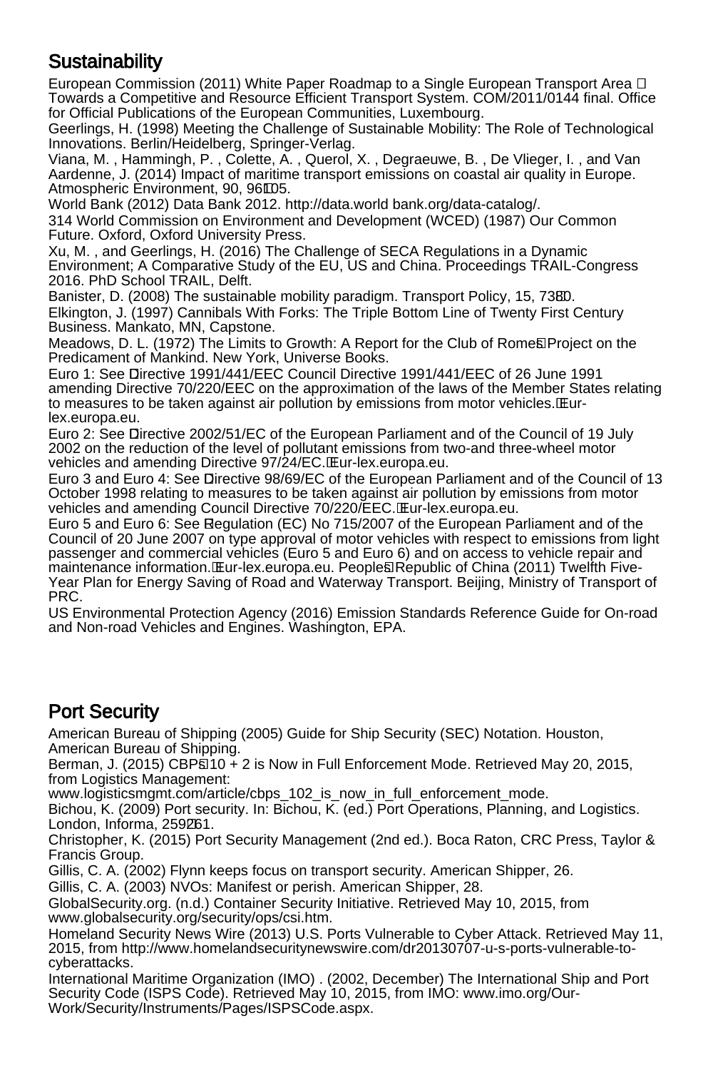## Sustainability

European Commission (2011) White Paper Roadmap to a Single European Transport Area  Towards a Competitive and Resource Efficient Transport System. COM/2011/0144 final. Office for Official Publications of the European Communities, Luxembourg.
Geerlings, H. (1998) Meeting the Challenge of Sustainable Mobility: The Role of Technological Innovations. Berlin/Heidelberg, Springer-Verlag.
Viana, M. , Hammingh, P. , Colette, A. , Querol, X. , Degraeuwe, B. , De Vlieger, I. , and Van Aardenne, J. (2014) Impact of maritime transport emissions on coastal air quality in Europe. Atmospheric Environment, 90, 96105.
World Bank (2012) Data Bank 2012. http://data.world bank.org/data-catalog/.
314 World Commission on Environment and Development (WCED) (1987) Our Common Future. Oxford, Oxford University Press.
Xu, M. , and Geerlings, H. (2016) The Challenge of SECA Regulations in a Dynamic Environment; A Comparative Study of the EU, US and China. Proceedings TRAIL-Congress 2016. PhD School TRAIL, Delft.
Banister, D. (2008) The sustainable mobility paradigm. Transport Policy, 15, 7380.
Elkington, J. (1997) Cannibals With Forks: The Triple Bottom Line of Twenty First Century Business. Mankato, MN, Capstone.
Meadows, D. L. (1972) The Limits to Growth: A Report for the Club of Romes Project on the Predicament of Mankind. New York, Universe Books.
Euro 1: See Directive 1991/441/EEC Council Directive 1991/441/EEC of 26 June 1991 amending Directive 70/220/EEC on the approximation of the laws of the Member States relating to measures to be taken against air pollution by emissions from motor vehicles. Eur-lex.europa.eu.
Euro 2: See Directive 2002/51/EC of the European Parliament and of the Council of 19 July 2002 on the reduction of the level of pollutant emissions from two-and three-wheel motor vehicles and amending Directive 97/24/EC. Eur-lex.europa.eu.
Euro 3 and Euro 4: See Directive 98/69/EC of the European Parliament and of the Council of 13 October 1998 relating to measures to be taken against air pollution by emissions from motor vehicles and amending Council Directive 70/220/EEC. Eur-lex.europa.eu.
Euro 5 and Euro 6: See Regulation (EC) No 715/2007 of the European Parliament and of the Council of 20 June 2007 on type approval of motor vehicles with respect to emissions from light passenger and commercial vehicles (Euro 5 and Euro 6) and on access to vehicle repair and maintenance information. Eur-lex.europa.eu. Peoples Republic of China (2011) Twelfth Five-Year Plan for Energy Saving of Road and Waterway Transport. Beijing, Ministry of Transport of PRC.
US Environmental Protection Agency (2016) Emission Standards Reference Guide for On-road and Non-road Vehicles and Engines. Washington, EPA.

## Port Security

American Bureau of Shipping (2005) Guide for Ship Security (SEC) Notation. Houston, American Bureau of Shipping.
Berman, J. (2015) CBPs 10 + 2 is Now in Full Enforcement Mode. Retrieved May 20, 2015, from Logistics Management: www.logisticsmgmt.com/article/cbps_102_is_now_in_full_enforcement_mode.
Bichou, K. (2009) Port security. In: Bichou, K. (ed.) Port Operations, Planning, and Logistics. London, Informa, 259261.
Christopher, K. (2015) Port Security Management (2nd ed.). Boca Raton, CRC Press, Taylor & Francis Group.
Gillis, C. A. (2002) Flynn keeps focus on transport security. American Shipper, 26.
Gillis, C. A. (2003) NVOs: Manifest or perish. American Shipper, 28.
GlobalSecurity.org. (n.d.) Container Security Initiative. Retrieved May 10, 2015, from www.globalsecurity.org/security/ops/csi.htm.
Homeland Security News Wire (2013) U.S. Ports Vulnerable to Cyber Attack. Retrieved May 11, 2015, from http://www.homelandsecuritynewswire.com/dr20130707-u-s-ports-vulnerable-to-cyberattacks.
International Maritime Organization (IMO) . (2002, December) The International Ship and Port Security Code (ISPS Code). Retrieved May 10, 2015, from IMO: www.imo.org/Our-Work/Security/Instruments/Pages/ISPSCode.aspx.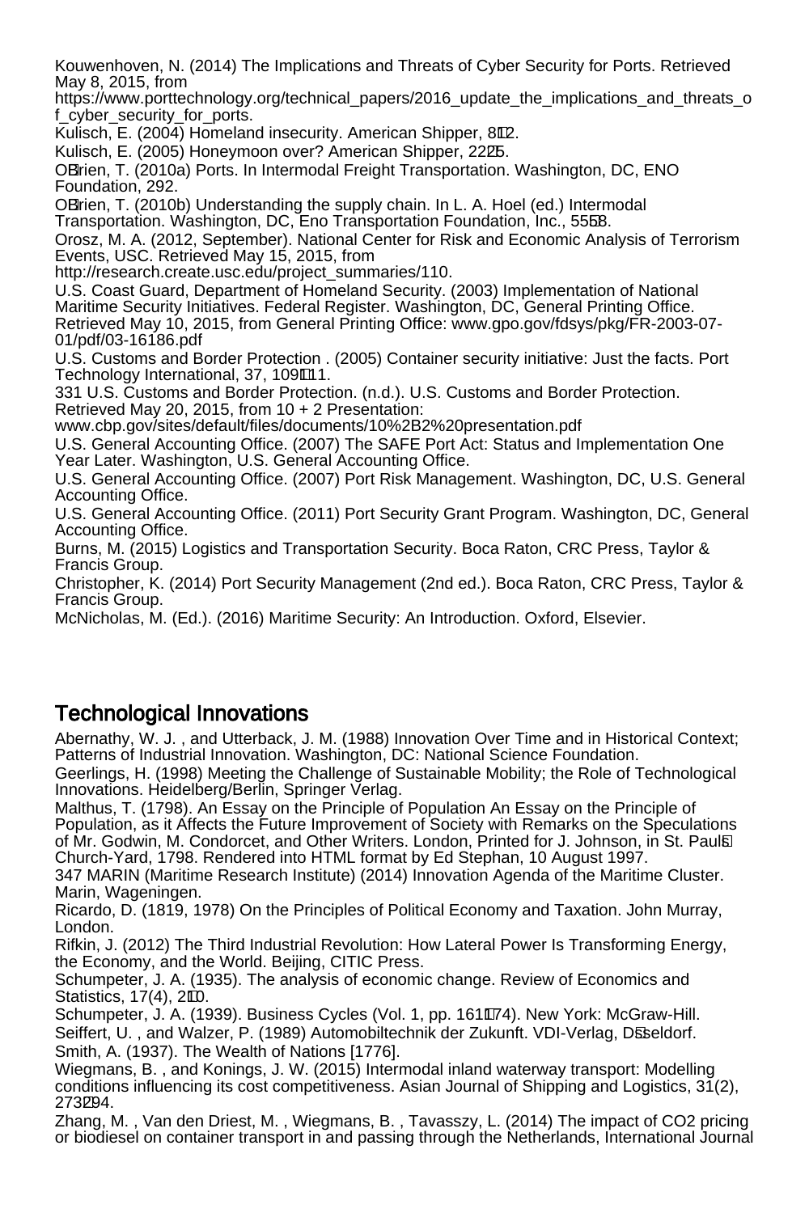Kouwenhoven, N. (2014) The Implications and Threats of Cyber Security for Ports. Retrieved May 8, 2015, from https://www.porttechnology.org/technical_papers/2016_update_the_implications_and_threats_of_cyber_security_for_ports.
Kulisch, E. (2004) Homeland insecurity. American Shipper, 8–12.
Kulisch, E. (2005) Honeymoon over? American Shipper, 22–25.
O'Brien, T. (2010a) Ports. In Intermodal Freight Transportation. Washington, DC, ENO Foundation, 292.
O'Brien, T. (2010b) Understanding the supply chain. In L. A. Hoel (ed.) Intermodal Transportation. Washington, DC, Eno Transportation Foundation, Inc., 55–58.
Orosz, M. A. (2012, September). National Center for Risk and Economic Analysis of Terrorism Events, USC. Retrieved May 15, 2015, from http://research.create.usc.edu/project_summaries/110.
U.S. Coast Guard, Department of Homeland Security. (2003) Implementation of National Maritime Security Initiatives. Federal Register. Washington, DC, General Printing Office. Retrieved May 10, 2015, from General Printing Office: www.gpo.gov/fdsys/pkg/FR-2003-07-01/pdf/03-16186.pdf
U.S. Customs and Border Protection . (2005) Container security initiative: Just the facts. Port Technology International, 37, 109–111.
331 U.S. Customs and Border Protection. (n.d.). U.S. Customs and Border Protection. Retrieved May 20, 2015, from 10 + 2 Presentation: www.cbp.gov/sites/default/files/documents/10%2B2%20presentation.pdf
U.S. General Accounting Office. (2007) The SAFE Port Act: Status and Implementation One Year Later. Washington, U.S. General Accounting Office.
U.S. General Accounting Office. (2007) Port Risk Management. Washington, DC, U.S. General Accounting Office.
U.S. General Accounting Office. (2011) Port Security Grant Program. Washington, DC, General Accounting Office.
Burns, M. (2015) Logistics and Transportation Security. Boca Raton, CRC Press, Taylor & Francis Group.
Christopher, K. (2014) Port Security Management (2nd ed.). Boca Raton, CRC Press, Taylor & Francis Group.
McNicholas, M. (Ed.). (2016) Maritime Security: An Introduction. Oxford, Elsevier.

## Technological Innovations

Abernathy, W. J. , and Utterback, J. M. (1988) Innovation Over Time and in Historical Context; Patterns of Industrial Innovation. Washington, DC: National Science Foundation.
Geerlings, H. (1998) Meeting the Challenge of Sustainable Mobility; the Role of Technological Innovations. Heidelberg/Berlin, Springer Verlag.
Malthus, T. (1798). An Essay on the Principle of Population An Essay on the Principle of Population, as it Affects the Future Improvement of Society with Remarks on the Speculations of Mr. Godwin, M. Condorcet, and Other Writers. London, Printed for J. Johnson, in St. Paul's Church-Yard, 1798. Rendered into HTML format by Ed Stephan, 10 August 1997.
347 MARIN (Maritime Research Institute) (2014) Innovation Agenda of the Maritime Cluster. Marin, Wageningen.
Ricardo, D. (1819, 1978) On the Principles of Political Economy and Taxation. John Murray, London.
Rifkin, J. (2012) The Third Industrial Revolution: How Lateral Power Is Transforming Energy, the Economy, and the World. Beijing, CITIC Press.
Schumpeter, J. A. (1935). The analysis of economic change. Review of Economics and Statistics, 17(4), 2–10.
Schumpeter, J. A. (1939). Business Cycles (Vol. 1, pp. 161–174). New York: McGraw-Hill.
Seiffert, U. , and Walzer, P. (1989) Automobiltechnik der Zukunft. VDI-Verlag, Düsseldorf.
Smith, A. (1937). The Wealth of Nations [1776].
Wiegmans, B. , and Konings, J. W. (2015) Intermodal inland waterway transport: Modelling conditions influencing its cost competitiveness. Asian Journal of Shipping and Logistics, 31(2), 273–294.
Zhang, M. , Van den Driest, M. , Wiegmans, B. , Tavasszy, L. (2014) The impact of CO2 pricing or biodiesel on container transport in and passing through the Netherlands, International Journal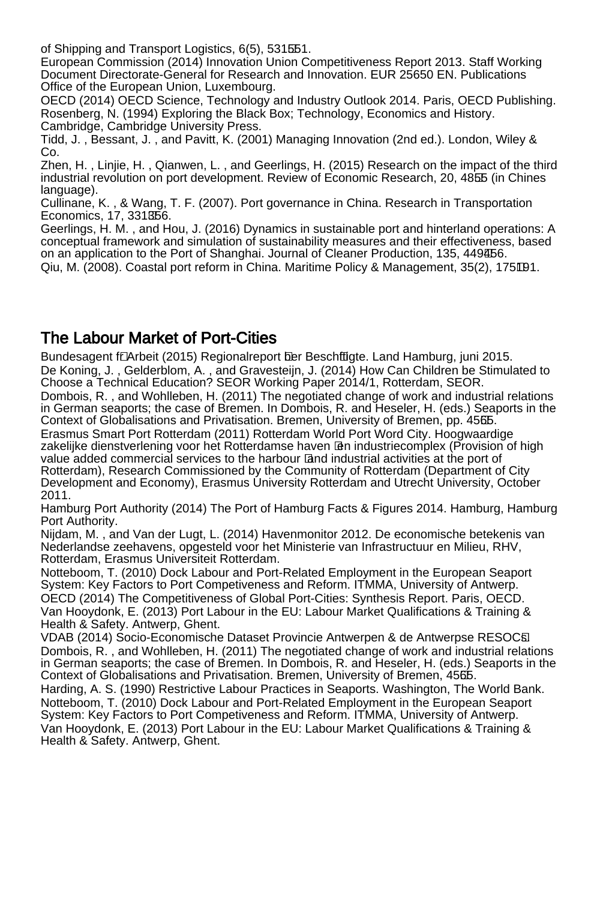of Shipping and Transport Logistics, 6(5), 531551.

European Commission (2014) Innovation Union Competitiveness Report 2013. Staff Working Document Directorate-General for Research and Innovation. EUR 25650 EN. Publications Office of the European Union, Luxembourg.

OECD (2014) OECD Science, Technology and Industry Outlook 2014. Paris, OECD Publishing.

Rosenberg, N. (1994) Exploring the Black Box; Technology, Economics and History. Cambridge, Cambridge University Press.

Tidd, J. , Bessant, J. , and Pavitt, K. (2001) Managing Innovation (2nd ed.). London, Wiley & Co.

Zhen, H. , Linjie, H. , Qianwen, L. , and Geerlings, H. (2015) Research on the impact of the third industrial revolution on port development. Review of Economic Research, 20, 4855 (in Chines language).

Cullinane, K. , & Wang, T. F. (2007). Port governance in China. Research in Transportation Economics, 17, 331356.

Geerlings, H. M. , and Hou, J. (2016) Dynamics in sustainable port and hinterland operations: A conceptual framework and simulation of sustainability measures and their effectiveness, based on an application to the Port of Shanghai. Journal of Cleaner Production, 135, 449456.

Qiu, M. (2008). Coastal port reform in China. Maritime Policy & Management, 35(2), 175191.

## The Labour Market of Port-Cities

Bundesagent f Arbeit (2015) Regionalreport ber Beschftigte. Land Hamburg, juni 2015.

De Koning, J. , Gelderblom, A. , and Gravesteijn, J. (2014) How Can Children be Stimulated to Choose a Technical Education? SEOR Working Paper 2014/1, Rotterdam, SEOR.

Dombois, R. , and Wohlleben, H. (2011) The negotiated change of work and industrial relations in German seaports; the case of Bremen. In Dombois, R. and Heseler, H. (eds.) Seaports in the Context of Globalisations and Privatisation. Bremen, University of Bremen, pp. 4565.

Erasmus Smart Port Rotterdam (2011) Rotterdam World Port Word City. Hoogwaardige zakelijke dienstverlening voor het Rotterdamse haven en industriecomplex (Provision of high value added commercial services to the harbour and industrial activities at the port of Rotterdam), Research Commissioned by the Community of Rotterdam (Department of City Development and Economy), Erasmus University Rotterdam and Utrecht University, October 2011.

Hamburg Port Authority (2014) The Port of Hamburg Facts & Figures 2014. Hamburg, Hamburg Port Authority.

Nijdam, M. , and Van der Lugt, L. (2014) Havenmonitor 2012. De economische betekenis van Nederlandse zeehavens, opgesteld voor het Ministerie van Infrastructuur en Milieu, RHV, Rotterdam, Erasmus Universiteit Rotterdam.

Notteboom, T. (2010) Dock Labour and Port-Related Employment in the European Seaport System: Key Factors to Port Competiveness and Reform. ITMMA, University of Antwerp.

OECD (2014) The Competitiveness of Global Port-Cities: Synthesis Report. Paris, OECD.

Van Hooydonk, E. (2013) Port Labour in the EU: Labour Market Qualifications & Training & Health & Safety. Antwerp, Ghent.

VDAB (2014) Socio-Economische Dataset Provincie Antwerpen & de Antwerpse RESOCs

Dombois, R. , and Wohlleben, H. (2011) The negotiated change of work and industrial relations in German seaports; the case of Bremen. In Dombois, R. and Heseler, H. (eds.) Seaports in the Context of Globalisations and Privatisation. Bremen, University of Bremen, 4565.

Harding, A. S. (1990) Restrictive Labour Practices in Seaports. Washington, The World Bank.

Notteboom, T. (2010) Dock Labour and Port-Related Employment in the European Seaport System: Key Factors to Port Competiveness and Reform. ITMMA, University of Antwerp.

Van Hooydonk, E. (2013) Port Labour in the EU: Labour Market Qualifications & Training & Health & Safety. Antwerp, Ghent.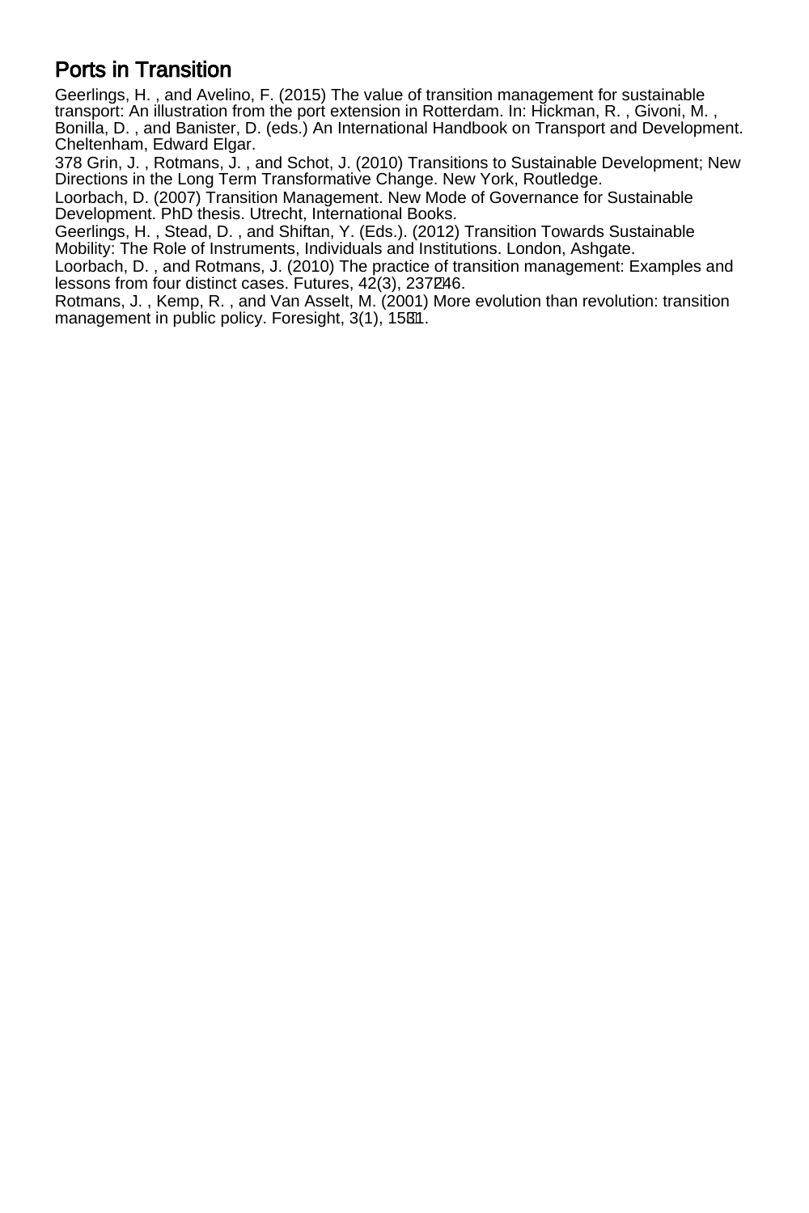## Ports in Transition

Geerlings, H. , and Avelino, F. (2015) The value of transition management for sustainable transport: An illustration from the port extension in Rotterdam. In: Hickman, R. , Givoni, M. , Bonilla, D. , and Banister, D. (eds.) An International Handbook on Transport and Development. Cheltenham, Edward Elgar.

378 Grin, J. , Rotmans, J. , and Schot, J. (2010) Transitions to Sustainable Development; New Directions in the Long Term Transformative Change. New York, Routledge.

Loorbach, D. (2007) Transition Management. New Mode of Governance for Sustainable Development. PhD thesis. Utrecht, International Books.

Geerlings, H. , Stead, D. , and Shiftan, Y. (Eds.). (2012) Transition Towards Sustainable Mobility: The Role of Instruments, Individuals and Institutions. London, Ashgate.

Loorbach, D. , and Rotmans, J. (2010) The practice of transition management: Examples and lessons from four distinct cases. Futures, 42(3), 237246.

Rotmans, J. , Kemp, R. , and Van Asselt, M. (2001) More evolution than revolution: transition management in public policy. Foresight, 3(1), 1531.